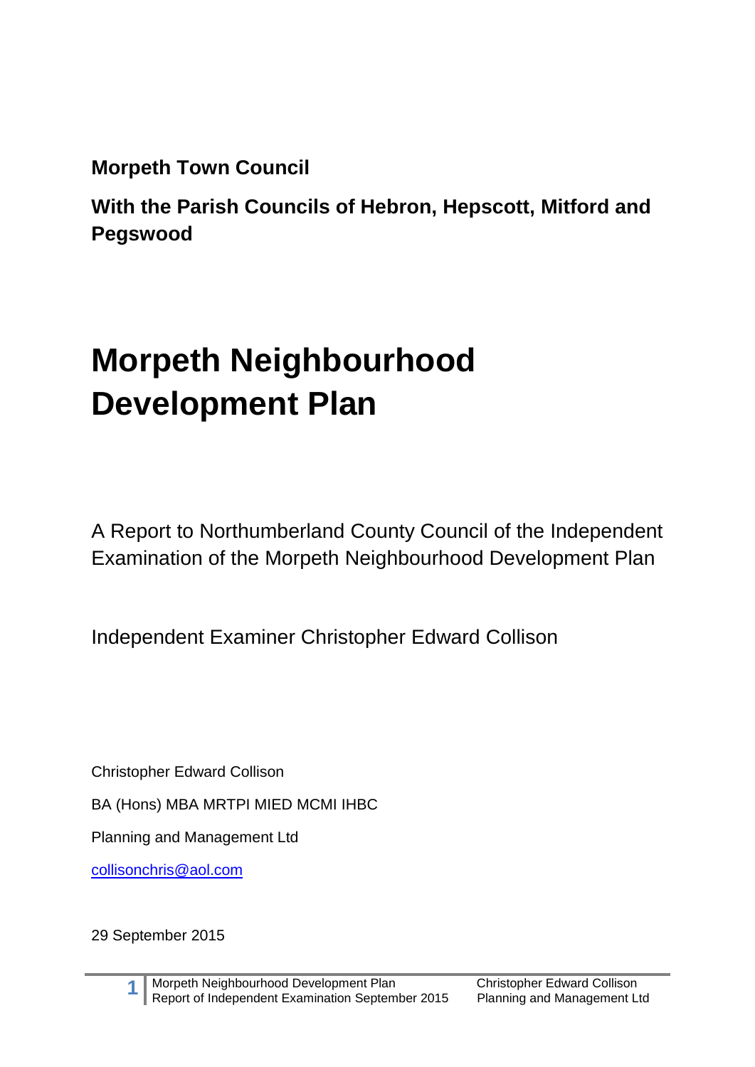**Morpeth Town Council**

**With the Parish Councils of Hebron, Hepscott, Mitford and Pegswood**

# Morpeth Neighbourhood Development Plan

A Report to Northumberland County Council of the Independent Examination of the Morpeth Neighbourhood Development Plan

Independent Examiner Christopher Edward Collison

Christopher Edward Collison

BA (Hons) MBA MRTPI MIED MCMI IHBC

Planning and Management Ltd

collisonchris@aol.com

29 September 2015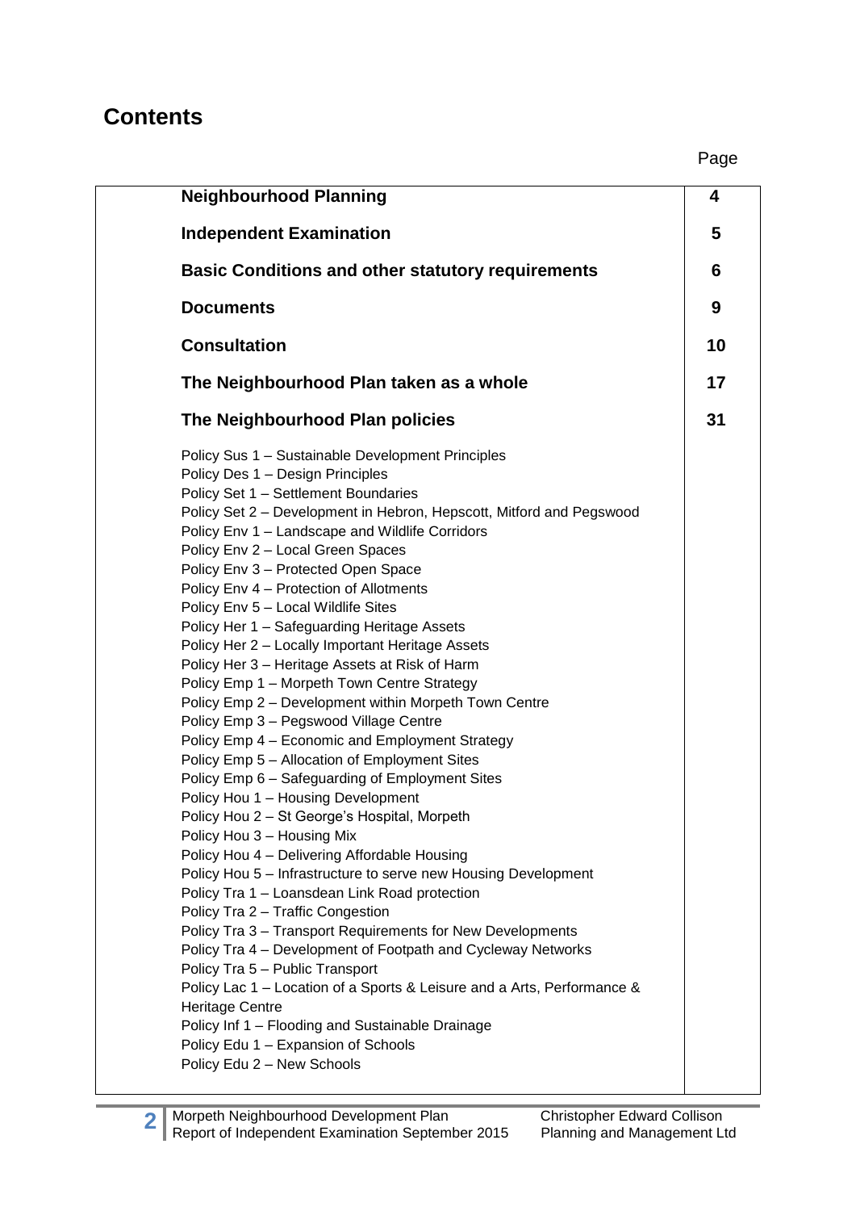# Contents

| | Page |
|---|---|
| **Neighbourhood Planning** | **4** |
| **Independent Examination** | **5** |
| **Basic Conditions and other statutory requirements** | **6** |
| **Documents** | **9** |
| **Consultation** | **10** |
| **The Neighbourhood Plan taken as a whole** | **17** |
| **The Neighbourhood Plan policies** | **31** |
| Policy Sus 1 – Sustainable Development Principles<br>Policy Des 1 – Design Principles<br>Policy Set 1 – Settlement Boundaries<br>Policy Set 2 – Development in Hebron, Hepscott, Mitford and Pegswood<br>Policy Env 1 – Landscape and Wildlife Corridors<br>Policy Env 2 – Local Green Spaces<br>Policy Env 3 – Protected Open Space<br>Policy Env 4 – Protection of Allotments<br>Policy Env 5 – Local Wildlife Sites<br>Policy Her 1 – Safeguarding Heritage Assets<br>Policy Her 2 – Locally Important Heritage Assets<br>Policy Her 3 – Heritage Assets at Risk of Harm<br>Policy Emp 1 – Morpeth Town Centre Strategy<br>Policy Emp 2 – Development within Morpeth Town Centre<br>Policy Emp 3 – Pegswood Village Centre<br>Policy Emp 4 – Economic and Employment Strategy<br>Policy Emp 5 – Allocation of Employment Sites<br>Policy Emp 6 – Safeguarding of Employment Sites<br>Policy Hou 1 – Housing Development<br>Policy Hou 2 – St George's Hospital, Morpeth<br>Policy Hou 3 – Housing Mix<br>Policy Hou 4 – Delivering Affordable Housing<br>Policy Hou 5 – Infrastructure to serve new Housing Development<br>Policy Tra 1 – Loansdean Link Road protection<br>Policy Tra 2 – Traffic Congestion<br>Policy Tra 3 – Transport Requirements for New Developments<br>Policy Tra 4 – Development of Footpath and Cycleway Networks<br>Policy Tra 5 – Public Transport<br>Policy Lac 1 – Location of a Sports & Leisure and a Arts, Performance & Heritage Centre<br>Policy Inf 1 – Flooding and Sustainable Drainage<br>Policy Edu 1 – Expansion of Schools<br>Policy Edu 2 – New Schools | |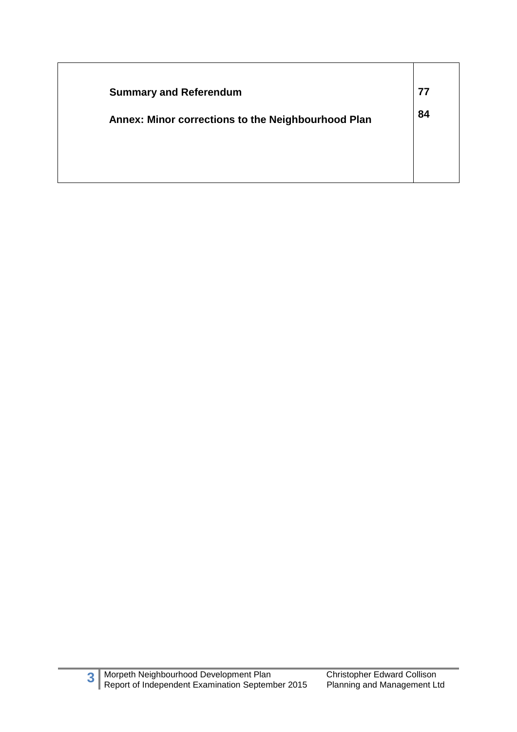| | |
|---|---|
| **Summary and Referendum** | **77** |
| **Annex: Minor corrections to the Neighbourhood Plan** | **84** |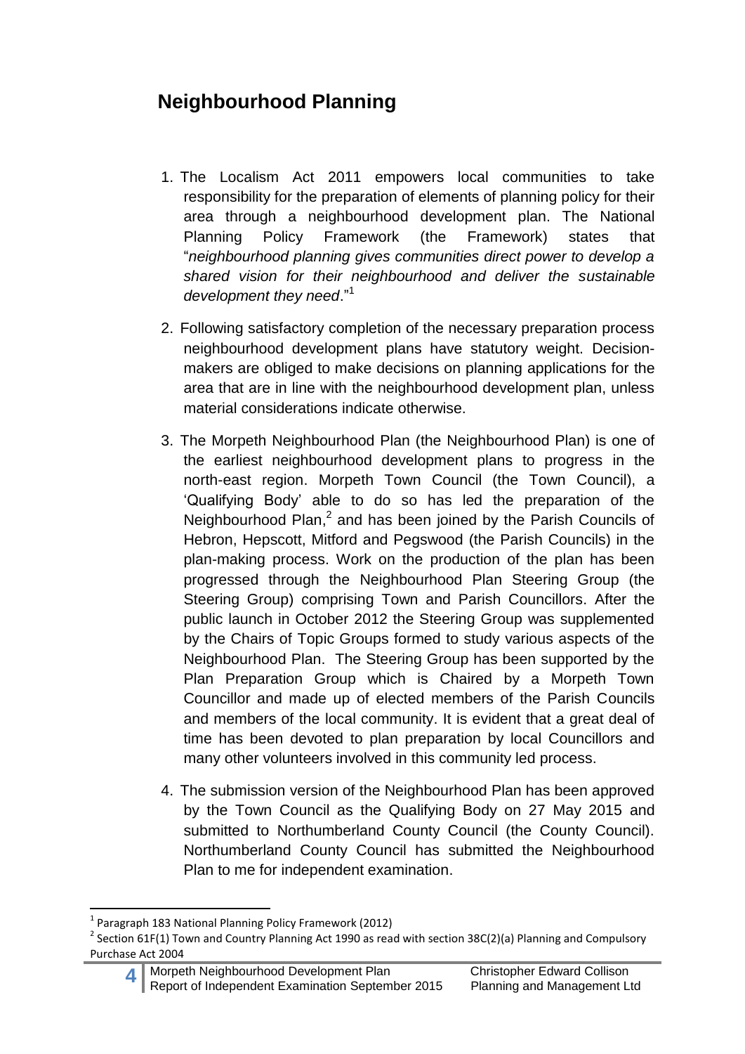## Neighbourhood Planning

1. The Localism Act 2011 empowers local communities to take responsibility for the preparation of elements of planning policy for their area through a neighbourhood development plan. The National Planning Policy Framework (the Framework) states that "*neighbourhood planning gives communities direct power to develop a shared vision for their neighbourhood and deliver the sustainable development they need*."[1]

2. Following satisfactory completion of the necessary preparation process neighbourhood development plans have statutory weight. Decision-makers are obliged to make decisions on planning applications for the area that are in line with the neighbourhood development plan, unless material considerations indicate otherwise.

3. The Morpeth Neighbourhood Plan (the Neighbourhood Plan) is one of the earliest neighbourhood development plans to progress in the north-east region. Morpeth Town Council (the Town Council), a 'Qualifying Body' able to do so has led the preparation of the Neighbourhood Plan,[2] and has been joined by the Parish Councils of Hebron, Hepscott, Mitford and Pegswood (the Parish Councils) in the plan-making process. Work on the production of the plan has been progressed through the Neighbourhood Plan Steering Group (the Steering Group) comprising Town and Parish Councillors. After the public launch in October 2012 the Steering Group was supplemented by the Chairs of Topic Groups formed to study various aspects of the Neighbourhood Plan. The Steering Group has been supported by the Plan Preparation Group which is Chaired by a Morpeth Town Councillor and made up of elected members of the Parish Councils and members of the local community. It is evident that a great deal of time has been devoted to plan preparation by local Councillors and many other volunteers involved in this community led process.

4. The submission version of the Neighbourhood Plan has been approved by the Town Council as the Qualifying Body on 27 May 2015 and submitted to Northumberland County Council (the County Council). Northumberland County Council has submitted the Neighbourhood Plan to me for independent examination.

---

[1] Paragraph 183 National Planning Policy Framework (2012)

[2] Section 61F(1) Town and Country Planning Act 1990 as read with section 38C(2)(a) Planning and Compulsory Purchase Act 2004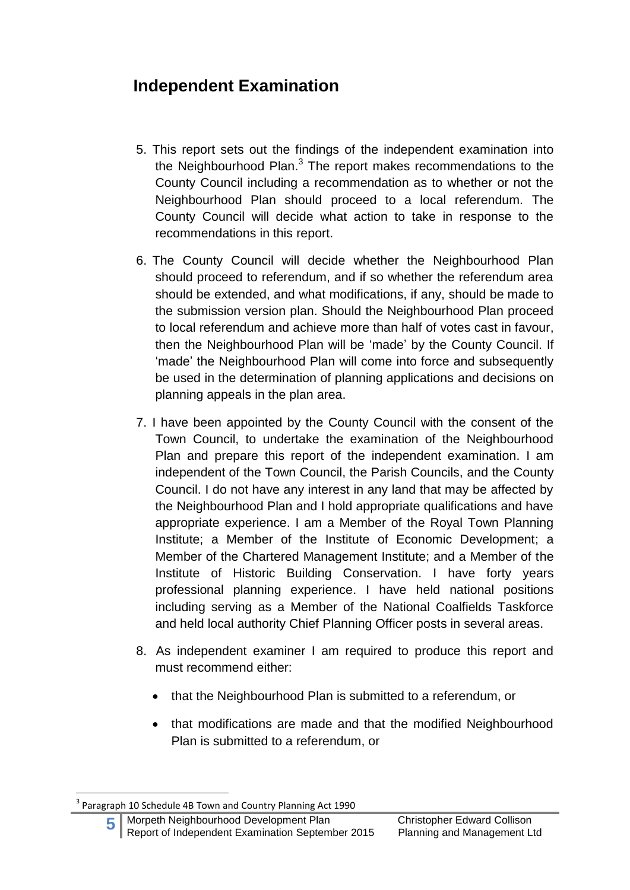## Independent Examination

5. This report sets out the findings of the independent examination into the Neighbourhood Plan.[3] The report makes recommendations to the County Council including a recommendation as to whether or not the Neighbourhood Plan should proceed to a local referendum. The County Council will decide what action to take in response to the recommendations in this report.

6. The County Council will decide whether the Neighbourhood Plan should proceed to referendum, and if so whether the referendum area should be extended, and what modifications, if any, should be made to the submission version plan. Should the Neighbourhood Plan proceed to local referendum and achieve more than half of votes cast in favour, then the Neighbourhood Plan will be 'made' by the County Council. If 'made' the Neighbourhood Plan will come into force and subsequently be used in the determination of planning applications and decisions on planning appeals in the plan area.

7. I have been appointed by the County Council with the consent of the Town Council, to undertake the examination of the Neighbourhood Plan and prepare this report of the independent examination. I am independent of the Town Council, the Parish Councils, and the County Council. I do not have any interest in any land that may be affected by the Neighbourhood Plan and I hold appropriate qualifications and have appropriate experience. I am a Member of the Royal Town Planning Institute; a Member of the Institute of Economic Development; a Member of the Chartered Management Institute; and a Member of the Institute of Historic Building Conservation. I have forty years professional planning experience. I have held national positions including serving as a Member of the National Coalfields Taskforce and held local authority Chief Planning Officer posts in several areas.

8. As independent examiner I am required to produce this report and must recommend either:

   - that the Neighbourhood Plan is submitted to a referendum, or
   - that modifications are made and that the modified Neighbourhood Plan is submitted to a referendum, or

[3] Paragraph 10 Schedule 4B Town and Country Planning Act 1990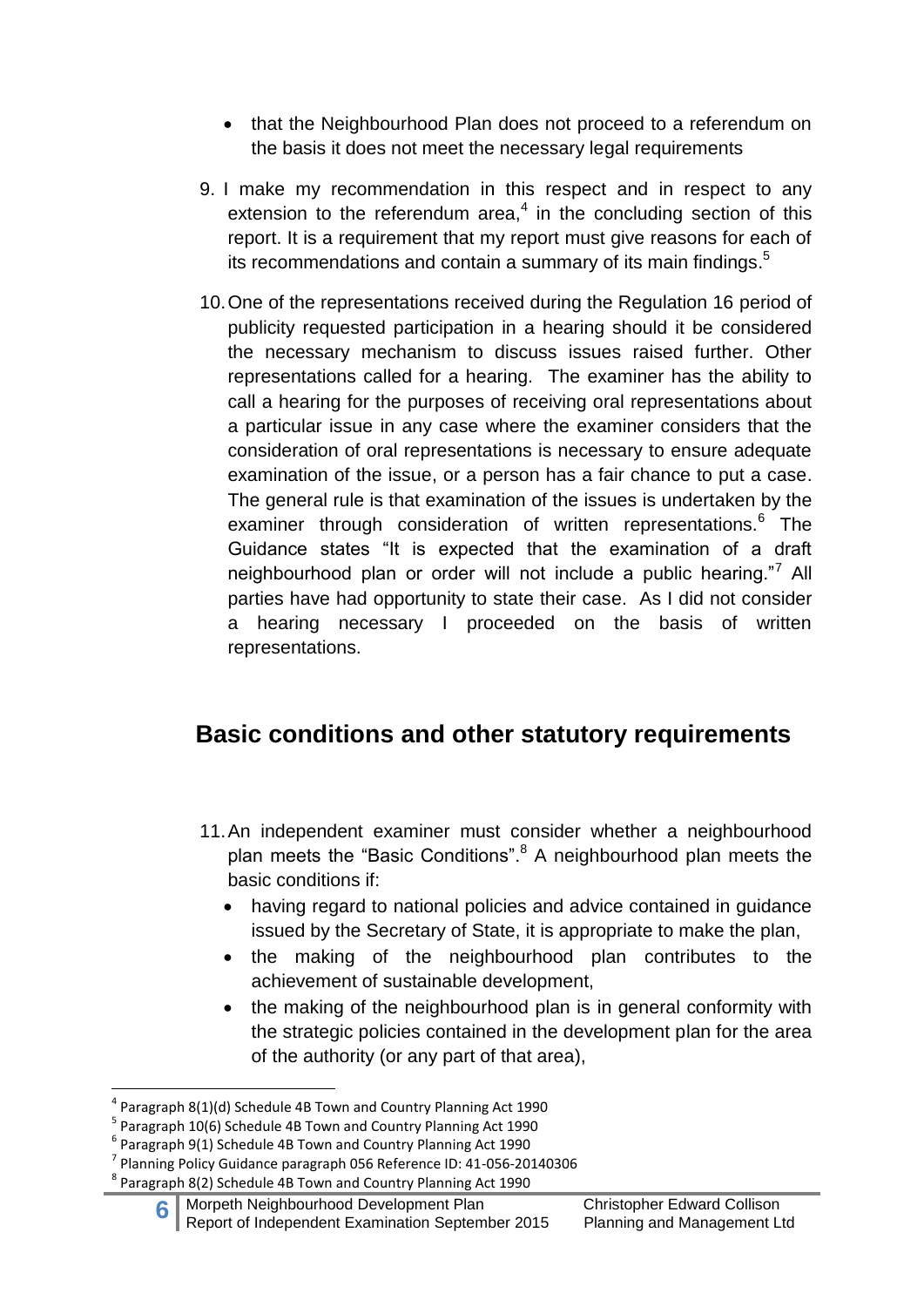- that the Neighbourhood Plan does not proceed to a referendum on the basis it does not meet the necessary legal requirements

9. I make my recommendation in this respect and in respect to any extension to the referendum area,[4] in the concluding section of this report. It is a requirement that my report must give reasons for each of its recommendations and contain a summary of its main findings.[5]

10. One of the representations received during the Regulation 16 period of publicity requested participation in a hearing should it be considered the necessary mechanism to discuss issues raised further. Other representations called for a hearing. The examiner has the ability to call a hearing for the purposes of receiving oral representations about a particular issue in any case where the examiner considers that the consideration of oral representations is necessary to ensure adequate examination of the issue, or a person has a fair chance to put a case. The general rule is that examination of the issues is undertaken by the examiner through consideration of written representations.[6] The Guidance states "It is expected that the examination of a draft neighbourhood plan or order will not include a public hearing."[7] All parties have had opportunity to state their case. As I did not consider a hearing necessary I proceeded on the basis of written representations.

## Basic conditions and other statutory requirements

11. An independent examiner must consider whether a neighbourhood plan meets the "Basic Conditions".[8] A neighbourhood plan meets the basic conditions if:
    - having regard to national policies and advice contained in guidance issued by the Secretary of State, it is appropriate to make the plan,
    - the making of the neighbourhood plan contributes to the achievement of sustainable development,
    - the making of the neighbourhood plan is in general conformity with the strategic policies contained in the development plan for the area of the authority (or any part of that area),

---

[4] Paragraph 8(1)(d) Schedule 4B Town and Country Planning Act 1990

[5] Paragraph 10(6) Schedule 4B Town and Country Planning Act 1990

[6] Paragraph 9(1) Schedule 4B Town and Country Planning Act 1990

[7] Planning Policy Guidance paragraph 056 Reference ID: 41-056-20140306

[8] Paragraph 8(2) Schedule 4B Town and Country Planning Act 1990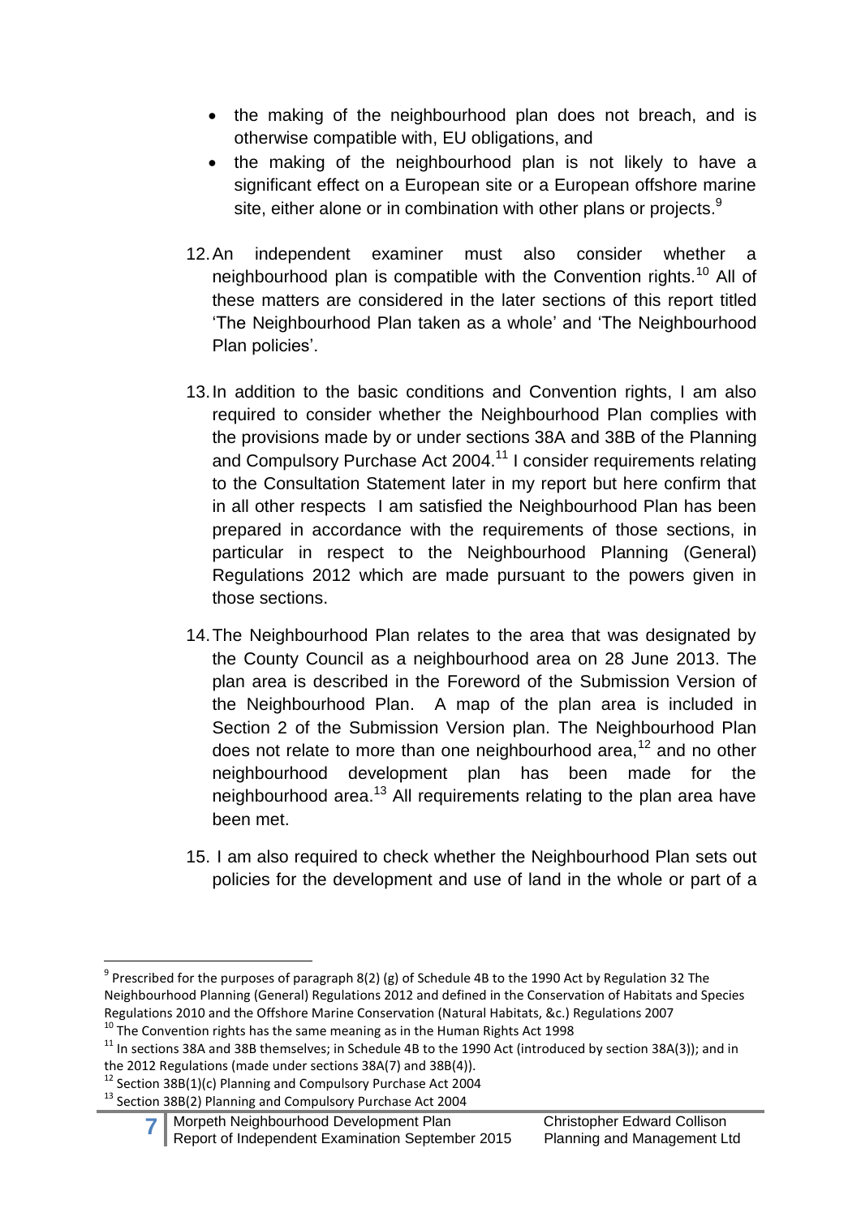- the making of the neighbourhood plan does not breach, and is otherwise compatible with, EU obligations, and
- the making of the neighbourhood plan is not likely to have a significant effect on a European site or a European offshore marine site, either alone or in combination with other plans or projects.[9]

12. An independent examiner must also consider whether a neighbourhood plan is compatible with the Convention rights.[10] All of these matters are considered in the later sections of this report titled 'The Neighbourhood Plan taken as a whole' and 'The Neighbourhood Plan policies'.

13. In addition to the basic conditions and Convention rights, I am also required to consider whether the Neighbourhood Plan complies with the provisions made by or under sections 38A and 38B of the Planning and Compulsory Purchase Act 2004.[11] I consider requirements relating to the Consultation Statement later in my report but here confirm that in all other respects I am satisfied the Neighbourhood Plan has been prepared in accordance with the requirements of those sections, in particular in respect to the Neighbourhood Planning (General) Regulations 2012 which are made pursuant to the powers given in those sections.

14. The Neighbourhood Plan relates to the area that was designated by the County Council as a neighbourhood area on 28 June 2013. The plan area is described in the Foreword of the Submission Version of the Neighbourhood Plan. A map of the plan area is included in Section 2 of the Submission Version plan. The Neighbourhood Plan does not relate to more than one neighbourhood area,[12] and no other neighbourhood development plan has been made for the neighbourhood area.[13] All requirements relating to the plan area have been met.

15. I am also required to check whether the Neighbourhood Plan sets out policies for the development and use of land in the whole or part of a

---

[9] Prescribed for the purposes of paragraph 8(2) (g) of Schedule 4B to the 1990 Act by Regulation 32 The Neighbourhood Planning (General) Regulations 2012 and defined in the Conservation of Habitats and Species Regulations 2010 and the Offshore Marine Conservation (Natural Habitats, &c.) Regulations 2007

[10] The Convention rights has the same meaning as in the Human Rights Act 1998

[11] In sections 38A and 38B themselves; in Schedule 4B to the 1990 Act (introduced by section 38A(3)); and in the 2012 Regulations (made under sections 38A(7) and 38B(4)).

[12] Section 38B(1)(c) Planning and Compulsory Purchase Act 2004

[13] Section 38B(2) Planning and Compulsory Purchase Act 2004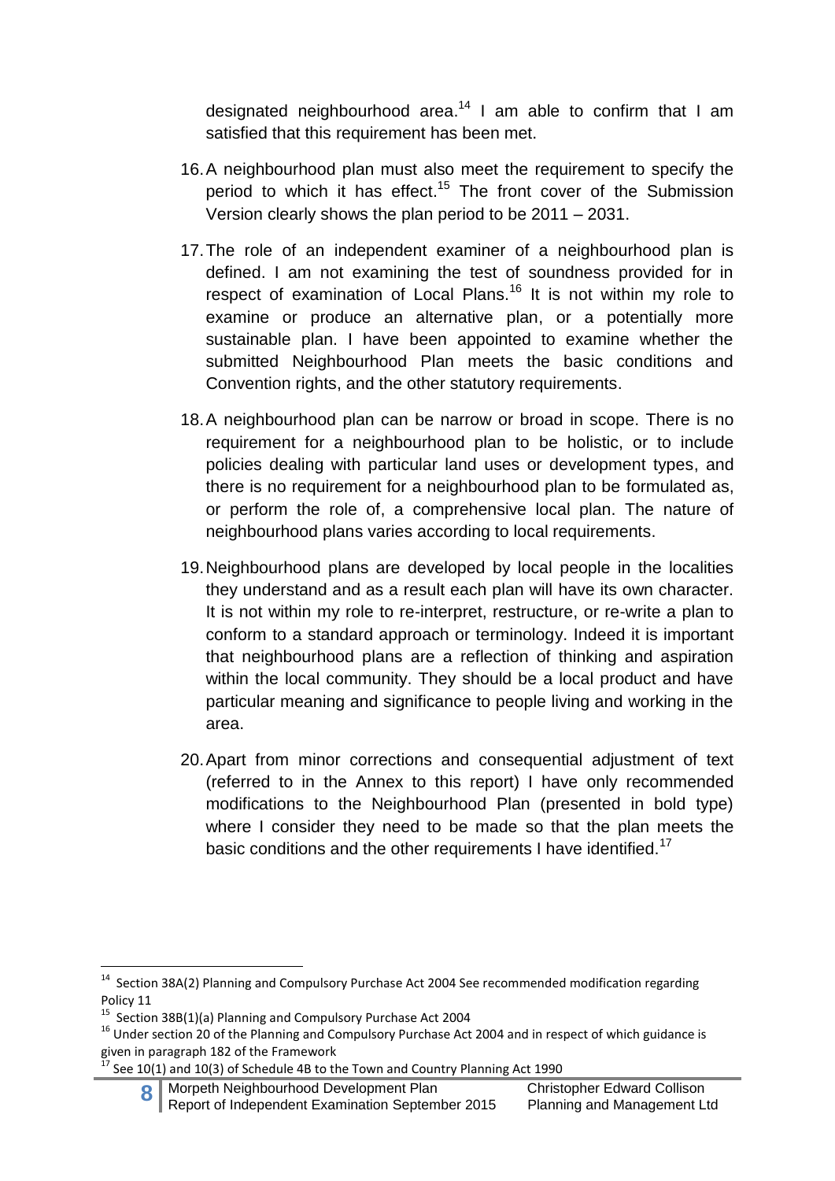designated neighbourhood area.[14] I am able to confirm that I am satisfied that this requirement has been met.

16. A neighbourhood plan must also meet the requirement to specify the period to which it has effect.[15] The front cover of the Submission Version clearly shows the plan period to be 2011 – 2031.

17. The role of an independent examiner of a neighbourhood plan is defined. I am not examining the test of soundness provided for in respect of examination of Local Plans.[16] It is not within my role to examine or produce an alternative plan, or a potentially more sustainable plan. I have been appointed to examine whether the submitted Neighbourhood Plan meets the basic conditions and Convention rights, and the other statutory requirements.

18. A neighbourhood plan can be narrow or broad in scope. There is no requirement for a neighbourhood plan to be holistic, or to include policies dealing with particular land uses or development types, and there is no requirement for a neighbourhood plan to be formulated as, or perform the role of, a comprehensive local plan. The nature of neighbourhood plans varies according to local requirements.

19. Neighbourhood plans are developed by local people in the localities they understand and as a result each plan will have its own character. It is not within my role to re-interpret, restructure, or re-write a plan to conform to a standard approach or terminology. Indeed it is important that neighbourhood plans are a reflection of thinking and aspiration within the local community. They should be a local product and have particular meaning and significance to people living and working in the area.

20. Apart from minor corrections and consequential adjustment of text (referred to in the Annex to this report) I have only recommended modifications to the Neighbourhood Plan (presented in bold type) where I consider they need to be made so that the plan meets the basic conditions and the other requirements I have identified.[17]

---

[14] Section 38A(2) Planning and Compulsory Purchase Act 2004 See recommended modification regarding Policy 11

[15] Section 38B(1)(a) Planning and Compulsory Purchase Act 2004

[16] Under section 20 of the Planning and Compulsory Purchase Act 2004 and in respect of which guidance is given in paragraph 182 of the Framework

[17] See 10(1) and 10(3) of Schedule 4B to the Town and Country Planning Act 1990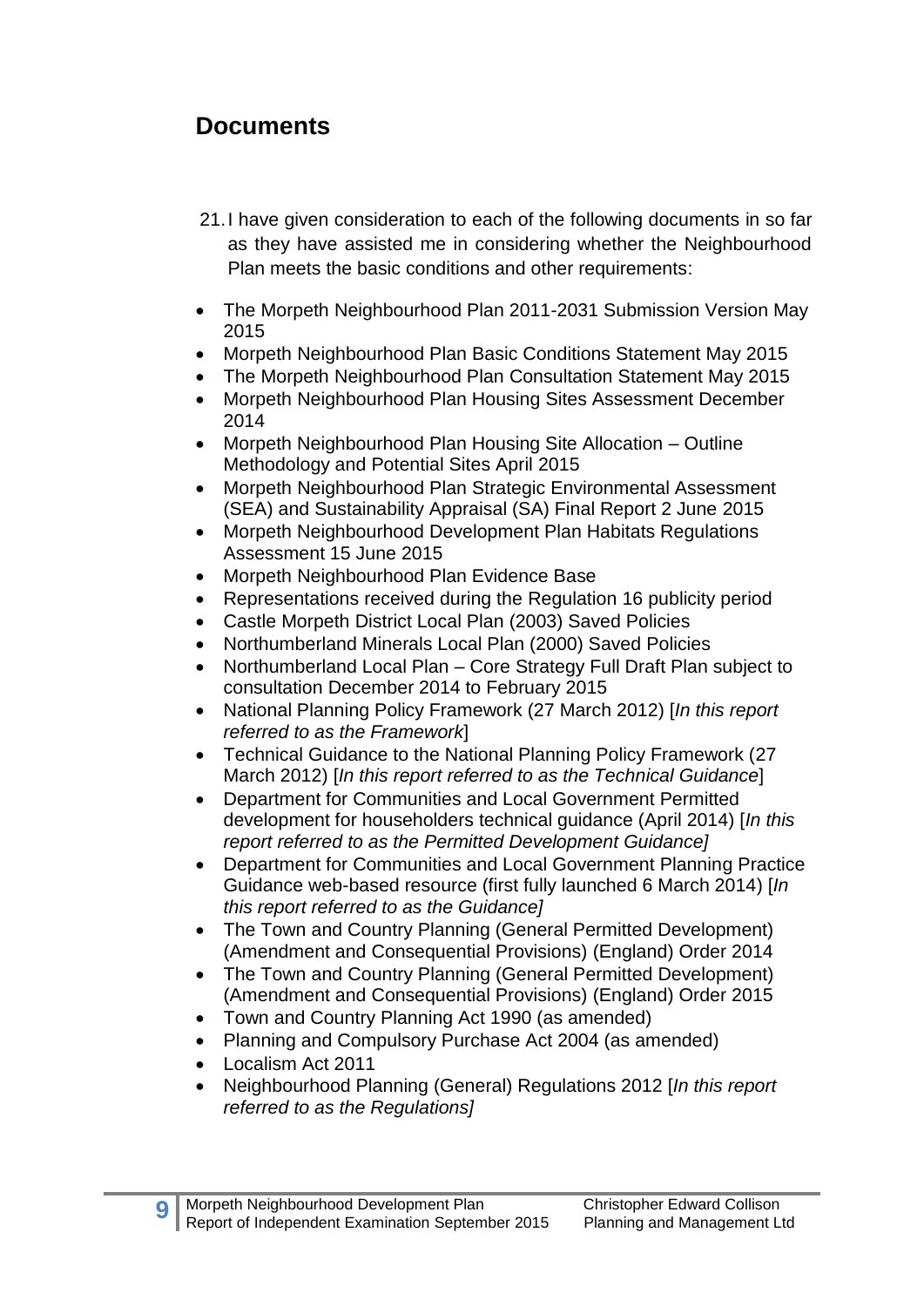## Documents

21. I have given consideration to each of the following documents in so far as they have assisted me in considering whether the Neighbourhood Plan meets the basic conditions and other requirements:

- The Morpeth Neighbourhood Plan 2011-2031 Submission Version May 2015
- Morpeth Neighbourhood Plan Basic Conditions Statement May 2015
- The Morpeth Neighbourhood Plan Consultation Statement May 2015
- Morpeth Neighbourhood Plan Housing Sites Assessment December 2014
- Morpeth Neighbourhood Plan Housing Site Allocation – Outline Methodology and Potential Sites April 2015
- Morpeth Neighbourhood Plan Strategic Environmental Assessment (SEA) and Sustainability Appraisal (SA) Final Report 2 June 2015
- Morpeth Neighbourhood Development Plan Habitats Regulations Assessment 15 June 2015
- Morpeth Neighbourhood Plan Evidence Base
- Representations received during the Regulation 16 publicity period
- Castle Morpeth District Local Plan (2003) Saved Policies
- Northumberland Minerals Local Plan (2000) Saved Policies
- Northumberland Local Plan – Core Strategy Full Draft Plan subject to consultation December 2014 to February 2015
- National Planning Policy Framework (27 March 2012) [*In this report referred to as the Framework*]
- Technical Guidance to the National Planning Policy Framework (27 March 2012) [*In this report referred to as the Technical Guidance*]
- Department for Communities and Local Government Permitted development for householders technical guidance (April 2014) [*In this report referred to as the Permitted Development Guidance]*
- Department for Communities and Local Government Planning Practice Guidance web-based resource (first fully launched 6 March 2014) [*In this report referred to as the Guidance]*
- The Town and Country Planning (General Permitted Development) (Amendment and Consequential Provisions) (England) Order 2014
- The Town and Country Planning (General Permitted Development) (Amendment and Consequential Provisions) (England) Order 2015
- Town and Country Planning Act 1990 (as amended)
- Planning and Compulsory Purchase Act 2004 (as amended)
- Localism Act 2011
- Neighbourhood Planning (General) Regulations 2012 [*In this report referred to as the Regulations]*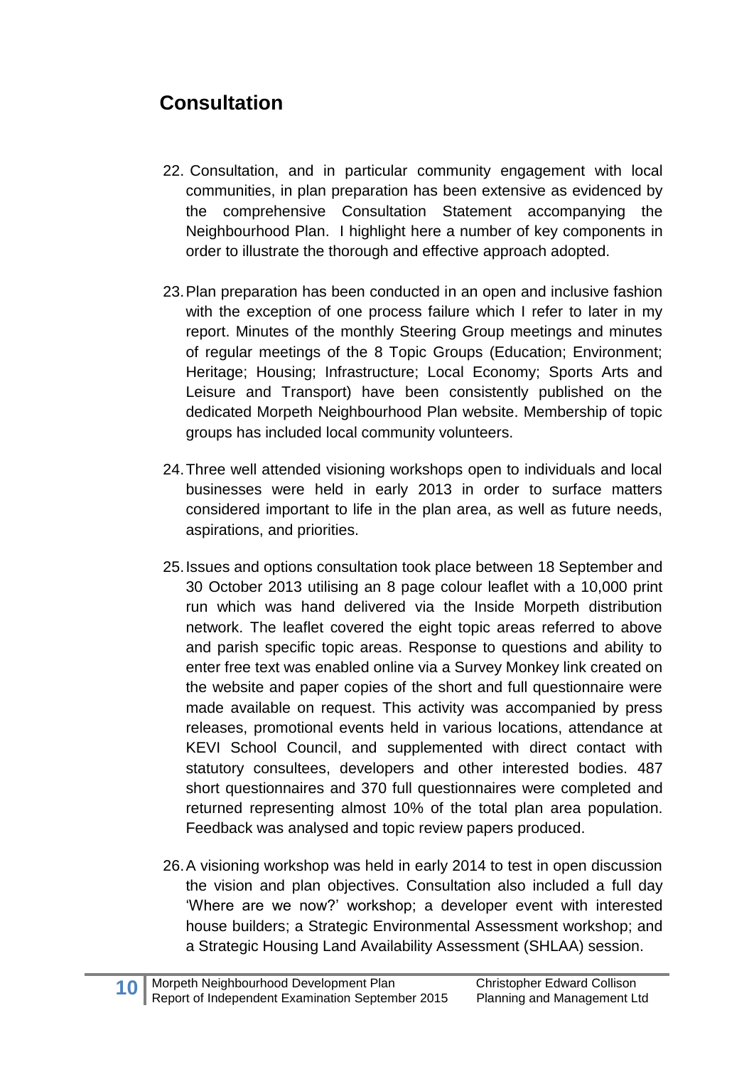## Consultation

22. Consultation, and in particular community engagement with local communities, in plan preparation has been extensive as evidenced by the comprehensive Consultation Statement accompanying the Neighbourhood Plan. I highlight here a number of key components in order to illustrate the thorough and effective approach adopted.

23. Plan preparation has been conducted in an open and inclusive fashion with the exception of one process failure which I refer to later in my report. Minutes of the monthly Steering Group meetings and minutes of regular meetings of the 8 Topic Groups (Education; Environment; Heritage; Housing; Infrastructure; Local Economy; Sports Arts and Leisure and Transport) have been consistently published on the dedicated Morpeth Neighbourhood Plan website. Membership of topic groups has included local community volunteers.

24. Three well attended visioning workshops open to individuals and local businesses were held in early 2013 in order to surface matters considered important to life in the plan area, as well as future needs, aspirations, and priorities.

25. Issues and options consultation took place between 18 September and 30 October 2013 utilising an 8 page colour leaflet with a 10,000 print run which was hand delivered via the Inside Morpeth distribution network. The leaflet covered the eight topic areas referred to above and parish specific topic areas. Response to questions and ability to enter free text was enabled online via a Survey Monkey link created on the website and paper copies of the short and full questionnaire were made available on request. This activity was accompanied by press releases, promotional events held in various locations, attendance at KEVI School Council, and supplemented with direct contact with statutory consultees, developers and other interested bodies. 487 short questionnaires and 370 full questionnaires were completed and returned representing almost 10% of the total plan area population. Feedback was analysed and topic review papers produced.

26. A visioning workshop was held in early 2014 to test in open discussion the vision and plan objectives. Consultation also included a full day 'Where are we now?' workshop; a developer event with interested house builders; a Strategic Environmental Assessment workshop; and a Strategic Housing Land Availability Assessment (SHLAA) session.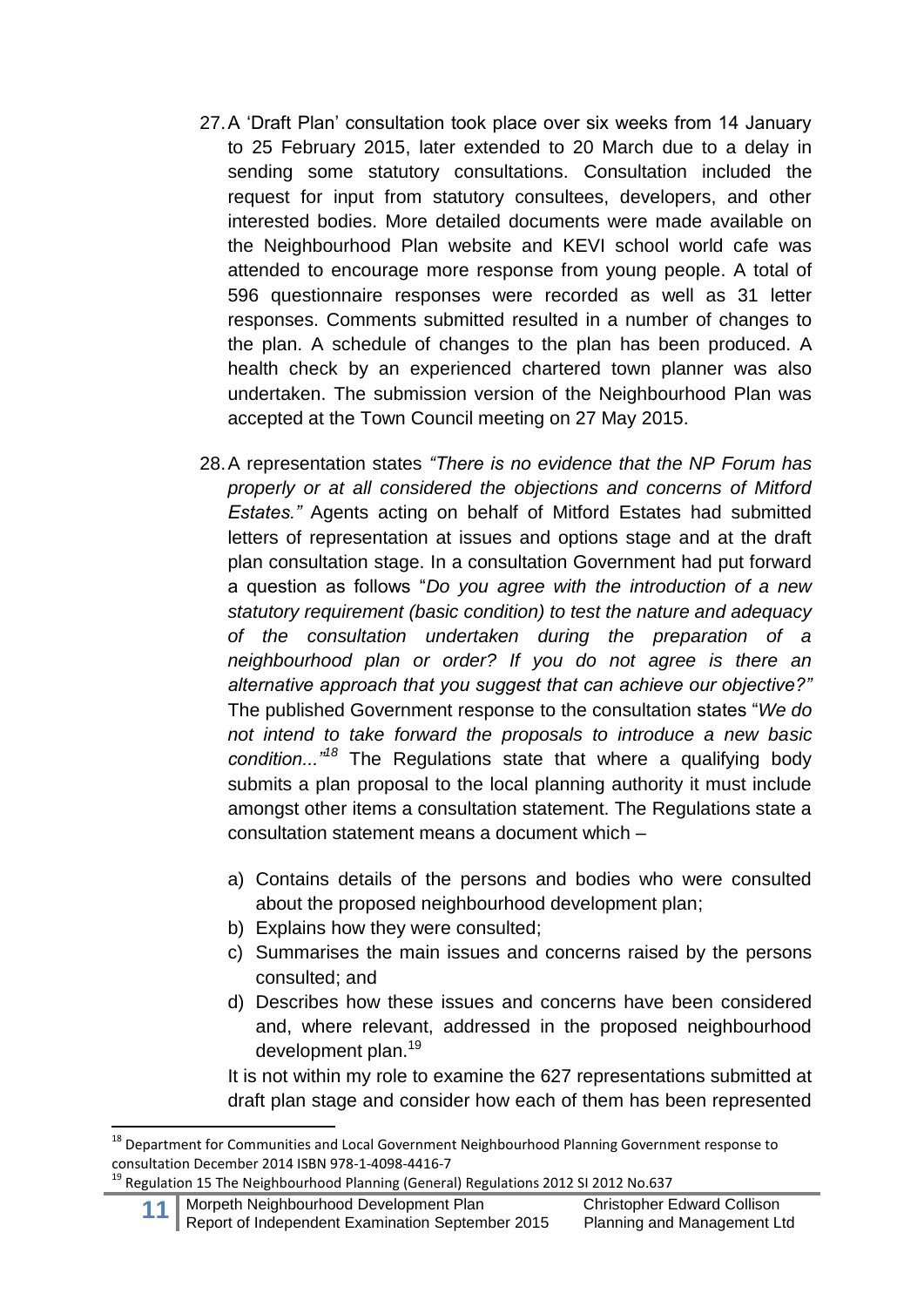27. A 'Draft Plan' consultation took place over six weeks from 14 January to 25 February 2015, later extended to 20 March due to a delay in sending some statutory consultations. Consultation included the request for input from statutory consultees, developers, and other interested bodies. More detailed documents were made available on the Neighbourhood Plan website and KEVI school world cafe was attended to encourage more response from young people. A total of 596 questionnaire responses were recorded as well as 31 letter responses. Comments submitted resulted in a number of changes to the plan. A schedule of changes to the plan has been produced. A health check by an experienced chartered town planner was also undertaken. The submission version of the Neighbourhood Plan was accepted at the Town Council meeting on 27 May 2015.

28. A representation states *"There is no evidence that the NP Forum has properly or at all considered the objections and concerns of Mitford Estates."* Agents acting on behalf of Mitford Estates had submitted letters of representation at issues and options stage and at the draft plan consultation stage. In a consultation Government had put forward a question as follows "*Do you agree with the introduction of a new statutory requirement (basic condition) to test the nature and adequacy of the consultation undertaken during the preparation of a neighbourhood plan or order? If you do not agree is there an alternative approach that you suggest that can achieve our objective?"* The published Government response to the consultation states "*We do not intend to take forward the proposals to introduce a new basic condition..."*[18] The Regulations state that where a qualifying body submits a plan proposal to the local planning authority it must include amongst other items a consultation statement. The Regulations state a consultation statement means a document which –

    a) Contains details of the persons and bodies who were consulted about the proposed neighbourhood development plan;
    b) Explains how they were consulted;
    c) Summarises the main issues and concerns raised by the persons consulted; and
    d) Describes how these issues and concerns have been considered and, where relevant, addressed in the proposed neighbourhood development plan.[19]

    It is not within my role to examine the 627 representations submitted at draft plan stage and consider how each of them has been represented

---

[18] Department for Communities and Local Government Neighbourhood Planning Government response to consultation December 2014 ISBN 978-1-4098-4416-7

[19] Regulation 15 The Neighbourhood Planning (General) Regulations 2012 SI 2012 No.637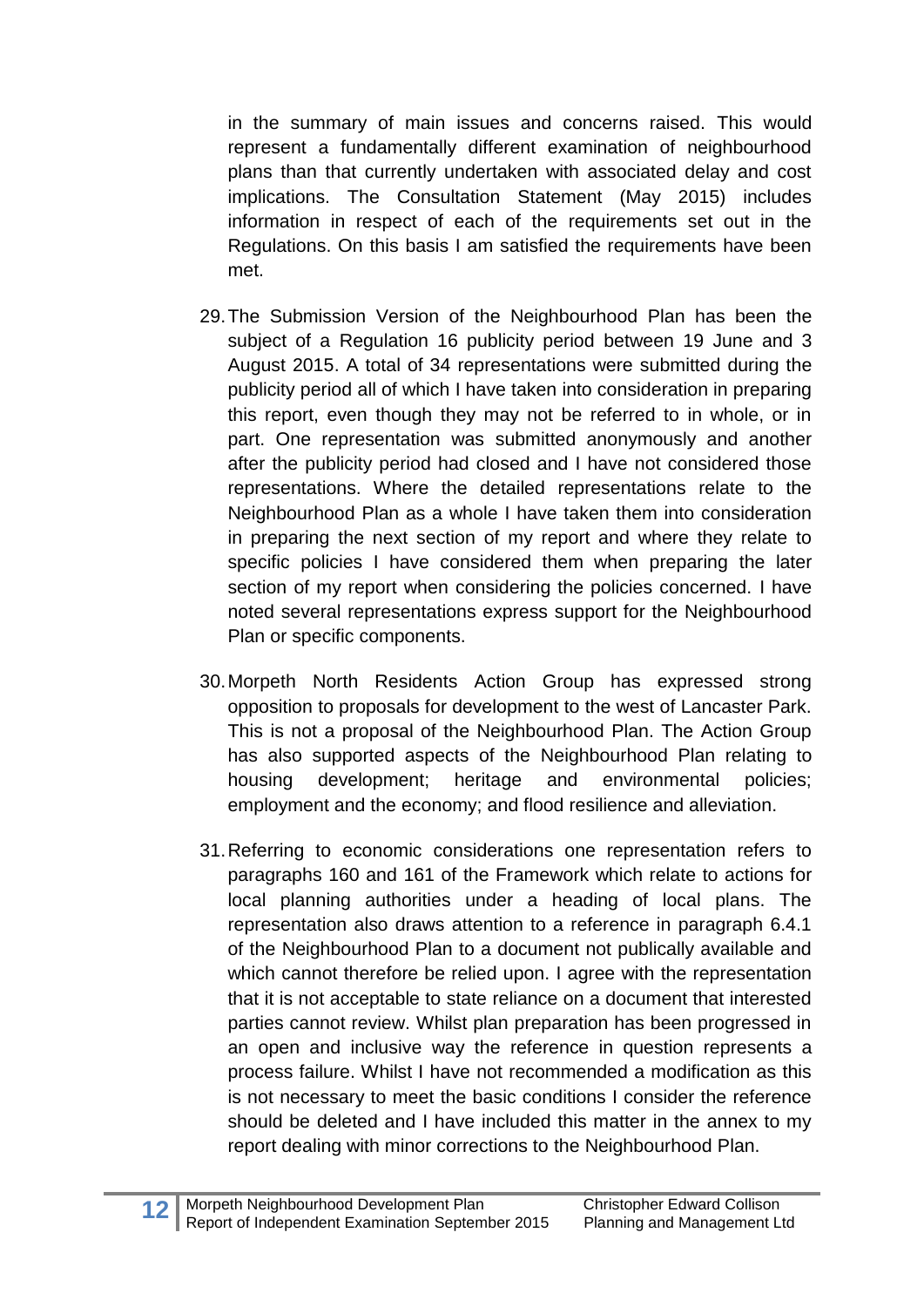in the summary of main issues and concerns raised. This would represent a fundamentally different examination of neighbourhood plans than that currently undertaken with associated delay and cost implications. The Consultation Statement (May 2015) includes information in respect of each of the requirements set out in the Regulations. On this basis I am satisfied the requirements have been met.

29. The Submission Version of the Neighbourhood Plan has been the subject of a Regulation 16 publicity period between 19 June and 3 August 2015. A total of 34 representations were submitted during the publicity period all of which I have taken into consideration in preparing this report, even though they may not be referred to in whole, or in part. One representation was submitted anonymously and another after the publicity period had closed and I have not considered those representations. Where the detailed representations relate to the Neighbourhood Plan as a whole I have taken them into consideration in preparing the next section of my report and where they relate to specific policies I have considered them when preparing the later section of my report when considering the policies concerned. I have noted several representations express support for the Neighbourhood Plan or specific components.

30. Morpeth North Residents Action Group has expressed strong opposition to proposals for development to the west of Lancaster Park. This is not a proposal of the Neighbourhood Plan. The Action Group has also supported aspects of the Neighbourhood Plan relating to housing development; heritage and environmental policies; employment and the economy; and flood resilience and alleviation.

31. Referring to economic considerations one representation refers to paragraphs 160 and 161 of the Framework which relate to actions for local planning authorities under a heading of local plans. The representation also draws attention to a reference in paragraph 6.4.1 of the Neighbourhood Plan to a document not publically available and which cannot therefore be relied upon. I agree with the representation that it is not acceptable to state reliance on a document that interested parties cannot review. Whilst plan preparation has been progressed in an open and inclusive way the reference in question represents a process failure. Whilst I have not recommended a modification as this is not necessary to meet the basic conditions I consider the reference should be deleted and I have included this matter in the annex to my report dealing with minor corrections to the Neighbourhood Plan.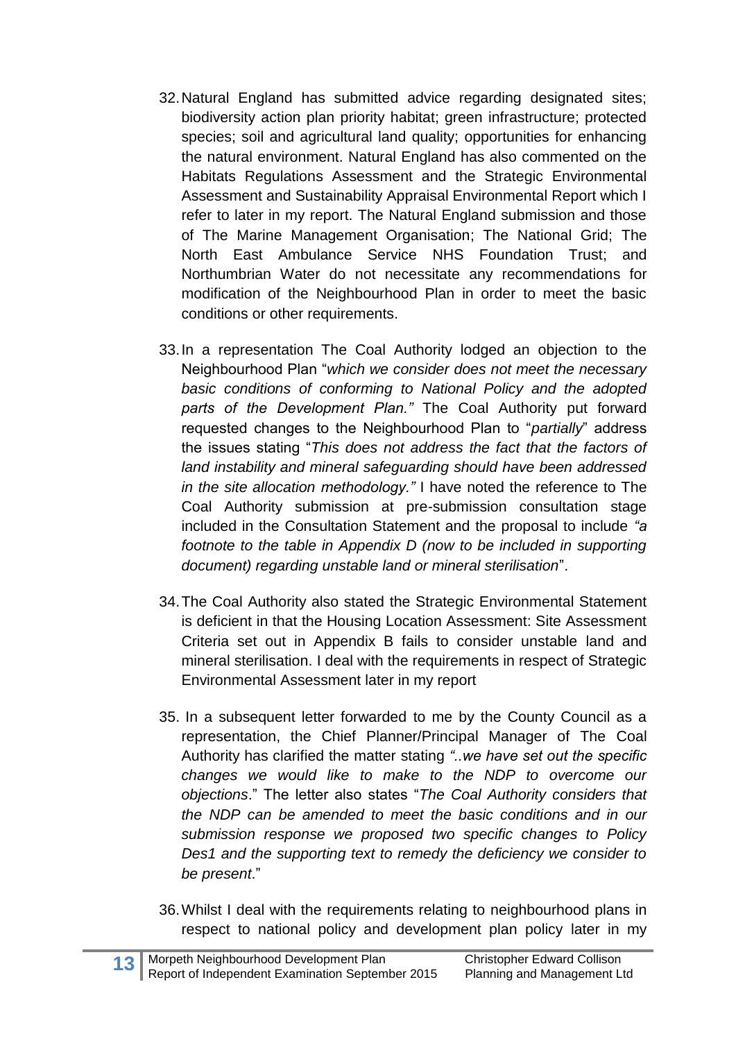32. Natural England has submitted advice regarding designated sites; biodiversity action plan priority habitat; green infrastructure; protected species; soil and agricultural land quality; opportunities for enhancing the natural environment. Natural England has also commented on the Habitats Regulations Assessment and the Strategic Environmental Assessment and Sustainability Appraisal Environmental Report which I refer to later in my report. The Natural England submission and those of The Marine Management Organisation; The National Grid; The North East Ambulance Service NHS Foundation Trust; and Northumbrian Water do not necessitate any recommendations for modification of the Neighbourhood Plan in order to meet the basic conditions or other requirements.

33. In a representation The Coal Authority lodged an objection to the Neighbourhood Plan "*which we consider does not meet the necessary basic conditions of conforming to National Policy and the adopted parts of the Development Plan."* The Coal Authority put forward requested changes to the Neighbourhood Plan to "*partially*" address the issues stating "*This does not address the fact that the factors of land instability and mineral safeguarding should have been addressed in the site allocation methodology."* I have noted the reference to The Coal Authority submission at pre-submission consultation stage included in the Consultation Statement and the proposal to include *"a footnote to the table in Appendix D (now to be included in supporting document) regarding unstable land or mineral sterilisation*".

34. The Coal Authority also stated the Strategic Environmental Statement is deficient in that the Housing Location Assessment: Site Assessment Criteria set out in Appendix B fails to consider unstable land and mineral sterilisation. I deal with the requirements in respect of Strategic Environmental Assessment later in my report

35. In a subsequent letter forwarded to me by the County Council as a representation, the Chief Planner/Principal Manager of The Coal Authority has clarified the matter stating *"..we have set out the specific changes we would like to make to the NDP to overcome our objections*." The letter also states "*The Coal Authority considers that the NDP can be amended to meet the basic conditions and in our submission response we proposed two specific changes to Policy Des1 and the supporting text to remedy the deficiency we consider to be present*."

36. Whilst I deal with the requirements relating to neighbourhood plans in respect to national policy and development plan policy later in my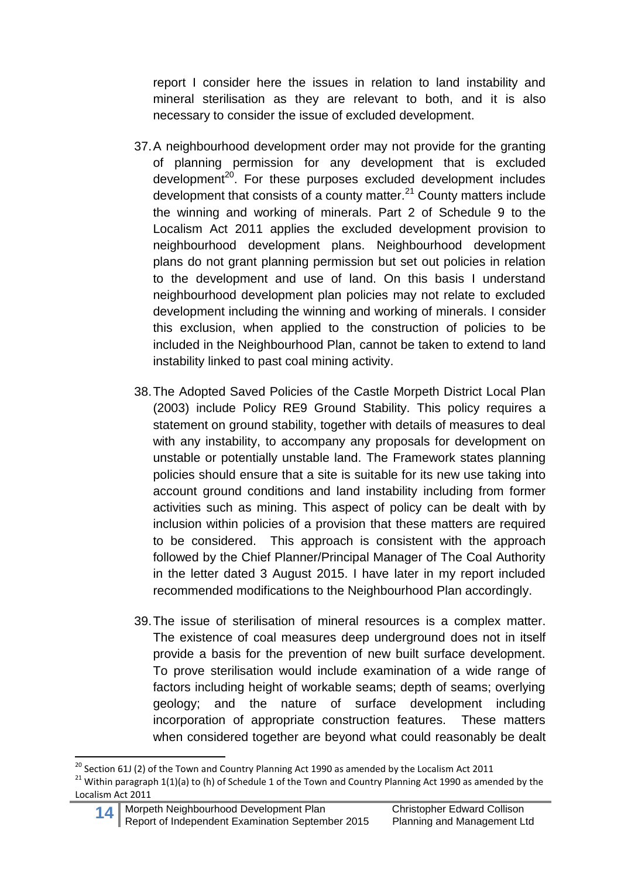report I consider here the issues in relation to land instability and mineral sterilisation as they are relevant to both, and it is also necessary to consider the issue of excluded development.

37. A neighbourhood development order may not provide for the granting of planning permission for any development that is excluded development[20]. For these purposes excluded development includes development that consists of a county matter.[21] County matters include the winning and working of minerals. Part 2 of Schedule 9 to the Localism Act 2011 applies the excluded development provision to neighbourhood development plans. Neighbourhood development plans do not grant planning permission but set out policies in relation to the development and use of land. On this basis I understand neighbourhood development plan policies may not relate to excluded development including the winning and working of minerals. I consider this exclusion, when applied to the construction of policies to be included in the Neighbourhood Plan, cannot be taken to extend to land instability linked to past coal mining activity.

38. The Adopted Saved Policies of the Castle Morpeth District Local Plan (2003) include Policy RE9 Ground Stability. This policy requires a statement on ground stability, together with details of measures to deal with any instability, to accompany any proposals for development on unstable or potentially unstable land. The Framework states planning policies should ensure that a site is suitable for its new use taking into account ground conditions and land instability including from former activities such as mining. This aspect of policy can be dealt with by inclusion within policies of a provision that these matters are required to be considered. This approach is consistent with the approach followed by the Chief Planner/Principal Manager of The Coal Authority in the letter dated 3 August 2015. I have later in my report included recommended modifications to the Neighbourhood Plan accordingly.

39. The issue of sterilisation of mineral resources is a complex matter. The existence of coal measures deep underground does not in itself provide a basis for the prevention of new built surface development. To prove sterilisation would include examination of a wide range of factors including height of workable seams; depth of seams; overlying geology; and the nature of surface development including incorporation of appropriate construction features. These matters when considered together are beyond what could reasonably be dealt

---

[20] Section 61J (2) of the Town and Country Planning Act 1990 as amended by the Localism Act 2011

[21] Within paragraph 1(1)(a) to (h) of Schedule 1 of the Town and Country Planning Act 1990 as amended by the Localism Act 2011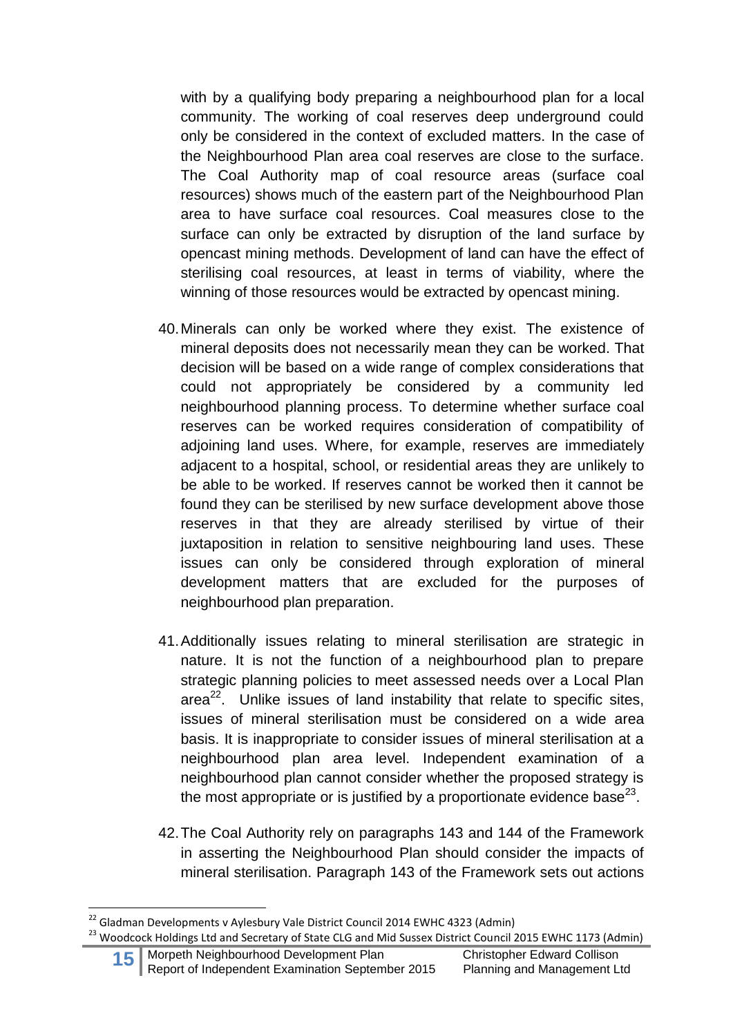with by a qualifying body preparing a neighbourhood plan for a local community. The working of coal reserves deep underground could only be considered in the context of excluded matters. In the case of the Neighbourhood Plan area coal reserves are close to the surface. The Coal Authority map of coal resource areas (surface coal resources) shows much of the eastern part of the Neighbourhood Plan area to have surface coal resources. Coal measures close to the surface can only be extracted by disruption of the land surface by opencast mining methods. Development of land can have the effect of sterilising coal resources, at least in terms of viability, where the winning of those resources would be extracted by opencast mining.

40. Minerals can only be worked where they exist. The existence of mineral deposits does not necessarily mean they can be worked. That decision will be based on a wide range of complex considerations that could not appropriately be considered by a community led neighbourhood planning process. To determine whether surface coal reserves can be worked requires consideration of compatibility of adjoining land uses. Where, for example, reserves are immediately adjacent to a hospital, school, or residential areas they are unlikely to be able to be worked. If reserves cannot be worked then it cannot be found they can be sterilised by new surface development above those reserves in that they are already sterilised by virtue of their juxtaposition in relation to sensitive neighbouring land uses. These issues can only be considered through exploration of mineral development matters that are excluded for the purposes of neighbourhood plan preparation.

41. Additionally issues relating to mineral sterilisation are strategic in nature. It is not the function of a neighbourhood plan to prepare strategic planning policies to meet assessed needs over a Local Plan area[22]. Unlike issues of land instability that relate to specific sites, issues of mineral sterilisation must be considered on a wide area basis. It is inappropriate to consider issues of mineral sterilisation at a neighbourhood plan area level. Independent examination of a neighbourhood plan cannot consider whether the proposed strategy is the most appropriate or is justified by a proportionate evidence base[23].

42. The Coal Authority rely on paragraphs 143 and 144 of the Framework in asserting the Neighbourhood Plan should consider the impacts of mineral sterilisation. Paragraph 143 of the Framework sets out actions

[22] Gladman Developments v Aylesbury Vale District Council 2014 EWHC 4323 (Admin)

[23] Woodcock Holdings Ltd and Secretary of State CLG and Mid Sussex District Council 2015 EWHC 1173 (Admin)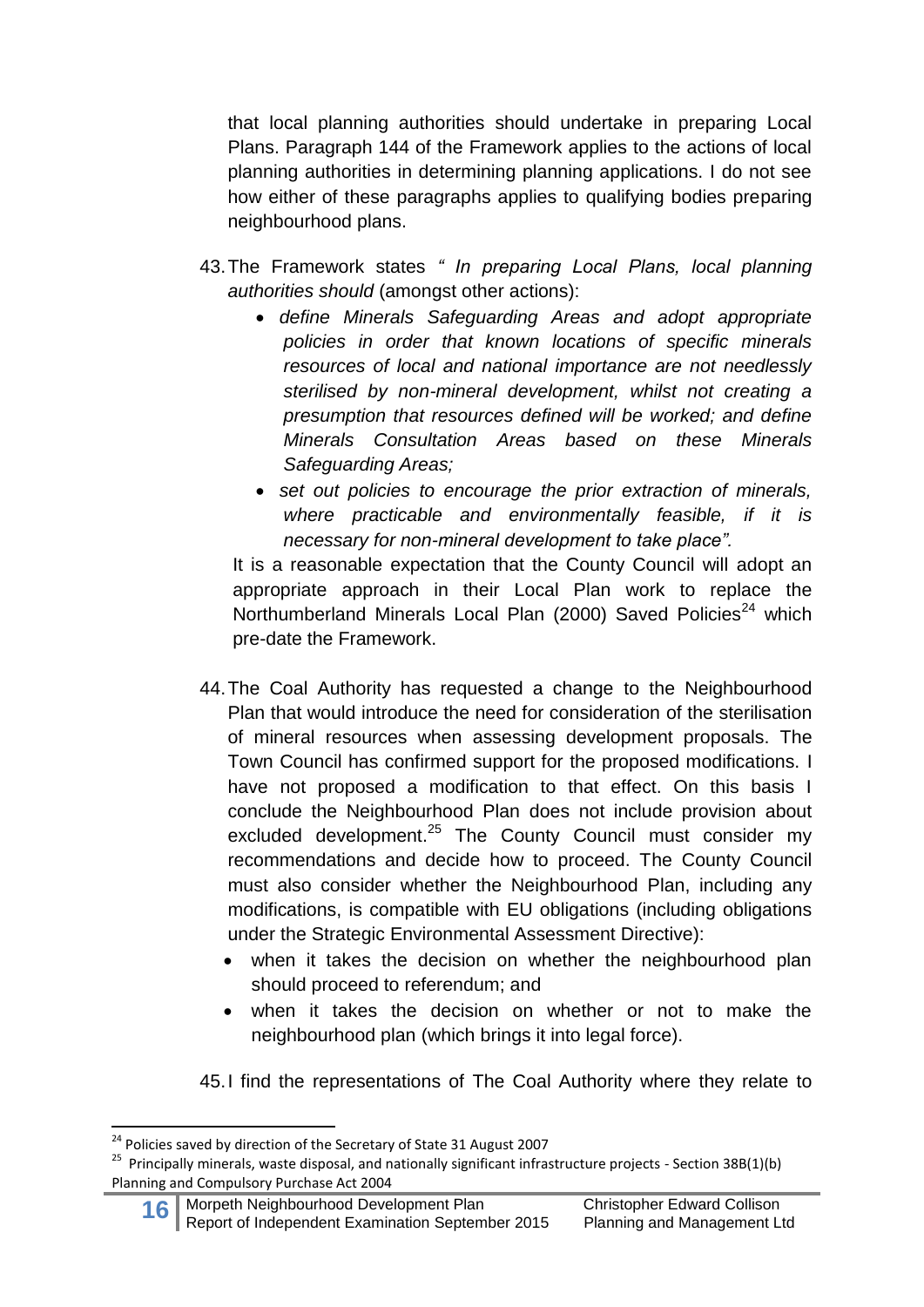that local planning authorities should undertake in preparing Local Plans. Paragraph 144 of the Framework applies to the actions of local planning authorities in determining planning applications. I do not see how either of these paragraphs applies to qualifying bodies preparing neighbourhood plans.

43. The Framework states *" In preparing Local Plans, local planning authorities should* (amongst other actions):
    - *define Minerals Safeguarding Areas and adopt appropriate policies in order that known locations of specific minerals resources of local and national importance are not needlessly sterilised by non-mineral development, whilst not creating a presumption that resources defined will be worked; and define Minerals Consultation Areas based on these Minerals Safeguarding Areas;*
    - *set out policies to encourage the prior extraction of minerals, where practicable and environmentally feasible, if it is necessary for non-mineral development to take place".*

    It is a reasonable expectation that the County Council will adopt an appropriate approach in their Local Plan work to replace the Northumberland Minerals Local Plan (2000) Saved Policies[24] which pre-date the Framework.

44. The Coal Authority has requested a change to the Neighbourhood Plan that would introduce the need for consideration of the sterilisation of mineral resources when assessing development proposals. The Town Council has confirmed support for the proposed modifications. I have not proposed a modification to that effect. On this basis I conclude the Neighbourhood Plan does not include provision about excluded development.[25] The County Council must consider my recommendations and decide how to proceed. The County Council must also consider whether the Neighbourhood Plan, including any modifications, is compatible with EU obligations (including obligations under the Strategic Environmental Assessment Directive):
    - when it takes the decision on whether the neighbourhood plan should proceed to referendum; and
    - when it takes the decision on whether or not to make the neighbourhood plan (which brings it into legal force).

45. I find the representations of The Coal Authority where they relate to

---

[24] Policies saved by direction of the Secretary of State 31 August 2007

[25] Principally minerals, waste disposal, and nationally significant infrastructure projects - Section 38B(1)(b) Planning and Compulsory Purchase Act 2004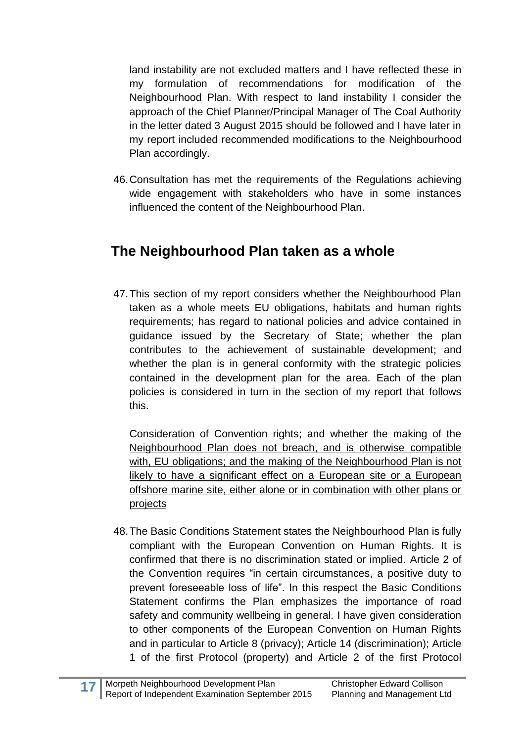land instability are not excluded matters and I have reflected these in my formulation of recommendations for modification of the Neighbourhood Plan. With respect to land instability I consider the approach of the Chief Planner/Principal Manager of The Coal Authority in the letter dated 3 August 2015 should be followed and I have later in my report included recommended modifications to the Neighbourhood Plan accordingly.

46. Consultation has met the requirements of the Regulations achieving wide engagement with stakeholders who have in some instances influenced the content of the Neighbourhood Plan.

## The Neighbourhood Plan taken as a whole

47. This section of my report considers whether the Neighbourhood Plan taken as a whole meets EU obligations, habitats and human rights requirements; has regard to national policies and advice contained in guidance issued by the Secretary of State; whether the plan contributes to the achievement of sustainable development; and whether the plan is in general conformity with the strategic policies contained in the development plan for the area. Each of the plan policies is considered in turn in the section of my report that follows this.

<u>Consideration of Convention rights; and whether the making of the Neighbourhood Plan does not breach, and is otherwise compatible with, EU obligations; and the making of the Neighbourhood Plan is not likely to have a significant effect on a European site or a European offshore marine site, either alone or in combination with other plans or projects</u>

48. The Basic Conditions Statement states the Neighbourhood Plan is fully compliant with the European Convention on Human Rights. It is confirmed that there is no discrimination stated or implied. Article 2 of the Convention requires "in certain circumstances, a positive duty to prevent foreseeable loss of life". In this respect the Basic Conditions Statement confirms the Plan emphasizes the importance of road safety and community wellbeing in general. I have given consideration to other components of the European Convention on Human Rights and in particular to Article 8 (privacy); Article 14 (discrimination); Article 1 of the first Protocol (property) and Article 2 of the first Protocol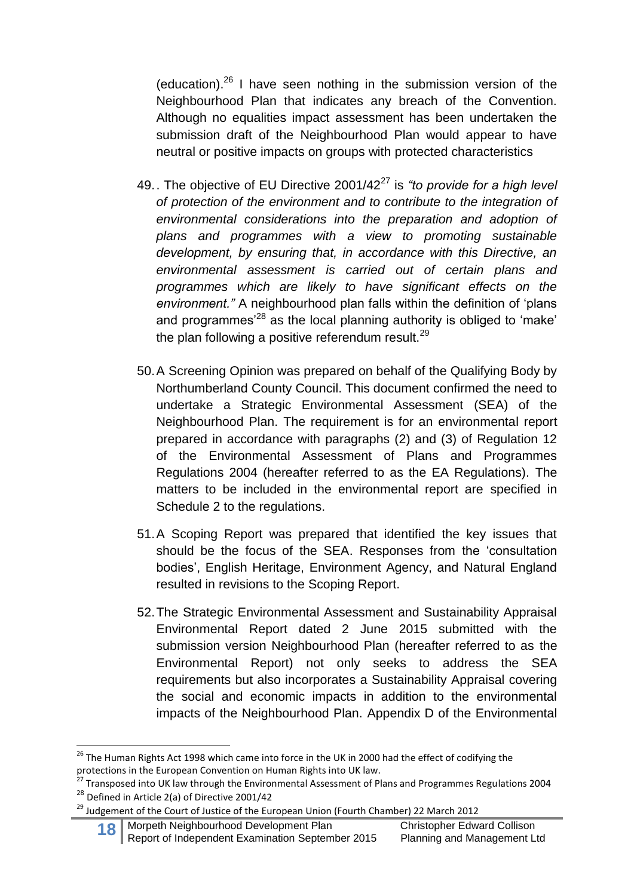(education).[26] I have seen nothing in the submission version of the Neighbourhood Plan that indicates any breach of the Convention. Although no equalities impact assessment has been undertaken the submission draft of the Neighbourhood Plan would appear to have neutral or positive impacts on groups with protected characteristics

49. . The objective of EU Directive 2001/42[27] is *"to provide for a high level of protection of the environment and to contribute to the integration of environmental considerations into the preparation and adoption of plans and programmes with a view to promoting sustainable development, by ensuring that, in accordance with this Directive, an environmental assessment is carried out of certain plans and programmes which are likely to have significant effects on the environment."* A neighbourhood plan falls within the definition of 'plans and programmes'[28] as the local planning authority is obliged to 'make' the plan following a positive referendum result.[29]

50. A Screening Opinion was prepared on behalf of the Qualifying Body by Northumberland County Council. This document confirmed the need to undertake a Strategic Environmental Assessment (SEA) of the Neighbourhood Plan. The requirement is for an environmental report prepared in accordance with paragraphs (2) and (3) of Regulation 12 of the Environmental Assessment of Plans and Programmes Regulations 2004 (hereafter referred to as the EA Regulations). The matters to be included in the environmental report are specified in Schedule 2 to the regulations.

51. A Scoping Report was prepared that identified the key issues that should be the focus of the SEA. Responses from the 'consultation bodies', English Heritage, Environment Agency, and Natural England resulted in revisions to the Scoping Report.

52. The Strategic Environmental Assessment and Sustainability Appraisal Environmental Report dated 2 June 2015 submitted with the submission version Neighbourhood Plan (hereafter referred to as the Environmental Report) not only seeks to address the SEA requirements but also incorporates a Sustainability Appraisal covering the social and economic impacts in addition to the environmental impacts of the Neighbourhood Plan. Appendix D of the Environmental

---

[26] The Human Rights Act 1998 which came into force in the UK in 2000 had the effect of codifying the protections in the European Convention on Human Rights into UK law.

[27] Transposed into UK law through the Environmental Assessment of Plans and Programmes Regulations 2004

[28] Defined in Article 2(a) of Directive 2001/42

[29] Judgement of the Court of Justice of the European Union (Fourth Chamber) 22 March 2012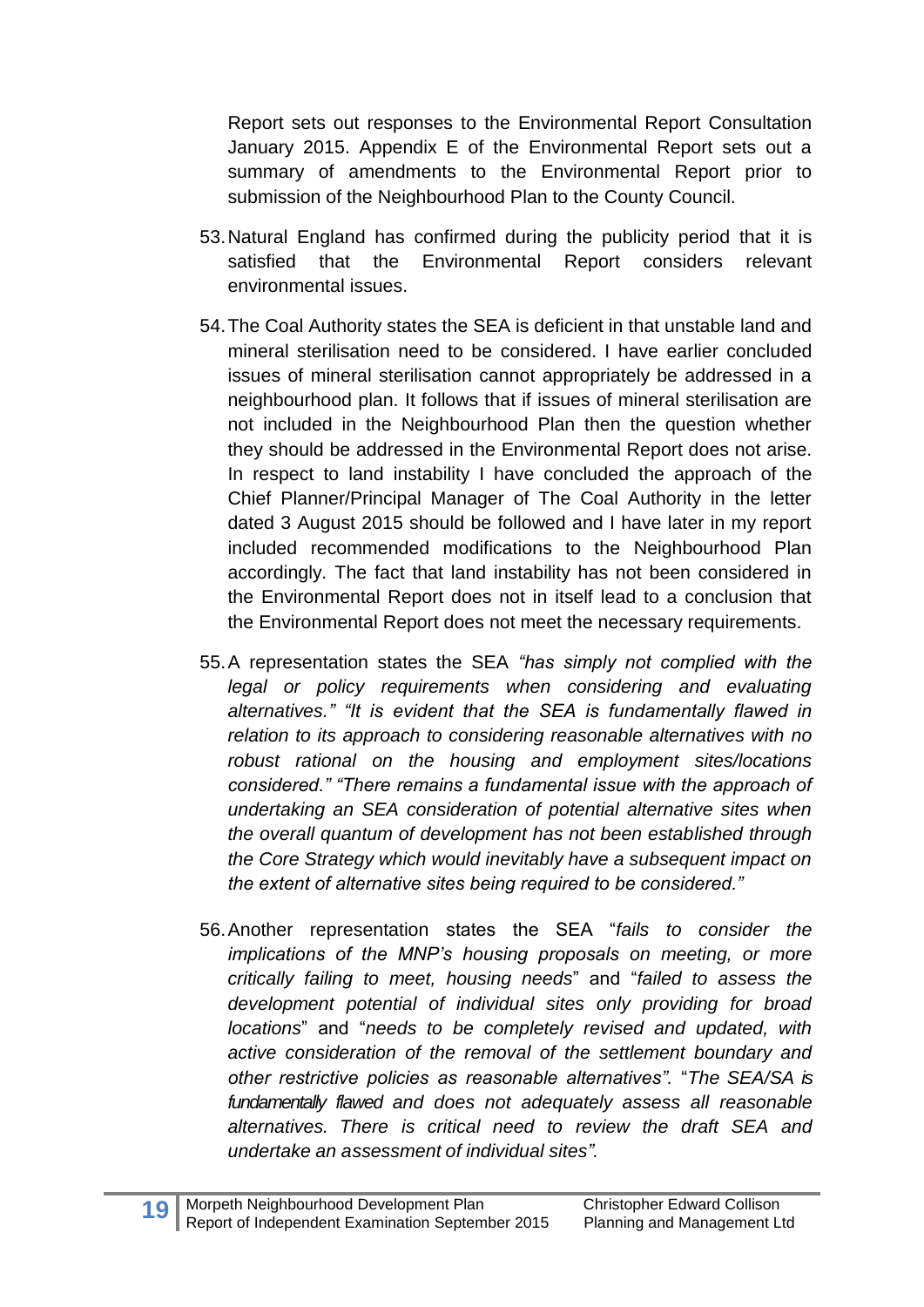Report sets out responses to the Environmental Report Consultation January 2015. Appendix E of the Environmental Report sets out a summary of amendments to the Environmental Report prior to submission of the Neighbourhood Plan to the County Council.

53. Natural England has confirmed during the publicity period that it is satisfied that the Environmental Report considers relevant environmental issues.

54. The Coal Authority states the SEA is deficient in that unstable land and mineral sterilisation need to be considered. I have earlier concluded issues of mineral sterilisation cannot appropriately be addressed in a neighbourhood plan. It follows that if issues of mineral sterilisation are not included in the Neighbourhood Plan then the question whether they should be addressed in the Environmental Report does not arise. In respect to land instability I have concluded the approach of the Chief Planner/Principal Manager of The Coal Authority in the letter dated 3 August 2015 should be followed and I have later in my report included recommended modifications to the Neighbourhood Plan accordingly. The fact that land instability has not been considered in the Environmental Report does not in itself lead to a conclusion that the Environmental Report does not meet the necessary requirements.

55. A representation states the SEA *"has simply not complied with the legal or policy requirements when considering and evaluating alternatives." "It is evident that the SEA is fundamentally flawed in relation to its approach to considering reasonable alternatives with no robust rational on the housing and employment sites/locations considered." "There remains a fundamental issue with the approach of undertaking an SEA consideration of potential alternative sites when the overall quantum of development has not been established through the Core Strategy which would inevitably have a subsequent impact on the extent of alternative sites being required to be considered."*

56. Another representation states the SEA "*fails to consider the implications of the MNP's housing proposals on meeting, or more critically failing to meet, housing needs*" and "*failed to assess the development potential of individual sites only providing for broad locations*" and "*needs to be completely revised and updated, with active consideration of the removal of the settlement boundary and other restrictive policies as reasonable alternatives".* "*The SEA/SA is fundamentally flawed and does not adequately assess all reasonable alternatives. There is critical need to review the draft SEA and undertake an assessment of individual sites".*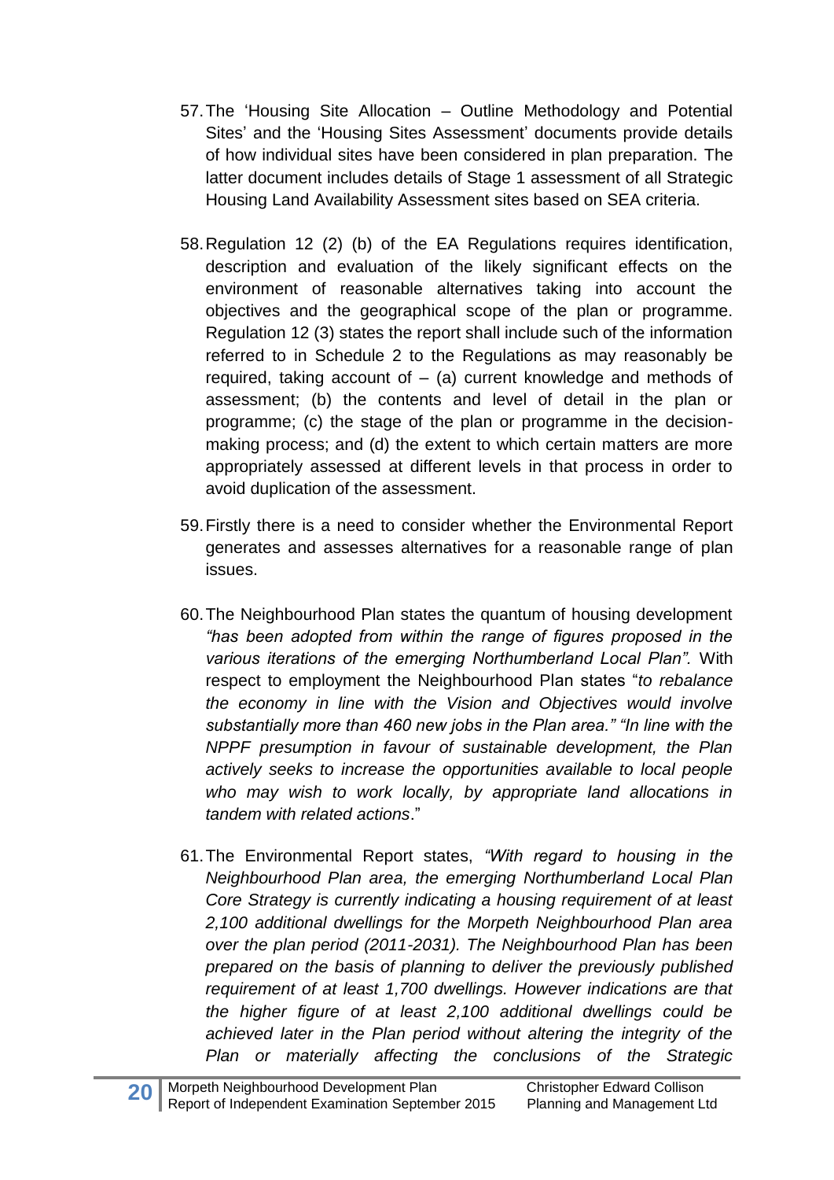57. The 'Housing Site Allocation – Outline Methodology and Potential Sites' and the 'Housing Sites Assessment' documents provide details of how individual sites have been considered in plan preparation. The latter document includes details of Stage 1 assessment of all Strategic Housing Land Availability Assessment sites based on SEA criteria.

58. Regulation 12 (2) (b) of the EA Regulations requires identification, description and evaluation of the likely significant effects on the environment of reasonable alternatives taking into account the objectives and the geographical scope of the plan or programme. Regulation 12 (3) states the report shall include such of the information referred to in Schedule 2 to the Regulations as may reasonably be required, taking account of – (a) current knowledge and methods of assessment; (b) the contents and level of detail in the plan or programme; (c) the stage of the plan or programme in the decision-making process; and (d) the extent to which certain matters are more appropriately assessed at different levels in that process in order to avoid duplication of the assessment.

59. Firstly there is a need to consider whether the Environmental Report generates and assesses alternatives for a reasonable range of plan issues.

60. The Neighbourhood Plan states the quantum of housing development *"has been adopted from within the range of figures proposed in the various iterations of the emerging Northumberland Local Plan"*. With respect to employment the Neighbourhood Plan states "*to rebalance the economy in line with the Vision and Objectives would involve substantially more than 460 new jobs in the Plan area." "In line with the NPPF presumption in favour of sustainable development, the Plan actively seeks to increase the opportunities available to local people who may wish to work locally, by appropriate land allocations in tandem with related actions*."

61. The Environmental Report states, *"With regard to housing in the Neighbourhood Plan area, the emerging Northumberland Local Plan Core Strategy is currently indicating a housing requirement of at least 2,100 additional dwellings for the Morpeth Neighbourhood Plan area over the plan period (2011-2031). The Neighbourhood Plan has been prepared on the basis of planning to deliver the previously published requirement of at least 1,700 dwellings. However indications are that the higher figure of at least 2,100 additional dwellings could be achieved later in the Plan period without altering the integrity of the Plan or materially affecting the conclusions of the Strategic*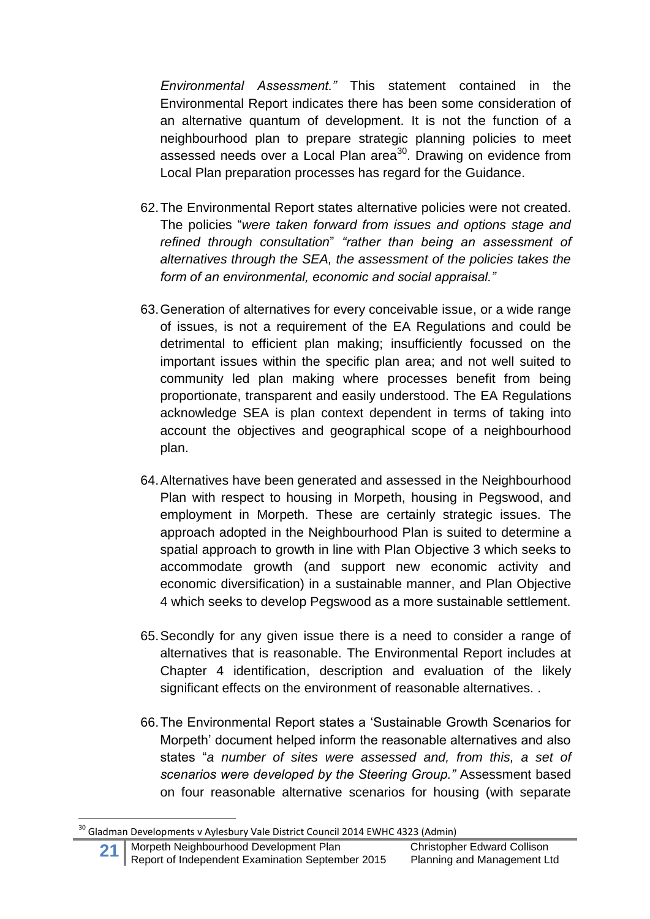*Environmental Assessment."* This statement contained in the Environmental Report indicates there has been some consideration of an alternative quantum of development. It is not the function of a neighbourhood plan to prepare strategic planning policies to meet assessed needs over a Local Plan area[30]. Drawing on evidence from Local Plan preparation processes has regard for the Guidance.

62. The Environmental Report states alternative policies were not created. The policies "*were taken forward from issues and options stage and refined through consultation*" *"rather than being an assessment of alternatives through the SEA, the assessment of the policies takes the form of an environmental, economic and social appraisal."*

63. Generation of alternatives for every conceivable issue, or a wide range of issues, is not a requirement of the EA Regulations and could be detrimental to efficient plan making; insufficiently focussed on the important issues within the specific plan area; and not well suited to community led plan making where processes benefit from being proportionate, transparent and easily understood. The EA Regulations acknowledge SEA is plan context dependent in terms of taking into account the objectives and geographical scope of a neighbourhood plan.

64. Alternatives have been generated and assessed in the Neighbourhood Plan with respect to housing in Morpeth, housing in Pegswood, and employment in Morpeth. These are certainly strategic issues. The approach adopted in the Neighbourhood Plan is suited to determine a spatial approach to growth in line with Plan Objective 3 which seeks to accommodate growth (and support new economic activity and economic diversification) in a sustainable manner, and Plan Objective 4 which seeks to develop Pegswood as a more sustainable settlement.

65. Secondly for any given issue there is a need to consider a range of alternatives that is reasonable. The Environmental Report includes at Chapter 4 identification, description and evaluation of the likely significant effects on the environment of reasonable alternatives. .

66. The Environmental Report states a 'Sustainable Growth Scenarios for Morpeth' document helped inform the reasonable alternatives and also states "*a number of sites were assessed and, from this, a set of scenarios were developed by the Steering Group."* Assessment based on four reasonable alternative scenarios for housing (with separate

[30] Gladman Developments v Aylesbury Vale District Council 2014 EWHC 4323 (Admin)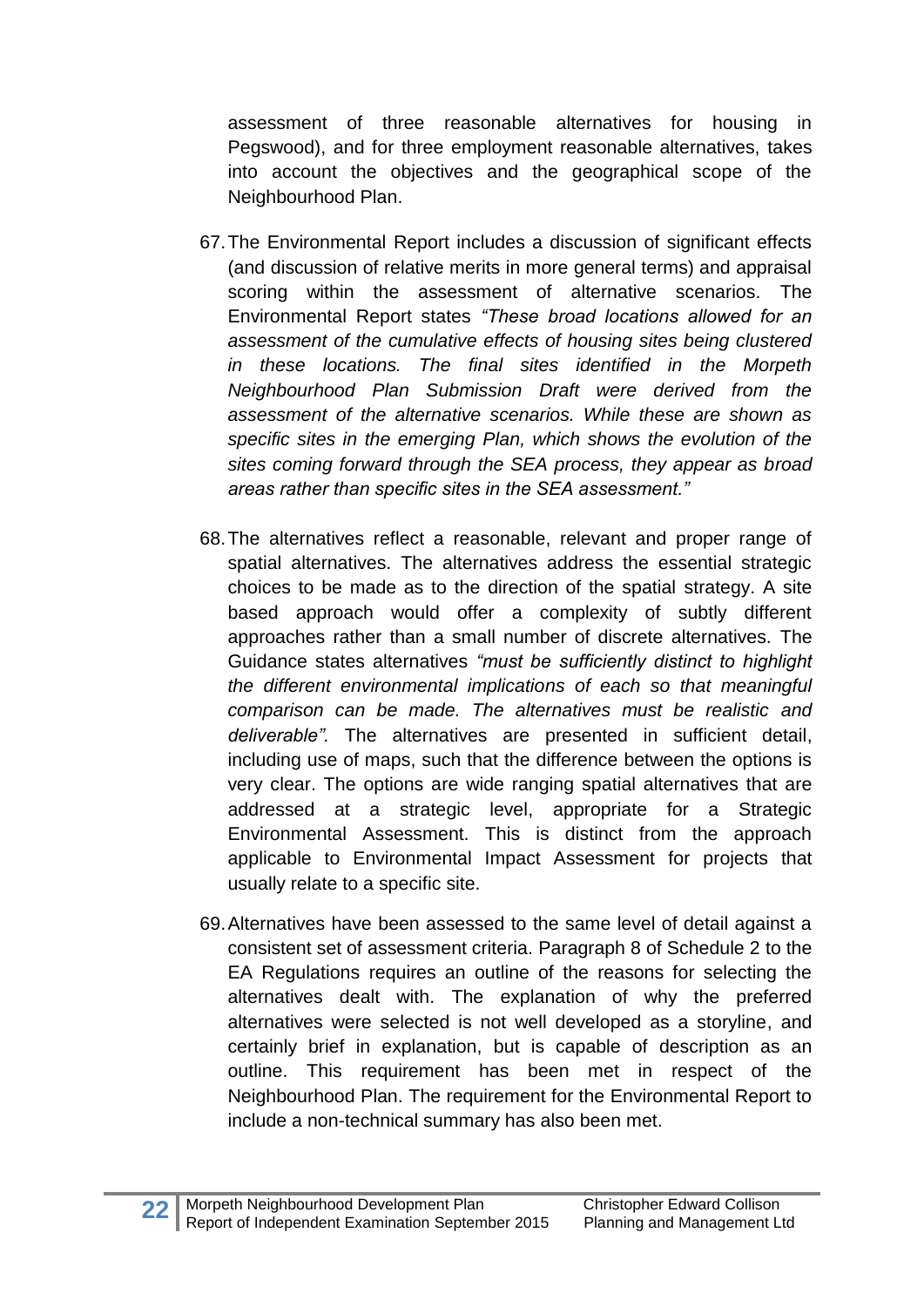assessment of three reasonable alternatives for housing in Pegswood), and for three employment reasonable alternatives, takes into account the objectives and the geographical scope of the Neighbourhood Plan.

67. The Environmental Report includes a discussion of significant effects (and discussion of relative merits in more general terms) and appraisal scoring within the assessment of alternative scenarios. The Environmental Report states *"These broad locations allowed for an assessment of the cumulative effects of housing sites being clustered in these locations. The final sites identified in the Morpeth Neighbourhood Plan Submission Draft were derived from the assessment of the alternative scenarios. While these are shown as specific sites in the emerging Plan, which shows the evolution of the sites coming forward through the SEA process, they appear as broad areas rather than specific sites in the SEA assessment."*

68. The alternatives reflect a reasonable, relevant and proper range of spatial alternatives. The alternatives address the essential strategic choices to be made as to the direction of the spatial strategy. A site based approach would offer a complexity of subtly different approaches rather than a small number of discrete alternatives. The Guidance states alternatives *"must be sufficiently distinct to highlight the different environmental implications of each so that meaningful comparison can be made. The alternatives must be realistic and deliverable".* The alternatives are presented in sufficient detail, including use of maps, such that the difference between the options is very clear. The options are wide ranging spatial alternatives that are addressed at a strategic level, appropriate for a Strategic Environmental Assessment. This is distinct from the approach applicable to Environmental Impact Assessment for projects that usually relate to a specific site.

69. Alternatives have been assessed to the same level of detail against a consistent set of assessment criteria. Paragraph 8 of Schedule 2 to the EA Regulations requires an outline of the reasons for selecting the alternatives dealt with. The explanation of why the preferred alternatives were selected is not well developed as a storyline, and certainly brief in explanation, but is capable of description as an outline. This requirement has been met in respect of the Neighbourhood Plan. The requirement for the Environmental Report to include a non-technical summary has also been met.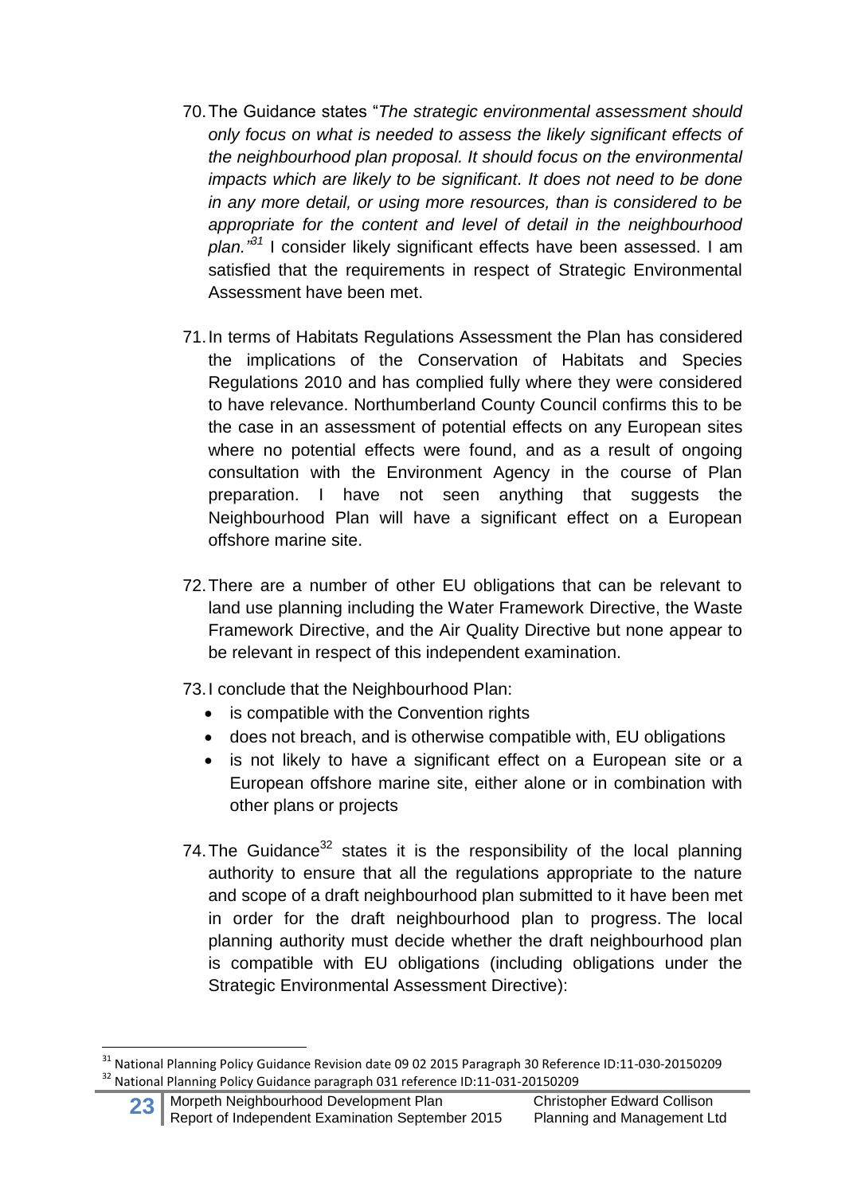70. The Guidance states "*The strategic environmental assessment should only focus on what is needed to assess the likely significant effects of the neighbourhood plan proposal. It should focus on the environmental impacts which are likely to be significant. It does not need to be done in any more detail, or using more resources, than is considered to be appropriate for the content and level of detail in the neighbourhood plan.*"[31] I consider likely significant effects have been assessed. I am satisfied that the requirements in respect of Strategic Environmental Assessment have been met.

71. In terms of Habitats Regulations Assessment the Plan has considered the implications of the Conservation of Habitats and Species Regulations 2010 and has complied fully where they were considered to have relevance. Northumberland County Council confirms this to be the case in an assessment of potential effects on any European sites where no potential effects were found, and as a result of ongoing consultation with the Environment Agency in the course of Plan preparation. I have not seen anything that suggests the Neighbourhood Plan will have a significant effect on a European offshore marine site.

72. There are a number of other EU obligations that can be relevant to land use planning including the Water Framework Directive, the Waste Framework Directive, and the Air Quality Directive but none appear to be relevant in respect of this independent examination.

73. I conclude that the Neighbourhood Plan:
    - is compatible with the Convention rights
    - does not breach, and is otherwise compatible with, EU obligations
    - is not likely to have a significant effect on a European site or a European offshore marine site, either alone or in combination with other plans or projects

74. The Guidance[32] states it is the responsibility of the local planning authority to ensure that all the regulations appropriate to the nature and scope of a draft neighbourhood plan submitted to it have been met in order for the draft neighbourhood plan to progress. The local planning authority must decide whether the draft neighbourhood plan is compatible with EU obligations (including obligations under the Strategic Environmental Assessment Directive):

---

[31] National Planning Policy Guidance Revision date 09 02 2015 Paragraph 30 Reference ID:11-030-20150209

[32] National Planning Policy Guidance paragraph 031 reference ID:11-031-20150209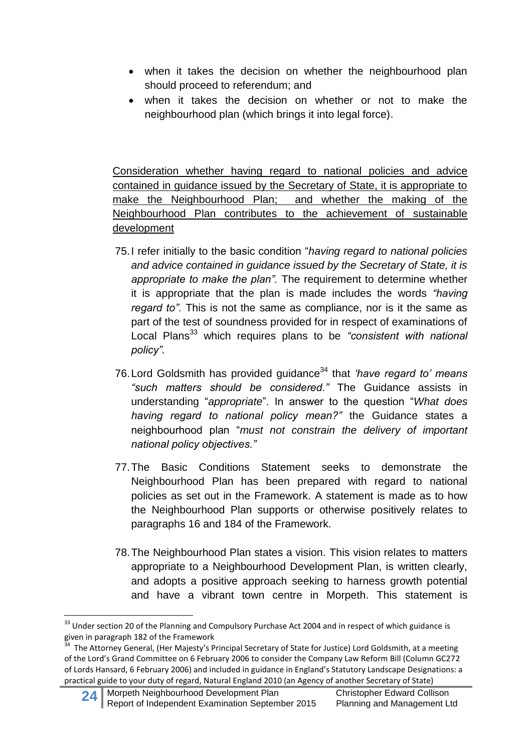- when it takes the decision on whether the neighbourhood plan should proceed to referendum; and
- when it takes the decision on whether or not to make the neighbourhood plan (which brings it into legal force).

<u>Consideration whether having regard to national policies and advice contained in guidance issued by the Secretary of State, it is appropriate to make the Neighbourhood Plan; and whether the making of the Neighbourhood Plan contributes to the achievement of sustainable development</u>

75. I refer initially to the basic condition "*having regard to national policies and advice contained in guidance issued by the Secretary of State, it is appropriate to make the plan".* The requirement to determine whether it is appropriate that the plan is made includes the words *"having regard to".* This is not the same as compliance, nor is it the same as part of the test of soundness provided for in respect of examinations of Local Plans[33] which requires plans to be *"consistent with national policy".*

76. Lord Goldsmith has provided guidance[34] that *'have regard to' means "such matters should be considered."* The Guidance assists in understanding "*appropriate*". In answer to the question "*What does having regard to national policy mean?"* the Guidance states a neighbourhood plan "*must not constrain the delivery of important national policy objectives."*

77. The Basic Conditions Statement seeks to demonstrate the Neighbourhood Plan has been prepared with regard to national policies as set out in the Framework. A statement is made as to how the Neighbourhood Plan supports or otherwise positively relates to paragraphs 16 and 184 of the Framework.

78. The Neighbourhood Plan states a vision. This vision relates to matters appropriate to a Neighbourhood Development Plan, is written clearly, and adopts a positive approach seeking to harness growth potential and have a vibrant town centre in Morpeth. This statement is

---

[33] Under section 20 of the Planning and Compulsory Purchase Act 2004 and in respect of which guidance is given in paragraph 182 of the Framework

[34] The Attorney General, (Her Majesty's Principal Secretary of State for Justice) Lord Goldsmith, at a meeting of the Lord's Grand Committee on 6 February 2006 to consider the Company Law Reform Bill (Column GC272 of Lords Hansard, 6 February 2006) and included in guidance in England's Statutory Landscape Designations: a practical guide to your duty of regard, Natural England 2010 (an Agency of another Secretary of State)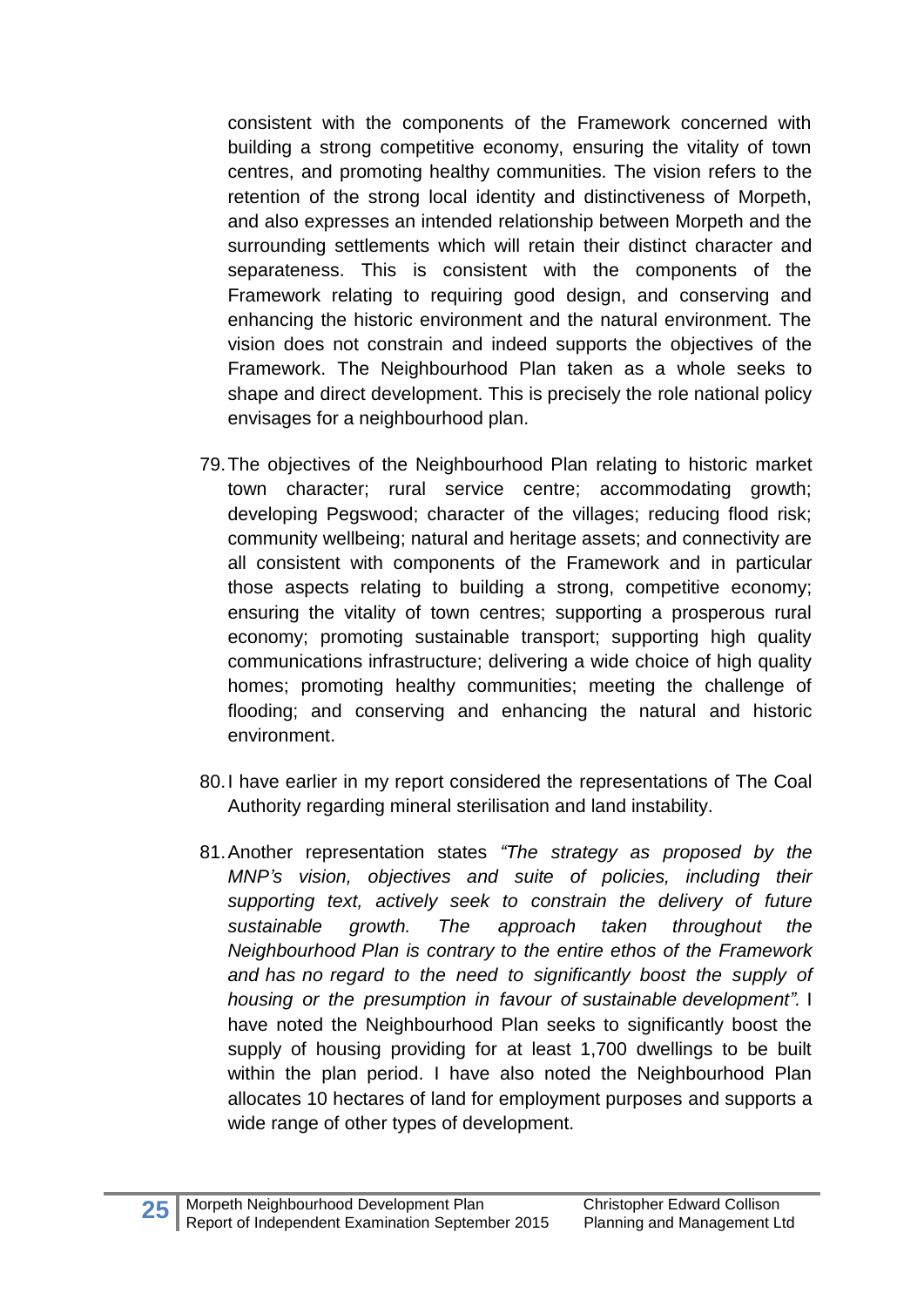consistent with the components of the Framework concerned with building a strong competitive economy, ensuring the vitality of town centres, and promoting healthy communities. The vision refers to the retention of the strong local identity and distinctiveness of Morpeth, and also expresses an intended relationship between Morpeth and the surrounding settlements which will retain their distinct character and separateness. This is consistent with the components of the Framework relating to requiring good design, and conserving and enhancing the historic environment and the natural environment. The vision does not constrain and indeed supports the objectives of the Framework. The Neighbourhood Plan taken as a whole seeks to shape and direct development. This is precisely the role national policy envisages for a neighbourhood plan.

79. The objectives of the Neighbourhood Plan relating to historic market town character; rural service centre; accommodating growth; developing Pegswood; character of the villages; reducing flood risk; community wellbeing; natural and heritage assets; and connectivity are all consistent with components of the Framework and in particular those aspects relating to building a strong, competitive economy; ensuring the vitality of town centres; supporting a prosperous rural economy; promoting sustainable transport; supporting high quality communications infrastructure; delivering a wide choice of high quality homes; promoting healthy communities; meeting the challenge of flooding; and conserving and enhancing the natural and historic environment.

80. I have earlier in my report considered the representations of The Coal Authority regarding mineral sterilisation and land instability.

81. Another representation states *"The strategy as proposed by the MNP's vision, objectives and suite of policies, including their supporting text, actively seek to constrain the delivery of future sustainable growth. The approach taken throughout the Neighbourhood Plan is contrary to the entire ethos of the Framework and has no regard to the need to significantly boost the supply of housing or the presumption in favour of sustainable development".* I have noted the Neighbourhood Plan seeks to significantly boost the supply of housing providing for at least 1,700 dwellings to be built within the plan period. I have also noted the Neighbourhood Plan allocates 10 hectares of land for employment purposes and supports a wide range of other types of development.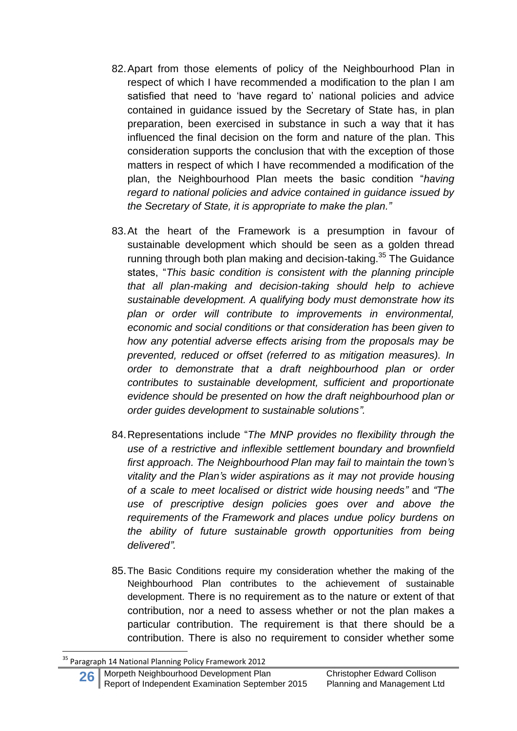82. Apart from those elements of policy of the Neighbourhood Plan in respect of which I have recommended a modification to the plan I am satisfied that need to 'have regard to' national policies and advice contained in guidance issued by the Secretary of State has, in plan preparation, been exercised in substance in such a way that it has influenced the final decision on the form and nature of the plan. This consideration supports the conclusion that with the exception of those matters in respect of which I have recommended a modification of the plan, the Neighbourhood Plan meets the basic condition "*having regard to national policies and advice contained in guidance issued by the Secretary of State, it is appropriate to make the plan.*"

83. At the heart of the Framework is a presumption in favour of sustainable development which should be seen as a golden thread running through both plan making and decision-taking.[35] The Guidance states, "*This basic condition is consistent with the planning principle that all plan-making and decision-taking should help to achieve sustainable development. A qualifying body must demonstrate how its plan or order will contribute to improvements in environmental, economic and social conditions or that consideration has been given to how any potential adverse effects arising from the proposals may be prevented, reduced or offset (referred to as mitigation measures). In order to demonstrate that a draft neighbourhood plan or order contributes to sustainable development, sufficient and proportionate evidence should be presented on how the draft neighbourhood plan or order guides development to sustainable solutions".*

84. Representations include "*The MNP provides no flexibility through the use of a restrictive and inflexible settlement boundary and brownfield first approach. The Neighbourhood Plan may fail to maintain the town's vitality and the Plan's wider aspirations as it may not provide housing of a scale to meet localised or district wide housing needs"* and *"The use of prescriptive design policies goes over and above the requirements of the Framework and places undue policy burdens on the ability of future sustainable growth opportunities from being delivered".*

85. The Basic Conditions require my consideration whether the making of the Neighbourhood Plan contributes to the achievement of sustainable development. There is no requirement as to the nature or extent of that contribution, nor a need to assess whether or not the plan makes a particular contribution. The requirement is that there should be a contribution. There is also no requirement to consider whether some

[35] Paragraph 14 National Planning Policy Framework 2012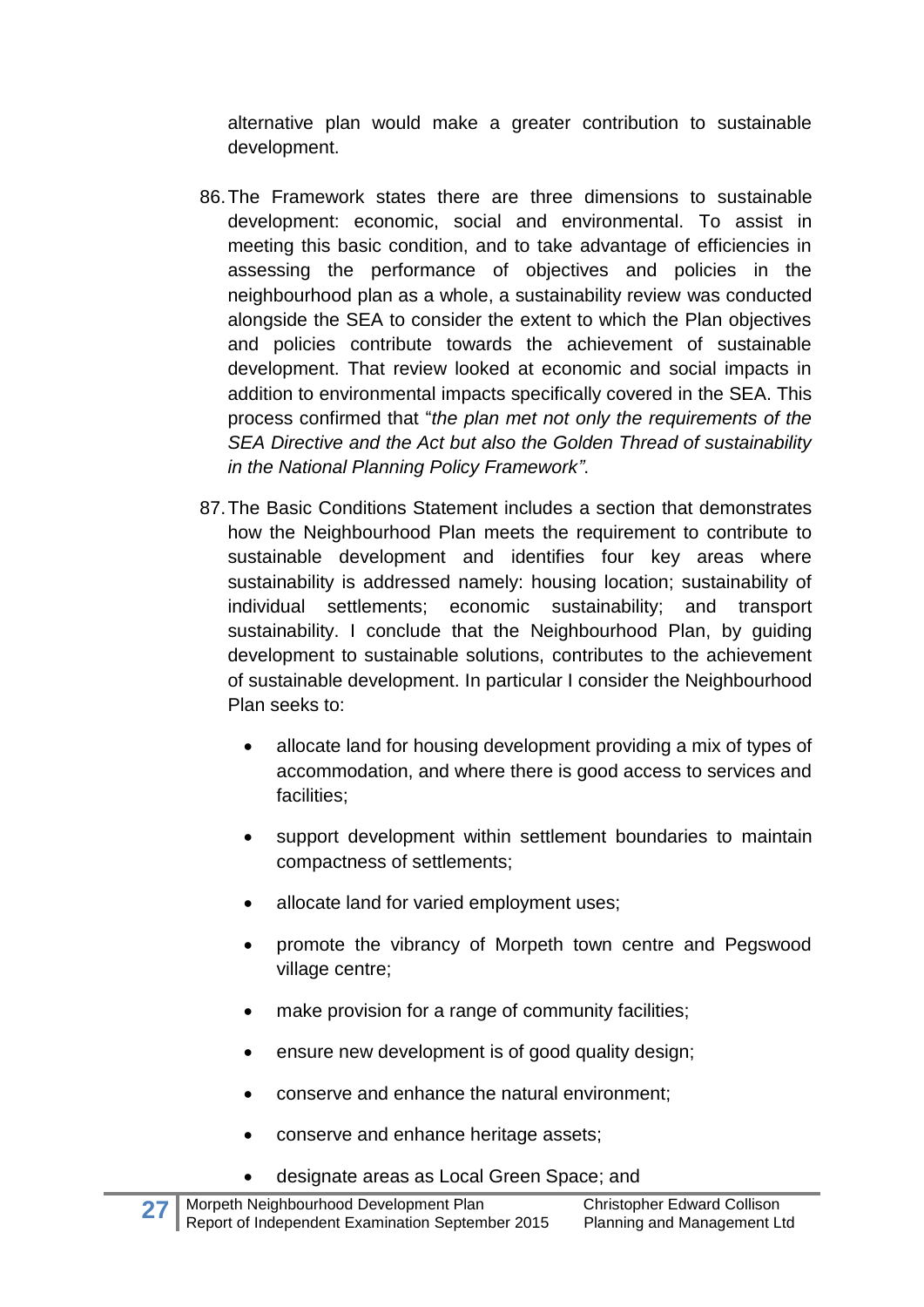alternative plan would make a greater contribution to sustainable development.

86. The Framework states there are three dimensions to sustainable development: economic, social and environmental. To assist in meeting this basic condition, and to take advantage of efficiencies in assessing the performance of objectives and policies in the neighbourhood plan as a whole, a sustainability review was conducted alongside the SEA to consider the extent to which the Plan objectives and policies contribute towards the achievement of sustainable development. That review looked at economic and social impacts in addition to environmental impacts specifically covered in the SEA. This process confirmed that "*the plan met not only the requirements of the SEA Directive and the Act but also the Golden Thread of sustainability in the National Planning Policy Framework"*.

87. The Basic Conditions Statement includes a section that demonstrates how the Neighbourhood Plan meets the requirement to contribute to sustainable development and identifies four key areas where sustainability is addressed namely: housing location; sustainability of individual settlements; economic sustainability; and transport sustainability. I conclude that the Neighbourhood Plan, by guiding development to sustainable solutions, contributes to the achievement of sustainable development. In particular I consider the Neighbourhood Plan seeks to:

    - allocate land for housing development providing a mix of types of accommodation, and where there is good access to services and facilities;
    - support development within settlement boundaries to maintain compactness of settlements;
    - allocate land for varied employment uses;
    - promote the vibrancy of Morpeth town centre and Pegswood village centre;
    - make provision for a range of community facilities;
    - ensure new development is of good quality design;
    - conserve and enhance the natural environment;
    - conserve and enhance heritage assets;
    - designate areas as Local Green Space; and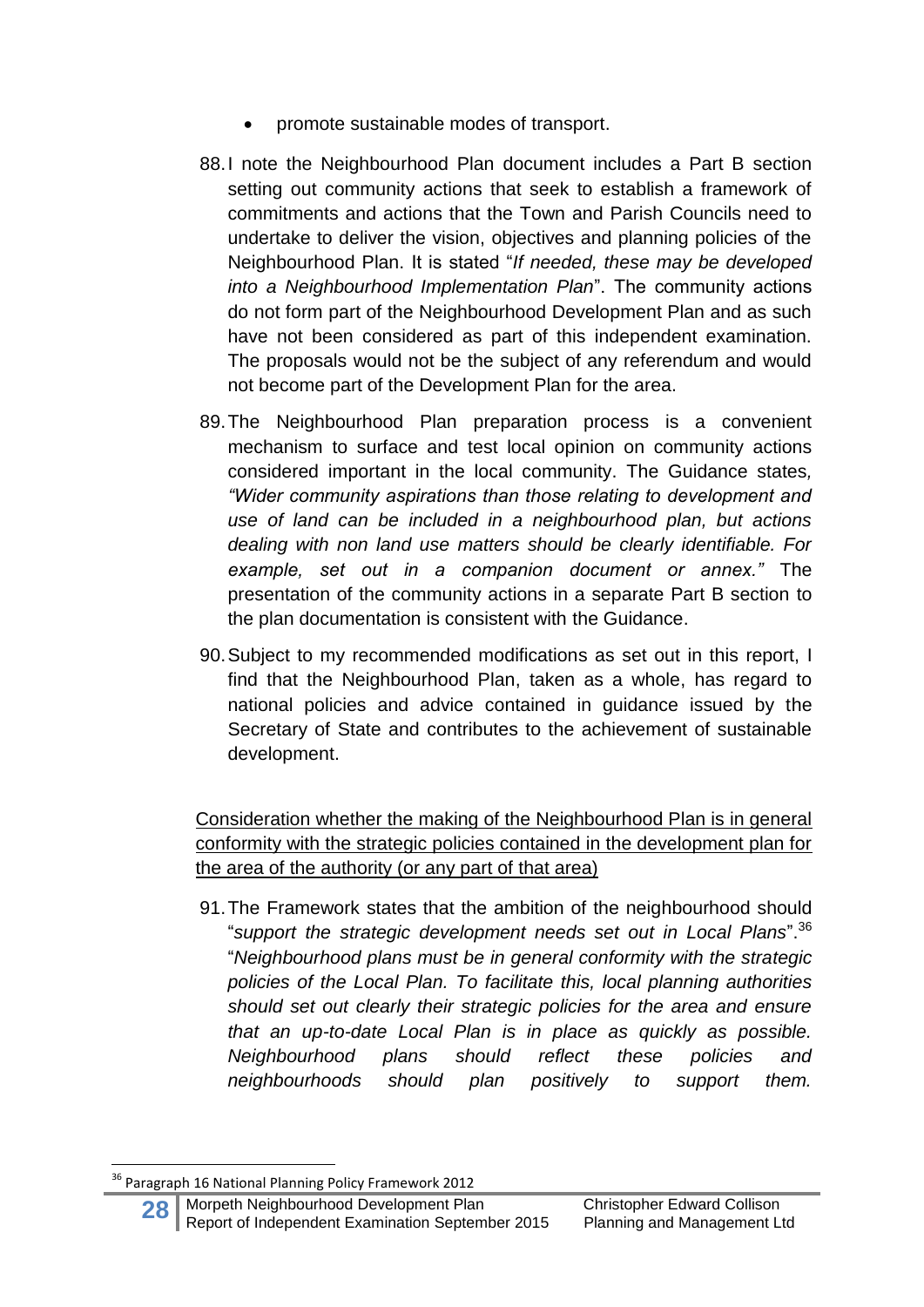- promote sustainable modes of transport.

88. I note the Neighbourhood Plan document includes a Part B section setting out community actions that seek to establish a framework of commitments and actions that the Town and Parish Councils need to undertake to deliver the vision, objectives and planning policies of the Neighbourhood Plan. It is stated "*If needed, these may be developed into a Neighbourhood Implementation Plan*". The community actions do not form part of the Neighbourhood Development Plan and as such have not been considered as part of this independent examination. The proposals would not be the subject of any referendum and would not become part of the Development Plan for the area.

89. The Neighbourhood Plan preparation process is a convenient mechanism to surface and test local opinion on community actions considered important in the local community. The Guidance states, *"Wider community aspirations than those relating to development and use of land can be included in a neighbourhood plan, but actions dealing with non land use matters should be clearly identifiable. For example, set out in a companion document or annex."* The presentation of the community actions in a separate Part B section to the plan documentation is consistent with the Guidance.

90. Subject to my recommended modifications as set out in this report, I find that the Neighbourhood Plan, taken as a whole, has regard to national policies and advice contained in guidance issued by the Secretary of State and contributes to the achievement of sustainable development.

<u>Consideration whether the making of the Neighbourhood Plan is in general conformity with the strategic policies contained in the development plan for the area of the authority (or any part of that area)</u>

91. The Framework states that the ambition of the neighbourhood should "*support the strategic development needs set out in Local Plans*".[36] "*Neighbourhood plans must be in general conformity with the strategic policies of the Local Plan. To facilitate this, local planning authorities should set out clearly their strategic policies for the area and ensure that an up-to-date Local Plan is in place as quickly as possible. Neighbourhood plans should reflect these policies and neighbourhoods should plan positively to support them.*

[36] Paragraph 16 National Planning Policy Framework 2012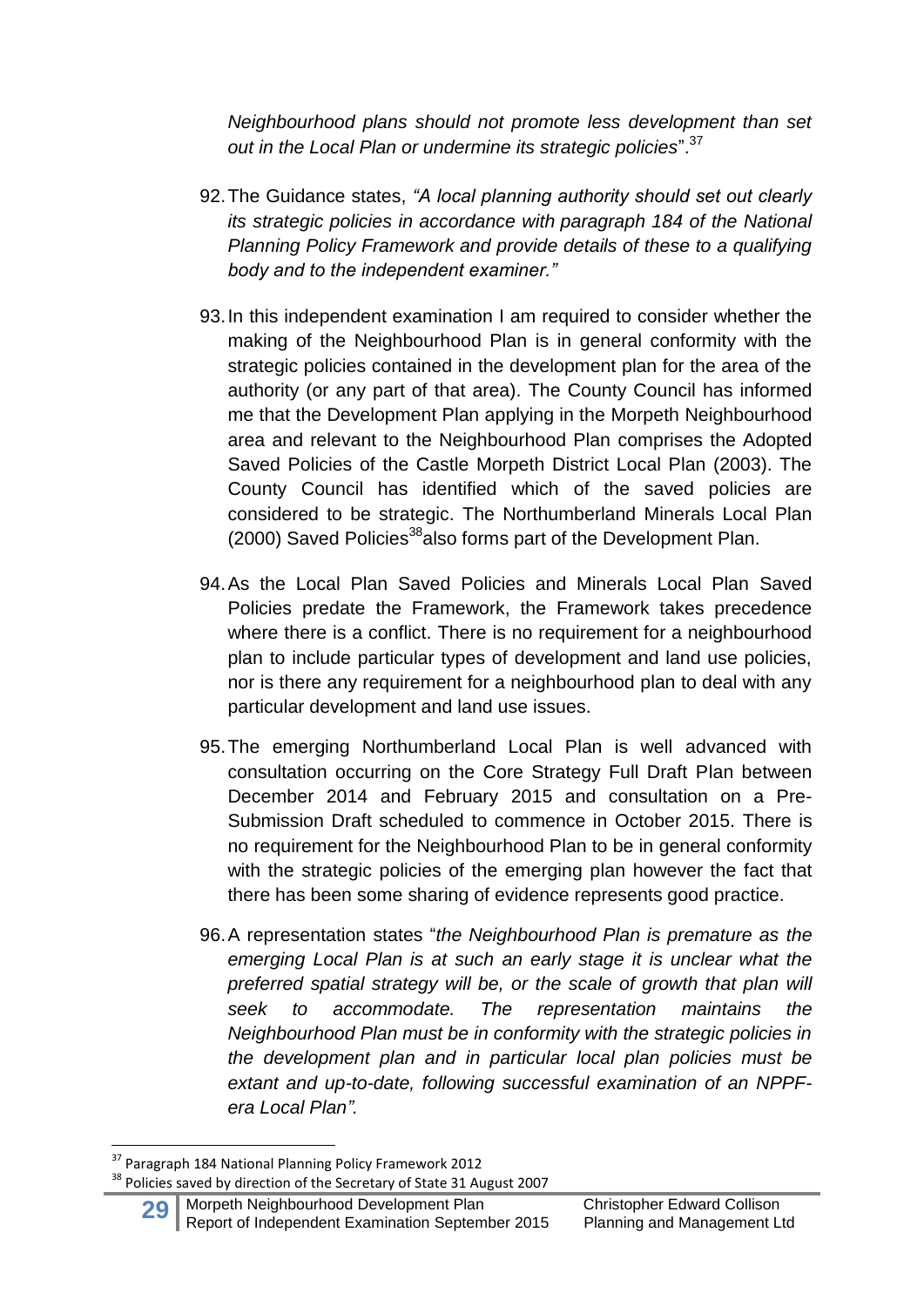*Neighbourhood plans should not promote less development than set out in the Local Plan or undermine its strategic policies*".[37]

92. The Guidance states, *"A local planning authority should set out clearly its strategic policies in accordance with paragraph 184 of the National Planning Policy Framework and provide details of these to a qualifying body and to the independent examiner."*

93. In this independent examination I am required to consider whether the making of the Neighbourhood Plan is in general conformity with the strategic policies contained in the development plan for the area of the authority (or any part of that area). The County Council has informed me that the Development Plan applying in the Morpeth Neighbourhood area and relevant to the Neighbourhood Plan comprises the Adopted Saved Policies of the Castle Morpeth District Local Plan (2003). The County Council has identified which of the saved policies are considered to be strategic. The Northumberland Minerals Local Plan (2000) Saved Policies[38] also forms part of the Development Plan.

94. As the Local Plan Saved Policies and Minerals Local Plan Saved Policies predate the Framework, the Framework takes precedence where there is a conflict. There is no requirement for a neighbourhood plan to include particular types of development and land use policies, nor is there any requirement for a neighbourhood plan to deal with any particular development and land use issues.

95. The emerging Northumberland Local Plan is well advanced with consultation occurring on the Core Strategy Full Draft Plan between December 2014 and February 2015 and consultation on a Pre-Submission Draft scheduled to commence in October 2015. There is no requirement for the Neighbourhood Plan to be in general conformity with the strategic policies of the emerging plan however the fact that there has been some sharing of evidence represents good practice.

96. A representation states "*the Neighbourhood Plan is premature as the emerging Local Plan is at such an early stage it is unclear what the preferred spatial strategy will be, or the scale of growth that plan will seek to accommodate. The representation maintains the Neighbourhood Plan must be in conformity with the strategic policies in the development plan and in particular local plan policies must be extant and up-to-date, following successful examination of an NPPF-era Local Plan".*

---

[37] Paragraph 184 National Planning Policy Framework 2012

[38] Policies saved by direction of the Secretary of State 31 August 2007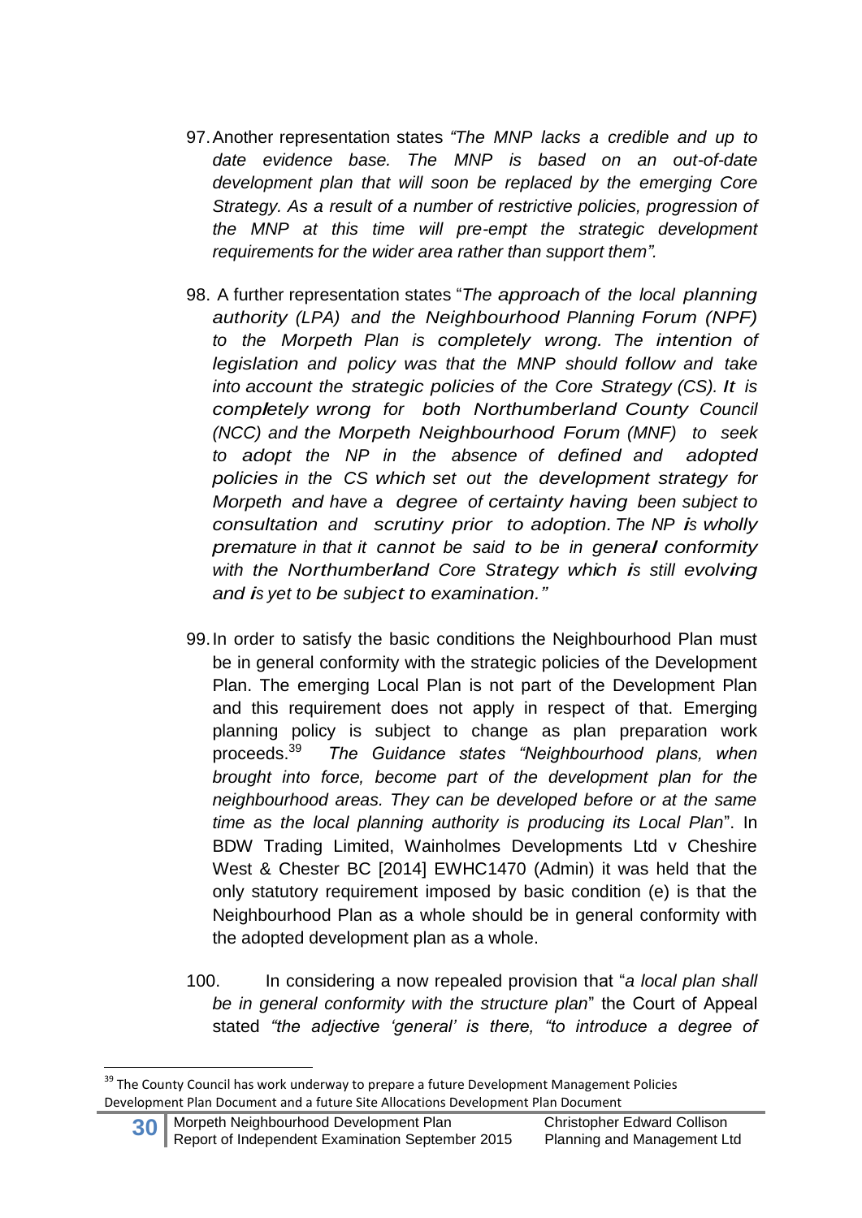97. Another representation states *"The MNP lacks a credible and up to date evidence base. The MNP is based on an out-of-date development plan that will soon be replaced by the emerging Core Strategy. As a result of a number of restrictive policies, progression of the MNP at this time will pre-empt the strategic development requirements for the wider area rather than support them".*

98. A further representation states "*The approach of the local planning authority (LPA) and the Neighbourhood Planning Forum (NPF) to the Morpeth Plan is completely wrong. The intention of legislation and policy was that the MNP should follow and take into account the strategic policies of the Core Strategy (CS). It is completely wrong for both Northumberland County Council (NCC) and the Morpeth Neighbourhood Forum (MNF) to seek to adopt the NP in the absence of defined and adopted policies in the CS which set out the development strategy for Morpeth and have a degree of certainty having been subject to consultation and scrutiny prior to adoption. The NP is wholly premature in that it cannot be said to be in general conformity with the Northumberland Core Strategy which is still evolving and is yet to be subject to examination."*

99. In order to satisfy the basic conditions the Neighbourhood Plan must be in general conformity with the strategic policies of the Development Plan. The emerging Local Plan is not part of the Development Plan and this requirement does not apply in respect of that. Emerging planning policy is subject to change as plan preparation work proceeds.[39] *The Guidance states "Neighbourhood plans, when brought into force, become part of the development plan for the neighbourhood areas. They can be developed before or at the same time as the local planning authority is producing its Local Plan*". In BDW Trading Limited, Wainholmes Developments Ltd v Cheshire West & Chester BC [2014] EWHC1470 (Admin) it was held that the only statutory requirement imposed by basic condition (e) is that the Neighbourhood Plan as a whole should be in general conformity with the adopted development plan as a whole.

100. In considering a now repealed provision that "*a local plan shall be in general conformity with the structure plan*" the Court of Appeal stated *"the adjective 'general' is there, "to introduce a degree of*

[39] The County Council has work underway to prepare a future Development Management Policies Development Plan Document and a future Site Allocations Development Plan Document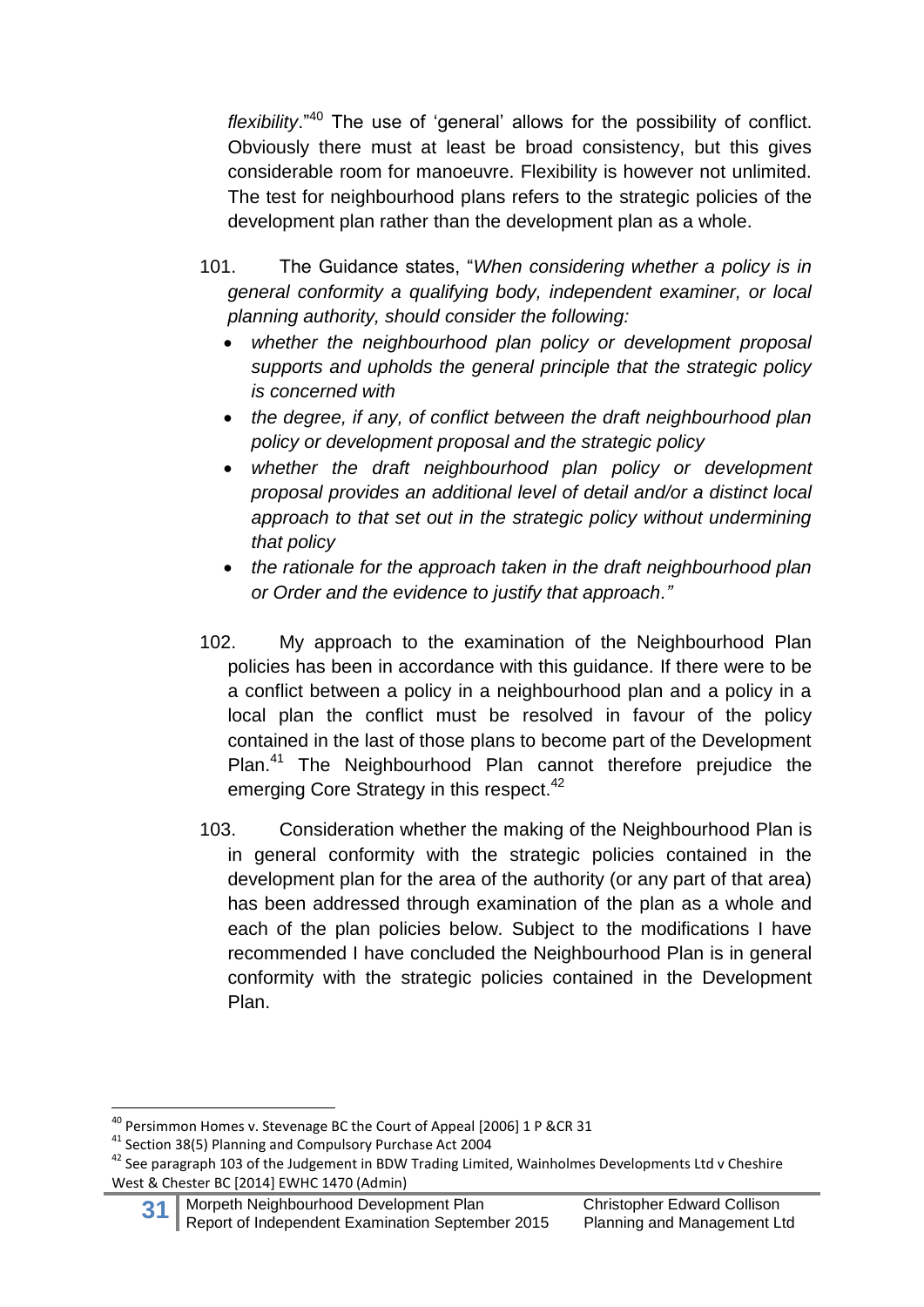*flexibility*."[40] The use of 'general' allows for the possibility of conflict. Obviously there must at least be broad consistency, but this gives considerable room for manoeuvre. Flexibility is however not unlimited. The test for neighbourhood plans refers to the strategic policies of the development plan rather than the development plan as a whole.

101. The Guidance states, "*When considering whether a policy is in general conformity a qualifying body, independent examiner, or local planning authority, should consider the following:*

- *whether the neighbourhood plan policy or development proposal supports and upholds the general principle that the strategic policy is concerned with*
- *the degree, if any, of conflict between the draft neighbourhood plan policy or development proposal and the strategic policy*
- *whether the draft neighbourhood plan policy or development proposal provides an additional level of detail and/or a distinct local approach to that set out in the strategic policy without undermining that policy*
- *the rationale for the approach taken in the draft neighbourhood plan or Order and the evidence to justify that approach."*

102. My approach to the examination of the Neighbourhood Plan policies has been in accordance with this guidance. If there were to be a conflict between a policy in a neighbourhood plan and a policy in a local plan the conflict must be resolved in favour of the policy contained in the last of those plans to become part of the Development Plan.[41] The Neighbourhood Plan cannot therefore prejudice the emerging Core Strategy in this respect.[42]

103. Consideration whether the making of the Neighbourhood Plan is in general conformity with the strategic policies contained in the development plan for the area of the authority (or any part of that area) has been addressed through examination of the plan as a whole and each of the plan policies below. Subject to the modifications I have recommended I have concluded the Neighbourhood Plan is in general conformity with the strategic policies contained in the Development Plan.

---

[40] Persimmon Homes v. Stevenage BC the Court of Appeal [2006] 1 P &CR 31

[41] Section 38(5) Planning and Compulsory Purchase Act 2004

[42] See paragraph 103 of the Judgement in BDW Trading Limited, Wainholmes Developments Ltd v Cheshire West & Chester BC [2014] EWHC 1470 (Admin)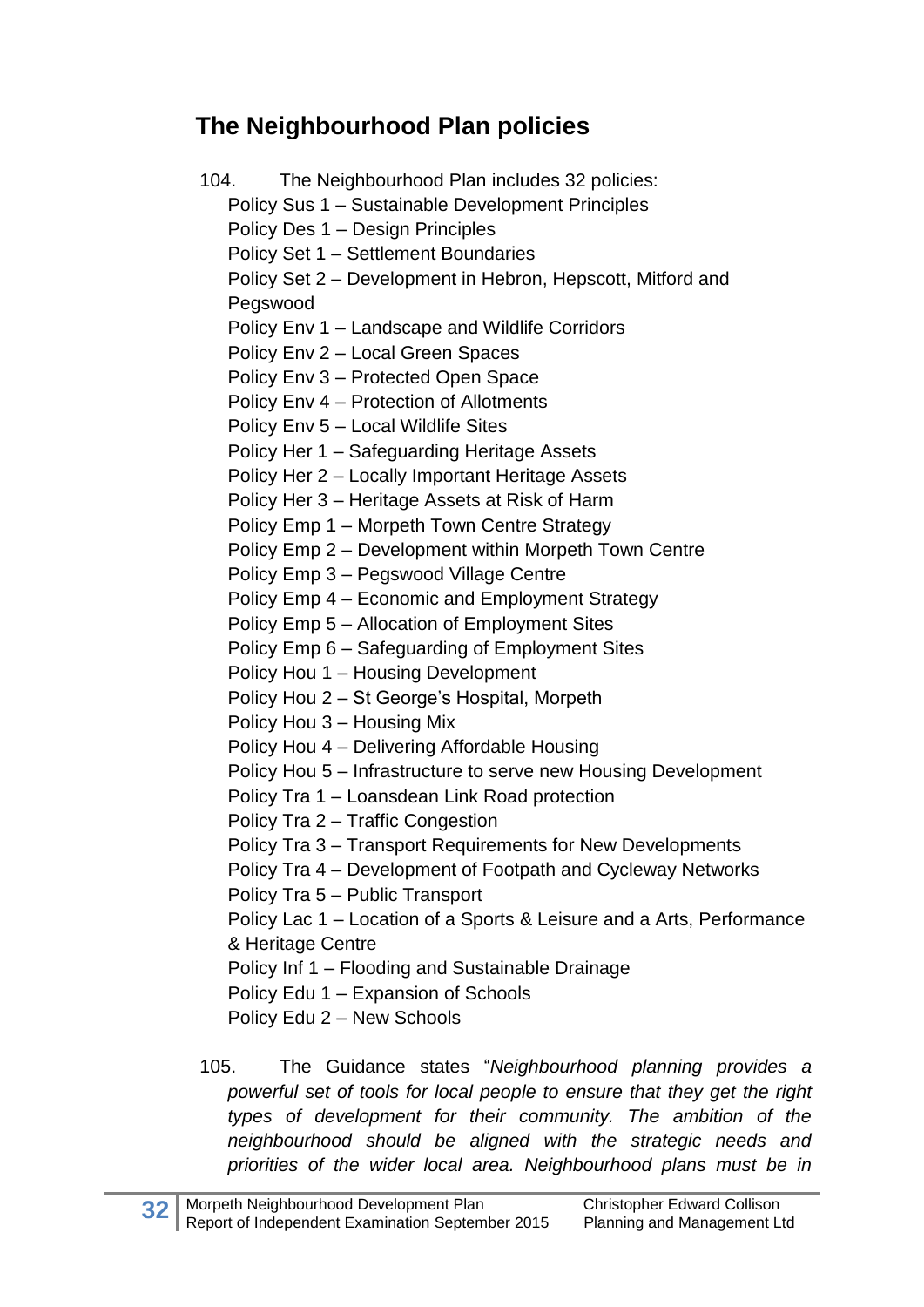## The Neighbourhood Plan policies

104. The Neighbourhood Plan includes 32 policies:

Policy Sus 1 – Sustainable Development Principles
Policy Des 1 – Design Principles
Policy Set 1 – Settlement Boundaries
Policy Set 2 – Development in Hebron, Hepscott, Mitford and Pegswood
Policy Env 1 – Landscape and Wildlife Corridors
Policy Env 2 – Local Green Spaces
Policy Env 3 – Protected Open Space
Policy Env 4 – Protection of Allotments
Policy Env 5 – Local Wildlife Sites
Policy Her 1 – Safeguarding Heritage Assets
Policy Her 2 – Locally Important Heritage Assets
Policy Her 3 – Heritage Assets at Risk of Harm
Policy Emp 1 – Morpeth Town Centre Strategy
Policy Emp 2 – Development within Morpeth Town Centre
Policy Emp 3 – Pegswood Village Centre
Policy Emp 4 – Economic and Employment Strategy
Policy Emp 5 – Allocation of Employment Sites
Policy Emp 6 – Safeguarding of Employment Sites
Policy Hou 1 – Housing Development
Policy Hou 2 – St George's Hospital, Morpeth
Policy Hou 3 – Housing Mix
Policy Hou 4 – Delivering Affordable Housing
Policy Hou 5 – Infrastructure to serve new Housing Development
Policy Tra 1 – Loansdean Link Road protection
Policy Tra 2 – Traffic Congestion
Policy Tra 3 – Transport Requirements for New Developments
Policy Tra 4 – Development of Footpath and Cycleway Networks
Policy Tra 5 – Public Transport
Policy Lac 1 – Location of a Sports & Leisure and a Arts, Performance & Heritage Centre
Policy Inf 1 – Flooding and Sustainable Drainage
Policy Edu 1 – Expansion of Schools
Policy Edu 2 – New Schools

105. The Guidance states "*Neighbourhood planning provides a powerful set of tools for local people to ensure that they get the right types of development for their community. The ambition of the neighbourhood should be aligned with the strategic needs and priorities of the wider local area. Neighbourhood plans must be in*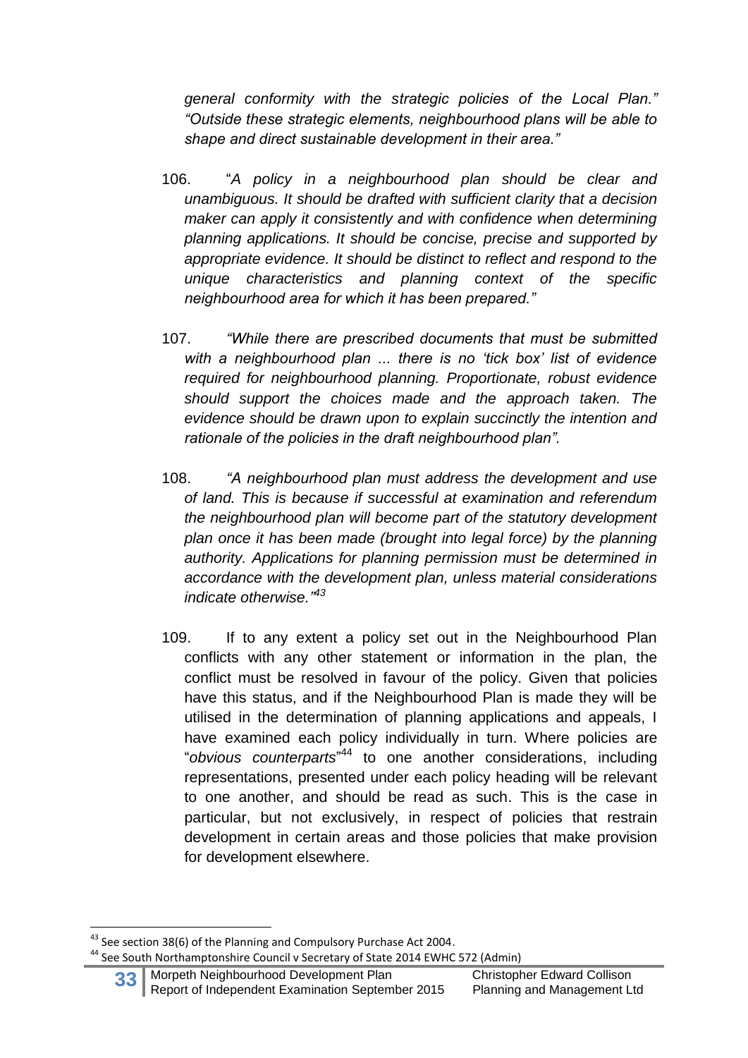*general conformity with the strategic policies of the Local Plan." "Outside these strategic elements, neighbourhood plans will be able to shape and direct sustainable development in their area."*

106. "*A policy in a neighbourhood plan should be clear and unambiguous. It should be drafted with sufficient clarity that a decision maker can apply it consistently and with confidence when determining planning applications. It should be concise, precise and supported by appropriate evidence. It should be distinct to reflect and respond to the unique characteristics and planning context of the specific neighbourhood area for which it has been prepared."*

107. *"While there are prescribed documents that must be submitted with a neighbourhood plan ... there is no 'tick box' list of evidence required for neighbourhood planning. Proportionate, robust evidence should support the choices made and the approach taken. The evidence should be drawn upon to explain succinctly the intention and rationale of the policies in the draft neighbourhood plan".*

108. *"A neighbourhood plan must address the development and use of land. This is because if successful at examination and referendum the neighbourhood plan will become part of the statutory development plan once it has been made (brought into legal force) by the planning authority. Applications for planning permission must be determined in accordance with the development plan, unless material considerations indicate otherwise."*[43]

109. If to any extent a policy set out in the Neighbourhood Plan conflicts with any other statement or information in the plan, the conflict must be resolved in favour of the policy. Given that policies have this status, and if the Neighbourhood Plan is made they will be utilised in the determination of planning applications and appeals, I have examined each policy individually in turn. Where policies are "*obvious counterparts*"[44] to one another considerations, including representations, presented under each policy heading will be relevant to one another, and should be read as such. This is the case in particular, but not exclusively, in respect of policies that restrain development in certain areas and those policies that make provision for development elsewhere.

---

[43] See section 38(6) of the Planning and Compulsory Purchase Act 2004.

[44] See South Northamptonshire Council v Secretary of State 2014 EWHC 572 (Admin)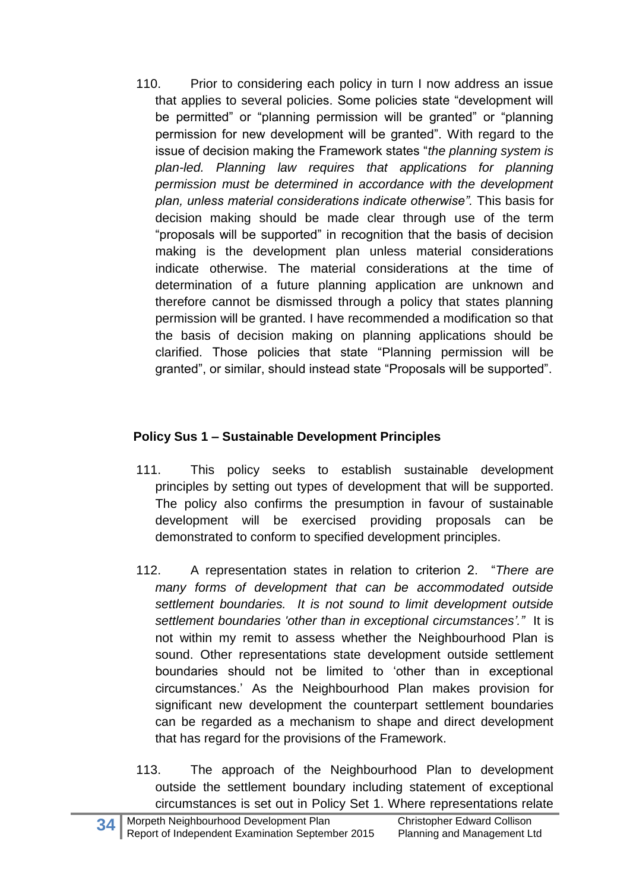110. Prior to considering each policy in turn I now address an issue that applies to several policies. Some policies state "development will be permitted" or "planning permission will be granted" or "planning permission for new development will be granted". With regard to the issue of decision making the Framework states "*the planning system is plan-led. Planning law requires that applications for planning permission must be determined in accordance with the development plan, unless material considerations indicate otherwise".* This basis for decision making should be made clear through use of the term "proposals will be supported" in recognition that the basis of decision making is the development plan unless material considerations indicate otherwise. The material considerations at the time of determination of a future planning application are unknown and therefore cannot be dismissed through a policy that states planning permission will be granted. I have recommended a modification so that the basis of decision making on planning applications should be clarified. Those policies that state "Planning permission will be granted", or similar, should instead state "Proposals will be supported".

**Policy Sus 1 – Sustainable Development Principles**

111. This policy seeks to establish sustainable development principles by setting out types of development that will be supported. The policy also confirms the presumption in favour of sustainable development will be exercised providing proposals can be demonstrated to conform to specified development principles.

112. A representation states in relation to criterion 2. "*There are many forms of development that can be accommodated outside settlement boundaries. It is not sound to limit development outside settlement boundaries 'other than in exceptional circumstances'."* It is not within my remit to assess whether the Neighbourhood Plan is sound. Other representations state development outside settlement boundaries should not be limited to 'other than in exceptional circumstances.' As the Neighbourhood Plan makes provision for significant new development the counterpart settlement boundaries can be regarded as a mechanism to shape and direct development that has regard for the provisions of the Framework.

113. The approach of the Neighbourhood Plan to development outside the settlement boundary including statement of exceptional circumstances is set out in Policy Set 1. Where representations relate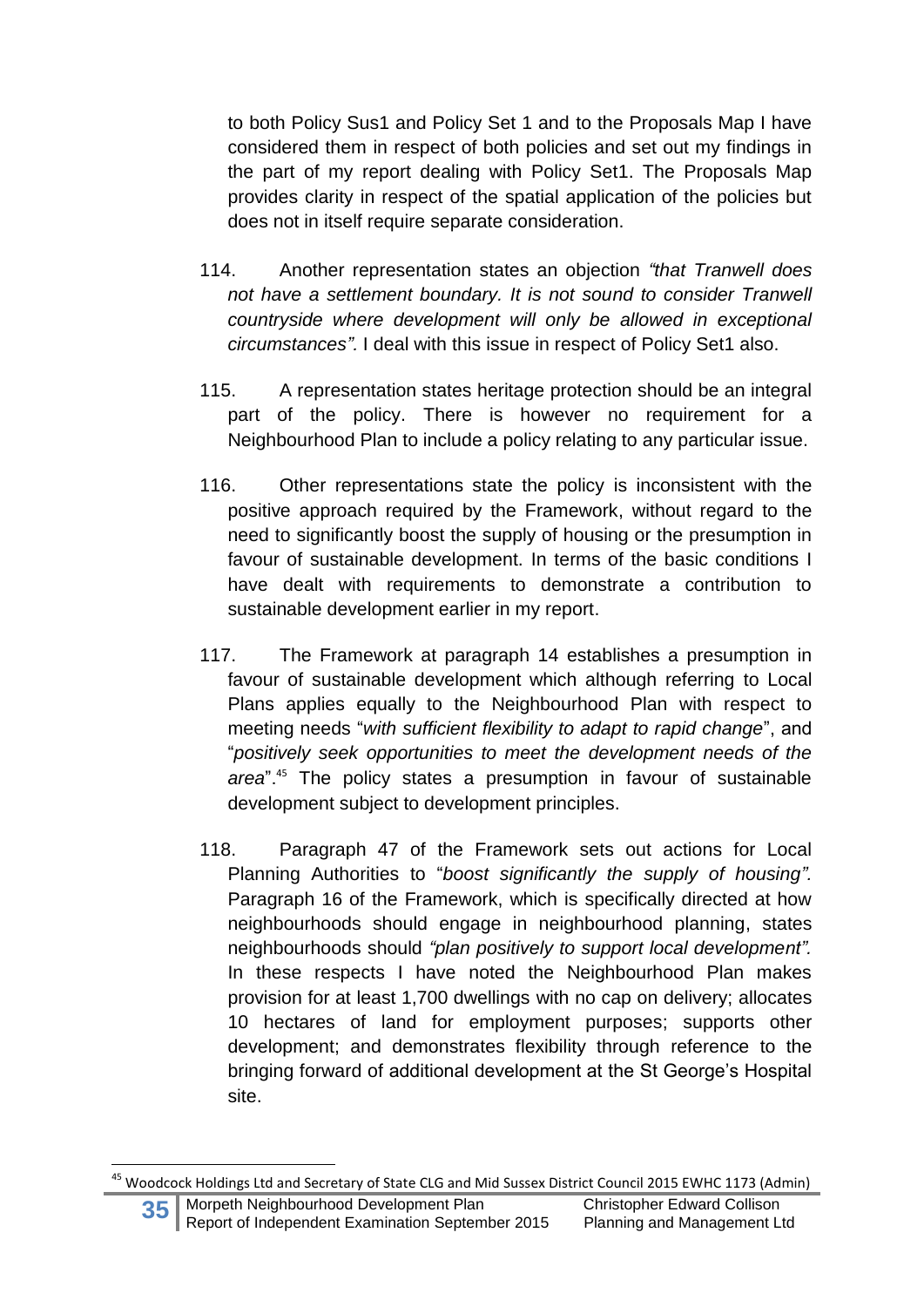to both Policy Sus1 and Policy Set 1 and to the Proposals Map I have considered them in respect of both policies and set out my findings in the part of my report dealing with Policy Set1. The Proposals Map provides clarity in respect of the spatial application of the policies but does not in itself require separate consideration.

114. Another representation states an objection *"that Tranwell does not have a settlement boundary. It is not sound to consider Tranwell countryside where development will only be allowed in exceptional circumstances".* I deal with this issue in respect of Policy Set1 also.

115. A representation states heritage protection should be an integral part of the policy. There is however no requirement for a Neighbourhood Plan to include a policy relating to any particular issue.

116. Other representations state the policy is inconsistent with the positive approach required by the Framework, without regard to the need to significantly boost the supply of housing or the presumption in favour of sustainable development. In terms of the basic conditions I have dealt with requirements to demonstrate a contribution to sustainable development earlier in my report.

117. The Framework at paragraph 14 establishes a presumption in favour of sustainable development which although referring to Local Plans applies equally to the Neighbourhood Plan with respect to meeting needs "*with sufficient flexibility to adapt to rapid change*", and "*positively seek opportunities to meet the development needs of the area*".[45] The policy states a presumption in favour of sustainable development subject to development principles.

118. Paragraph 47 of the Framework sets out actions for Local Planning Authorities to "*boost significantly the supply of housing".* Paragraph 16 of the Framework, which is specifically directed at how neighbourhoods should engage in neighbourhood planning, states neighbourhoods should *"plan positively to support local development".* In these respects I have noted the Neighbourhood Plan makes provision for at least 1,700 dwellings with no cap on delivery; allocates 10 hectares of land for employment purposes; supports other development; and demonstrates flexibility through reference to the bringing forward of additional development at the St George's Hospital site.

[45] Woodcock Holdings Ltd and Secretary of State CLG and Mid Sussex District Council 2015 EWHC 1173 (Admin)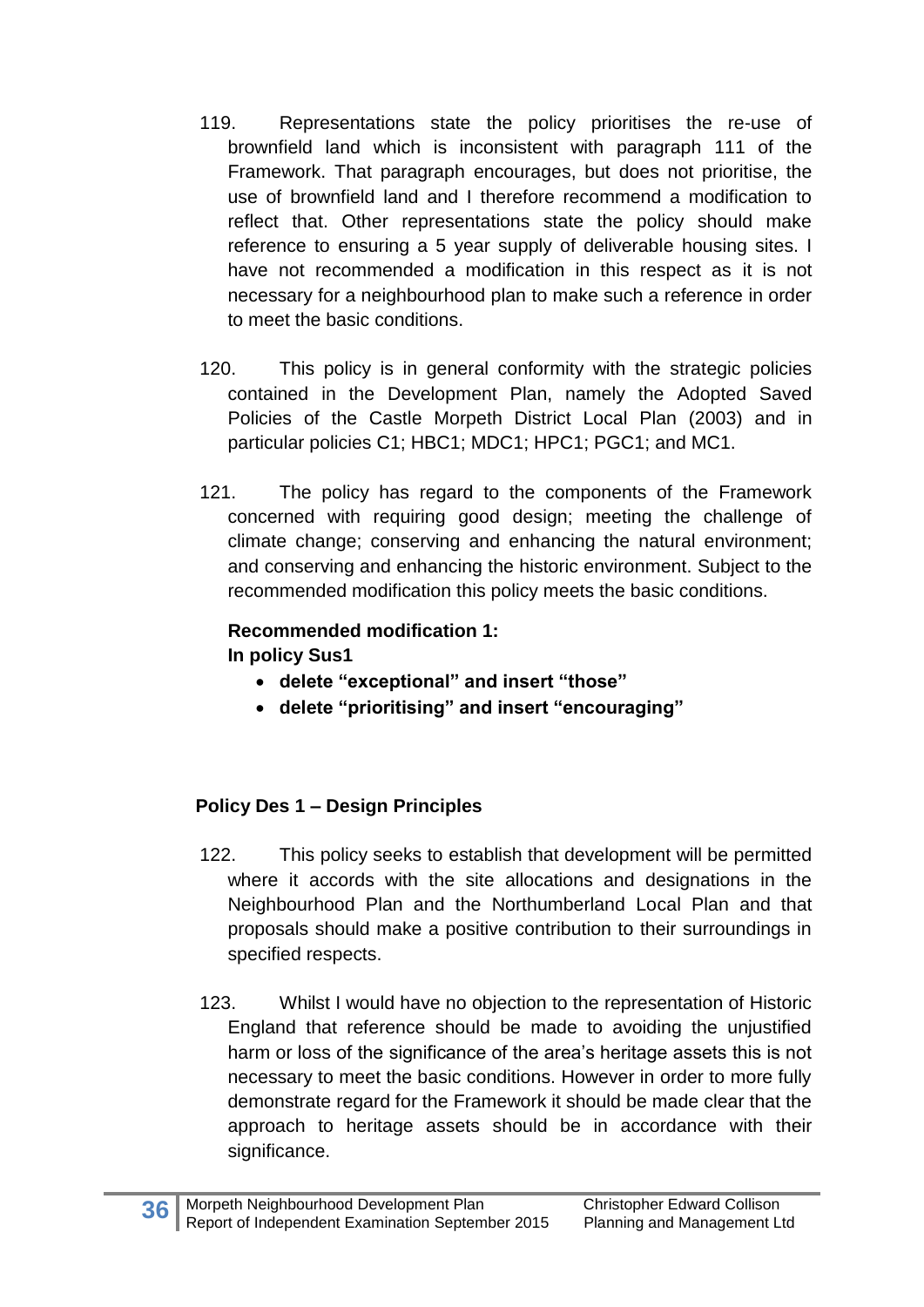119. Representations state the policy prioritises the re-use of brownfield land which is inconsistent with paragraph 111 of the Framework. That paragraph encourages, but does not prioritise, the use of brownfield land and I therefore recommend a modification to reflect that. Other representations state the policy should make reference to ensuring a 5 year supply of deliverable housing sites. I have not recommended a modification in this respect as it is not necessary for a neighbourhood plan to make such a reference in order to meet the basic conditions.

120. This policy is in general conformity with the strategic policies contained in the Development Plan, namely the Adopted Saved Policies of the Castle Morpeth District Local Plan (2003) and in particular policies C1; HBC1; MDC1; HPC1; PGC1; and MC1.

121. The policy has regard to the components of the Framework concerned with requiring good design; meeting the challenge of climate change; conserving and enhancing the natural environment; and conserving and enhancing the historic environment. Subject to the recommended modification this policy meets the basic conditions.

**Recommended modification 1:**
**In policy Sus1**

- **delete "exceptional" and insert "those"**
- **delete "prioritising" and insert "encouraging"**

**Policy Des 1 – Design Principles**

122. This policy seeks to establish that development will be permitted where it accords with the site allocations and designations in the Neighbourhood Plan and the Northumberland Local Plan and that proposals should make a positive contribution to their surroundings in specified respects.

123. Whilst I would have no objection to the representation of Historic England that reference should be made to avoiding the unjustified harm or loss of the significance of the area's heritage assets this is not necessary to meet the basic conditions. However in order to more fully demonstrate regard for the Framework it should be made clear that the approach to heritage assets should be in accordance with their significance.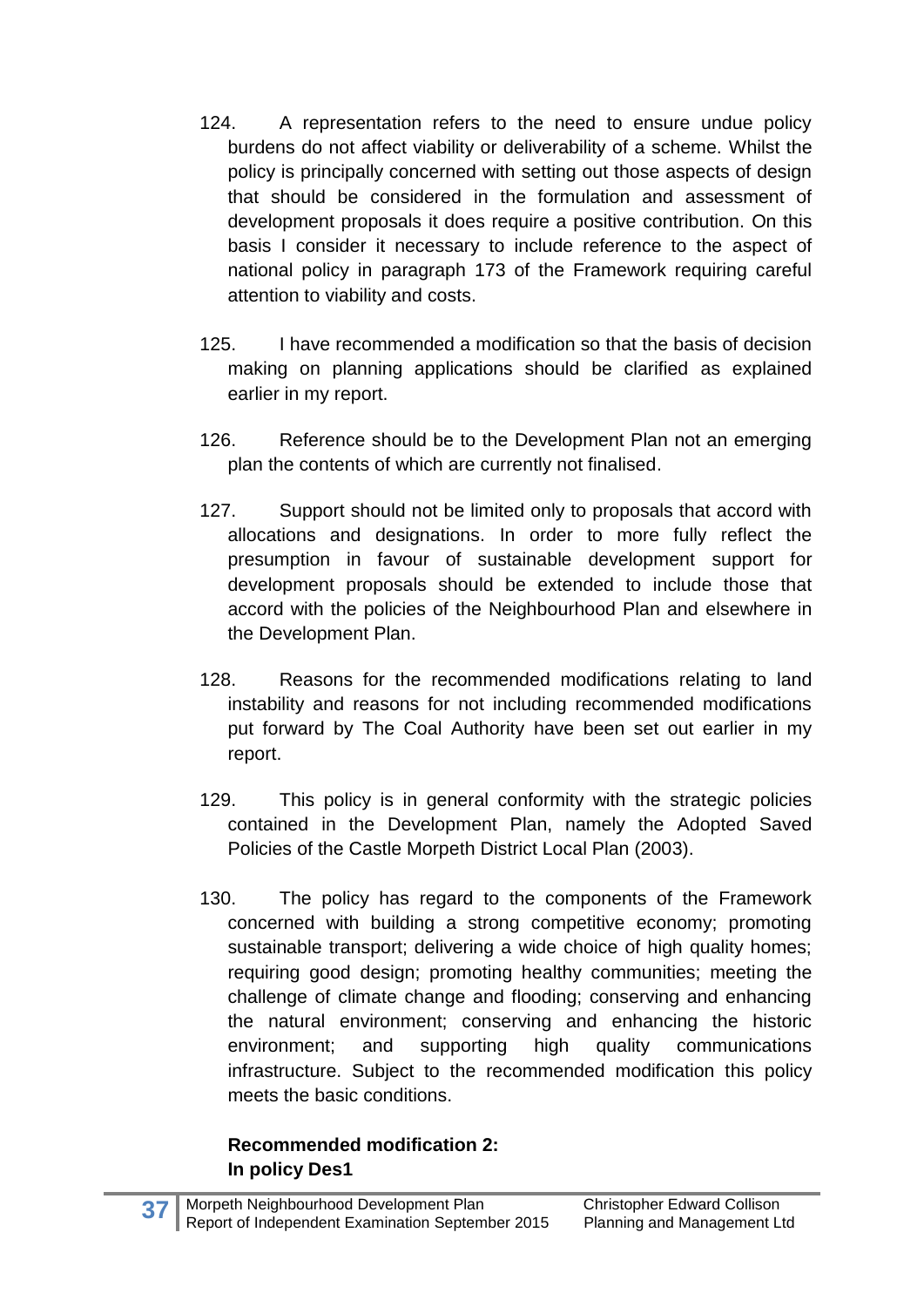124. A representation refers to the need to ensure undue policy burdens do not affect viability or deliverability of a scheme. Whilst the policy is principally concerned with setting out those aspects of design that should be considered in the formulation and assessment of development proposals it does require a positive contribution. On this basis I consider it necessary to include reference to the aspect of national policy in paragraph 173 of the Framework requiring careful attention to viability and costs.

125. I have recommended a modification so that the basis of decision making on planning applications should be clarified as explained earlier in my report.

126. Reference should be to the Development Plan not an emerging plan the contents of which are currently not finalised.

127. Support should not be limited only to proposals that accord with allocations and designations. In order to more fully reflect the presumption in favour of sustainable development support for development proposals should be extended to include those that accord with the policies of the Neighbourhood Plan and elsewhere in the Development Plan.

128. Reasons for the recommended modifications relating to land instability and reasons for not including recommended modifications put forward by The Coal Authority have been set out earlier in my report.

129. This policy is in general conformity with the strategic policies contained in the Development Plan, namely the Adopted Saved Policies of the Castle Morpeth District Local Plan (2003).

130. The policy has regard to the components of the Framework concerned with building a strong competitive economy; promoting sustainable transport; delivering a wide choice of high quality homes; requiring good design; promoting healthy communities; meeting the challenge of climate change and flooding; conserving and enhancing the natural environment; conserving and enhancing the historic environment; and supporting high quality communications infrastructure. Subject to the recommended modification this policy meets the basic conditions.

**Recommended modification 2:**
**In policy Des1**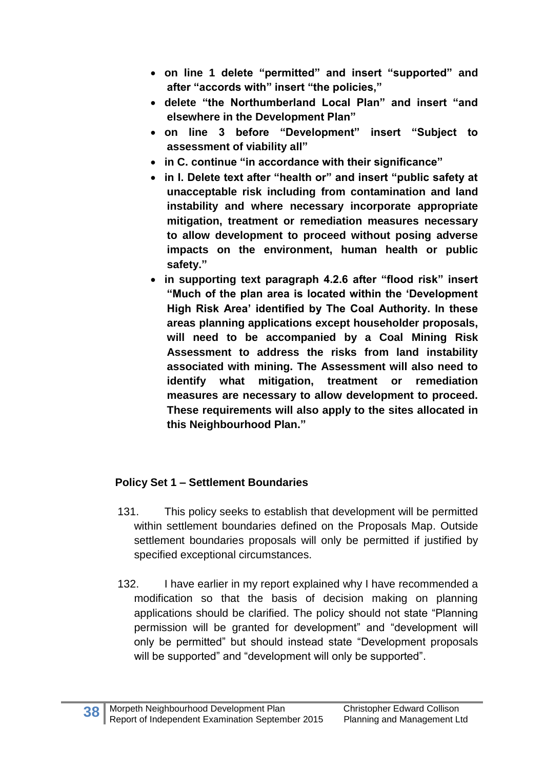- **on line 1 delete "permitted" and insert "supported" and after "accords with" insert "the policies,"**
- **delete "the Northumberland Local Plan" and insert "and elsewhere in the Development Plan"**
- **on line 3 before "Development" insert "Subject to assessment of viability all"**
- **in C. continue "in accordance with their significance"**
- **in I. Delete text after "health or" and insert "public safety at unacceptable risk including from contamination and land instability and where necessary incorporate appropriate mitigation, treatment or remediation measures necessary to allow development to proceed without posing adverse impacts on the environment, human health or public safety."**
- **in supporting text paragraph 4.2.6 after "flood risk" insert "Much of the plan area is located within the 'Development High Risk Area' identified by The Coal Authority. In these areas planning applications except householder proposals, will need to be accompanied by a Coal Mining Risk Assessment to address the risks from land instability associated with mining. The Assessment will also need to identify what mitigation, treatment or remediation measures are necessary to allow development to proceed. These requirements will also apply to the sites allocated in this Neighbourhood Plan."**

### Policy Set 1 – Settlement Boundaries

131. This policy seeks to establish that development will be permitted within settlement boundaries defined on the Proposals Map. Outside settlement boundaries proposals will only be permitted if justified by specified exceptional circumstances.

132. I have earlier in my report explained why I have recommended a modification so that the basis of decision making on planning applications should be clarified. The policy should not state "Planning permission will be granted for development" and "development will only be permitted" but should instead state "Development proposals will be supported" and "development will only be supported".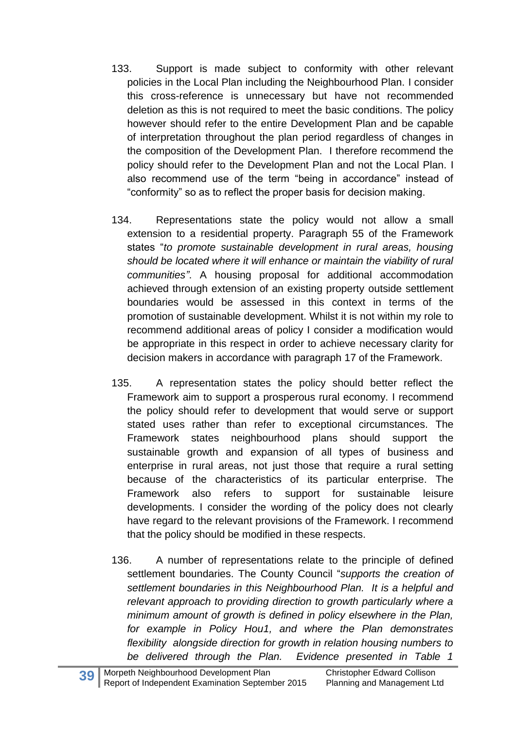133. Support is made subject to conformity with other relevant policies in the Local Plan including the Neighbourhood Plan. I consider this cross-reference is unnecessary but have not recommended deletion as this is not required to meet the basic conditions. The policy however should refer to the entire Development Plan and be capable of interpretation throughout the plan period regardless of changes in the composition of the Development Plan. I therefore recommend the policy should refer to the Development Plan and not the Local Plan. I also recommend use of the term "being in accordance" instead of "conformity" so as to reflect the proper basis for decision making.

134. Representations state the policy would not allow a small extension to a residential property. Paragraph 55 of the Framework states "*to promote sustainable development in rural areas, housing should be located where it will enhance or maintain the viability of rural communities"*. A housing proposal for additional accommodation achieved through extension of an existing property outside settlement boundaries would be assessed in this context in terms of the promotion of sustainable development. Whilst it is not within my role to recommend additional areas of policy I consider a modification would be appropriate in this respect in order to achieve necessary clarity for decision makers in accordance with paragraph 17 of the Framework.

135. A representation states the policy should better reflect the Framework aim to support a prosperous rural economy. I recommend the policy should refer to development that would serve or support stated uses rather than refer to exceptional circumstances. The Framework states neighbourhood plans should support the sustainable growth and expansion of all types of business and enterprise in rural areas, not just those that require a rural setting because of the characteristics of its particular enterprise. The Framework also refers to support for sustainable leisure developments. I consider the wording of the policy does not clearly have regard to the relevant provisions of the Framework. I recommend that the policy should be modified in these respects.

136. A number of representations relate to the principle of defined settlement boundaries. The County Council "*supports the creation of settlement boundaries in this Neighbourhood Plan. It is a helpful and relevant approach to providing direction to growth particularly where a minimum amount of growth is defined in policy elsewhere in the Plan, for example in Policy Hou1, and where the Plan demonstrates flexibility alongside direction for growth in relation housing numbers to be delivered through the Plan. Evidence presented in Table 1*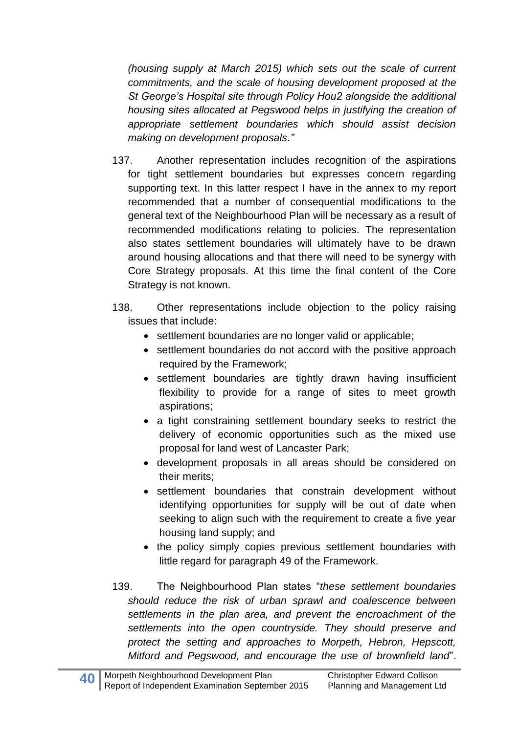*(housing supply at March 2015) which sets out the scale of current commitments, and the scale of housing development proposed at the St George's Hospital site through Policy Hou2 alongside the additional housing sites allocated at Pegswood helps in justifying the creation of appropriate settlement boundaries which should assist decision making on development proposals."*

137. Another representation includes recognition of the aspirations for tight settlement boundaries but expresses concern regarding supporting text. In this latter respect I have in the annex to my report recommended that a number of consequential modifications to the general text of the Neighbourhood Plan will be necessary as a result of recommended modifications relating to policies. The representation also states settlement boundaries will ultimately have to be drawn around housing allocations and that there will need to be synergy with Core Strategy proposals. At this time the final content of the Core Strategy is not known.

138. Other representations include objection to the policy raising issues that include:

- settlement boundaries are no longer valid or applicable;
- settlement boundaries do not accord with the positive approach required by the Framework;
- settlement boundaries are tightly drawn having insufficient flexibility to provide for a range of sites to meet growth aspirations;
- a tight constraining settlement boundary seeks to restrict the delivery of economic opportunities such as the mixed use proposal for land west of Lancaster Park;
- development proposals in all areas should be considered on their merits;
- settlement boundaries that constrain development without identifying opportunities for supply will be out of date when seeking to align such with the requirement to create a five year housing land supply; and
- the policy simply copies previous settlement boundaries with little regard for paragraph 49 of the Framework.

139. The Neighbourhood Plan states "*these settlement boundaries should reduce the risk of urban sprawl and coalescence between settlements in the plan area, and prevent the encroachment of the settlements into the open countryside. They should preserve and protect the setting and approaches to Morpeth, Hebron, Hepscott, Mitford and Pegswood, and encourage the use of brownfield land*".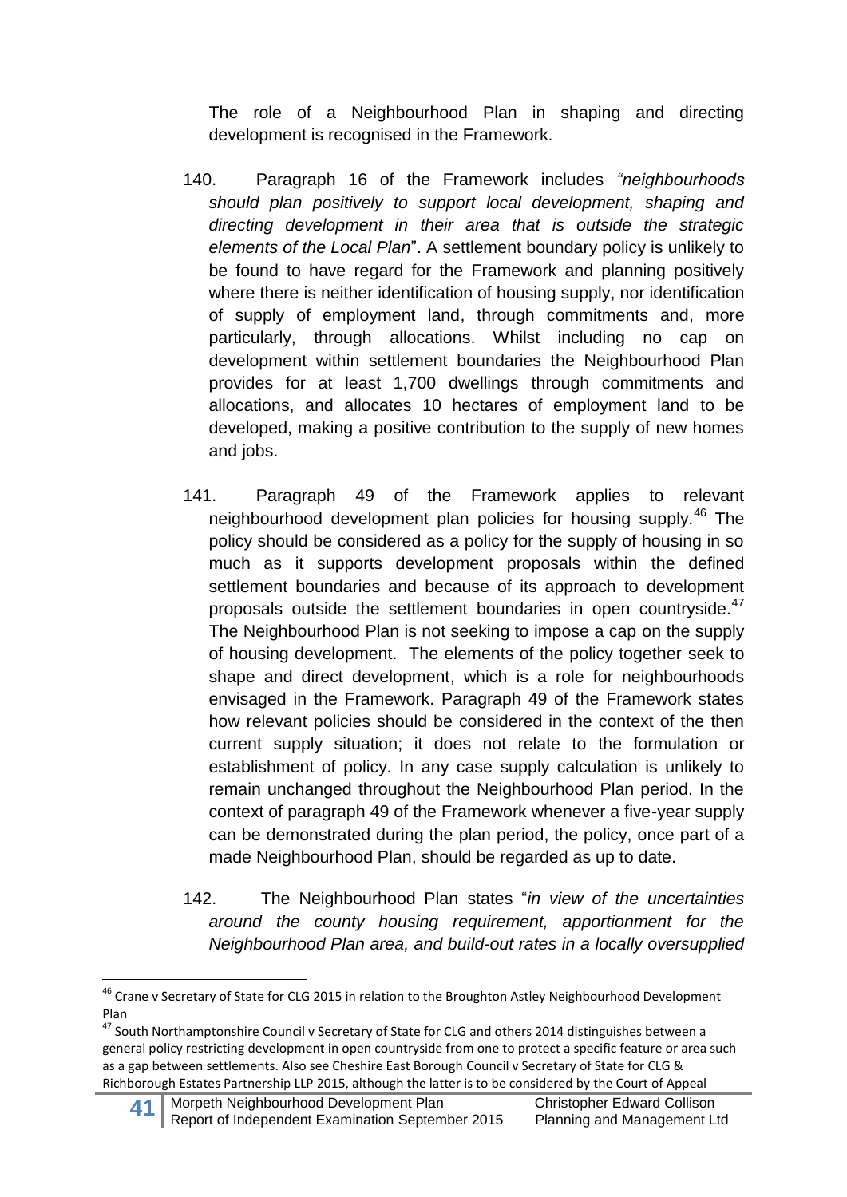The role of a Neighbourhood Plan in shaping and directing development is recognised in the Framework.

140. Paragraph 16 of the Framework includes *"neighbourhoods should plan positively to support local development, shaping and directing development in their area that is outside the strategic elements of the Local Plan*". A settlement boundary policy is unlikely to be found to have regard for the Framework and planning positively where there is neither identification of housing supply, nor identification of supply of employment land, through commitments and, more particularly, through allocations. Whilst including no cap on development within settlement boundaries the Neighbourhood Plan provides for at least 1,700 dwellings through commitments and allocations, and allocates 10 hectares of employment land to be developed, making a positive contribution to the supply of new homes and jobs.

141. Paragraph 49 of the Framework applies to relevant neighbourhood development plan policies for housing supply.[46] The policy should be considered as a policy for the supply of housing in so much as it supports development proposals within the defined settlement boundaries and because of its approach to development proposals outside the settlement boundaries in open countryside.[47] The Neighbourhood Plan is not seeking to impose a cap on the supply of housing development. The elements of the policy together seek to shape and direct development, which is a role for neighbourhoods envisaged in the Framework. Paragraph 49 of the Framework states how relevant policies should be considered in the context of the then current supply situation; it does not relate to the formulation or establishment of policy. In any case supply calculation is unlikely to remain unchanged throughout the Neighbourhood Plan period. In the context of paragraph 49 of the Framework whenever a five-year supply can be demonstrated during the plan period, the policy, once part of a made Neighbourhood Plan, should be regarded as up to date.

142. The Neighbourhood Plan states "*in view of the uncertainties around the county housing requirement, apportionment for the Neighbourhood Plan area, and build-out rates in a locally oversupplied*

---

[46] Crane v Secretary of State for CLG 2015 in relation to the Broughton Astley Neighbourhood Development Plan

[47] South Northamptonshire Council v Secretary of State for CLG and others 2014 distinguishes between a general policy restricting development in open countryside from one to protect a specific feature or area such as a gap between settlements. Also see Cheshire East Borough Council v Secretary of State for CLG & Richborough Estates Partnership LLP 2015, although the latter is to be considered by the Court of Appeal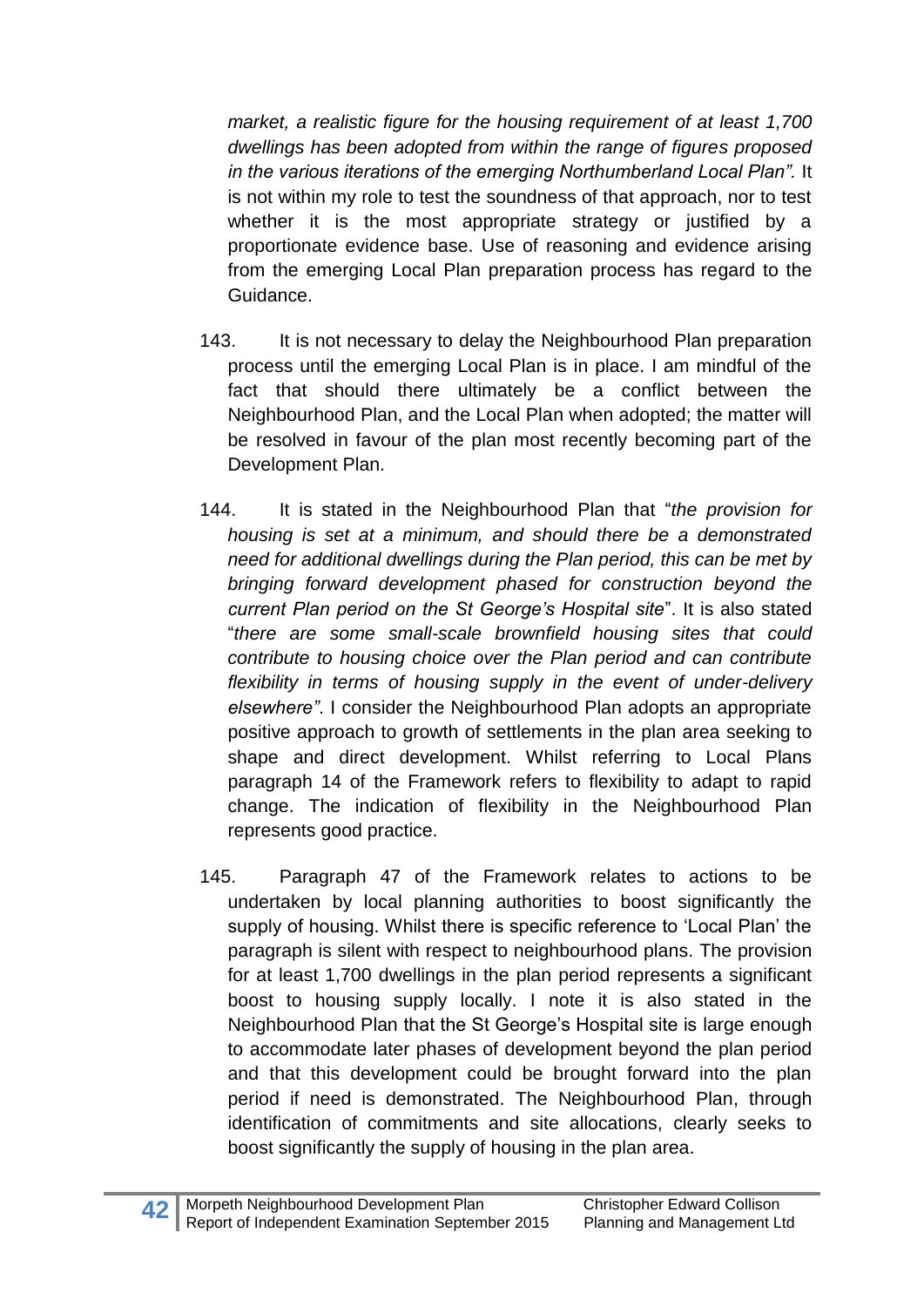*market, a realistic figure for the housing requirement of at least 1,700 dwellings has been adopted from within the range of figures proposed in the various iterations of the emerging Northumberland Local Plan".* It is not within my role to test the soundness of that approach, nor to test whether it is the most appropriate strategy or justified by a proportionate evidence base. Use of reasoning and evidence arising from the emerging Local Plan preparation process has regard to the Guidance.

143. It is not necessary to delay the Neighbourhood Plan preparation process until the emerging Local Plan is in place. I am mindful of the fact that should there ultimately be a conflict between the Neighbourhood Plan, and the Local Plan when adopted; the matter will be resolved in favour of the plan most recently becoming part of the Development Plan.

144. It is stated in the Neighbourhood Plan that "*the provision for housing is set at a minimum, and should there be a demonstrated need for additional dwellings during the Plan period, this can be met by bringing forward development phased for construction beyond the current Plan period on the St George's Hospital site*". It is also stated "*there are some small-scale brownfield housing sites that could contribute to housing choice over the Plan period and can contribute flexibility in terms of housing supply in the event of under-delivery elsewhere"*. I consider the Neighbourhood Plan adopts an appropriate positive approach to growth of settlements in the plan area seeking to shape and direct development. Whilst referring to Local Plans paragraph 14 of the Framework refers to flexibility to adapt to rapid change. The indication of flexibility in the Neighbourhood Plan represents good practice.

145. Paragraph 47 of the Framework relates to actions to be undertaken by local planning authorities to boost significantly the supply of housing. Whilst there is specific reference to 'Local Plan' the paragraph is silent with respect to neighbourhood plans. The provision for at least 1,700 dwellings in the plan period represents a significant boost to housing supply locally. I note it is also stated in the Neighbourhood Plan that the St George's Hospital site is large enough to accommodate later phases of development beyond the plan period and that this development could be brought forward into the plan period if need is demonstrated. The Neighbourhood Plan, through identification of commitments and site allocations, clearly seeks to boost significantly the supply of housing in the plan area.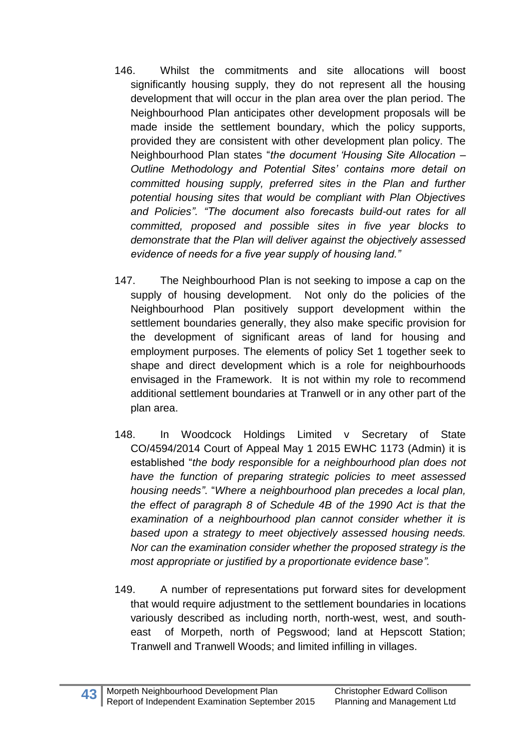146. Whilst the commitments and site allocations will boost significantly housing supply, they do not represent all the housing development that will occur in the plan area over the plan period. The Neighbourhood Plan anticipates other development proposals will be made inside the settlement boundary, which the policy supports, provided they are consistent with other development plan policy. The Neighbourhood Plan states "*the document 'Housing Site Allocation – Outline Methodology and Potential Sites' contains more detail on committed housing supply, preferred sites in the Plan and further potential housing sites that would be compliant with Plan Objectives and Policies". "The document also forecasts build-out rates for all committed, proposed and possible sites in five year blocks to demonstrate that the Plan will deliver against the objectively assessed evidence of needs for a five year supply of housing land."*

147. The Neighbourhood Plan is not seeking to impose a cap on the supply of housing development. Not only do the policies of the Neighbourhood Plan positively support development within the settlement boundaries generally, they also make specific provision for the development of significant areas of land for housing and employment purposes. The elements of policy Set 1 together seek to shape and direct development which is a role for neighbourhoods envisaged in the Framework. It is not within my role to recommend additional settlement boundaries at Tranwell or in any other part of the plan area.

148. In Woodcock Holdings Limited v Secretary of State CO/4594/2014 Court of Appeal May 1 2015 EWHC 1173 (Admin) it is established "*the body responsible for a neighbourhood plan does not have the function of preparing strategic policies to meet assessed housing needs"*. "*Where a neighbourhood plan precedes a local plan, the effect of paragraph 8 of Schedule 4B of the 1990 Act is that the examination of a neighbourhood plan cannot consider whether it is based upon a strategy to meet objectively assessed housing needs. Nor can the examination consider whether the proposed strategy is the most appropriate or justified by a proportionate evidence base".*

149. A number of representations put forward sites for development that would require adjustment to the settlement boundaries in locations variously described as including north, north-west, west, and south-east of Morpeth, north of Pegswood; land at Hepscott Station; Tranwell and Tranwell Woods; and limited infilling in villages.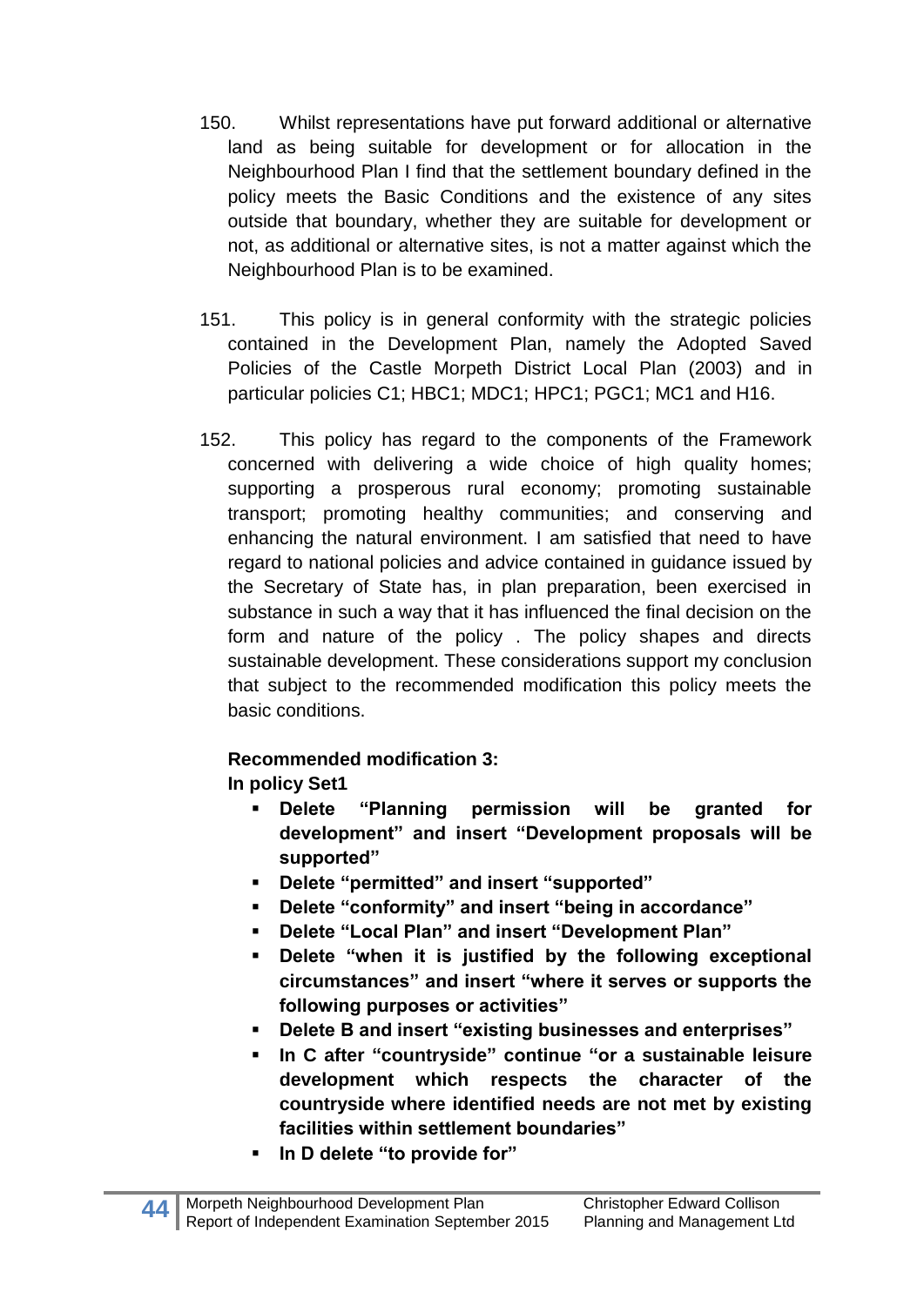150. Whilst representations have put forward additional or alternative land as being suitable for development or for allocation in the Neighbourhood Plan I find that the settlement boundary defined in the policy meets the Basic Conditions and the existence of any sites outside that boundary, whether they are suitable for development or not, as additional or alternative sites, is not a matter against which the Neighbourhood Plan is to be examined.

151. This policy is in general conformity with the strategic policies contained in the Development Plan, namely the Adopted Saved Policies of the Castle Morpeth District Local Plan (2003) and in particular policies C1; HBC1; MDC1; HPC1; PGC1; MC1 and H16.

152. This policy has regard to the components of the Framework concerned with delivering a wide choice of high quality homes; supporting a prosperous rural economy; promoting sustainable transport; promoting healthy communities; and conserving and enhancing the natural environment. I am satisfied that need to have regard to national policies and advice contained in guidance issued by the Secretary of State has, in plan preparation, been exercised in substance in such a way that it has influenced the final decision on the form and nature of the policy . The policy shapes and directs sustainable development. These considerations support my conclusion that subject to the recommended modification this policy meets the basic conditions.

**Recommended modification 3:**
**In policy Set1**

- **Delete "Planning permission will be granted for development" and insert "Development proposals will be supported"**
- **Delete "permitted" and insert "supported"**
- **Delete "conformity" and insert "being in accordance"**
- **Delete "Local Plan" and insert "Development Plan"**
- **Delete "when it is justified by the following exceptional circumstances" and insert "where it serves or supports the following purposes or activities"**
- **Delete B and insert "existing businesses and enterprises"**
- **In C after "countryside" continue "or a sustainable leisure development which respects the character of the countryside where identified needs are not met by existing facilities within settlement boundaries"**
- **In D delete "to provide for"**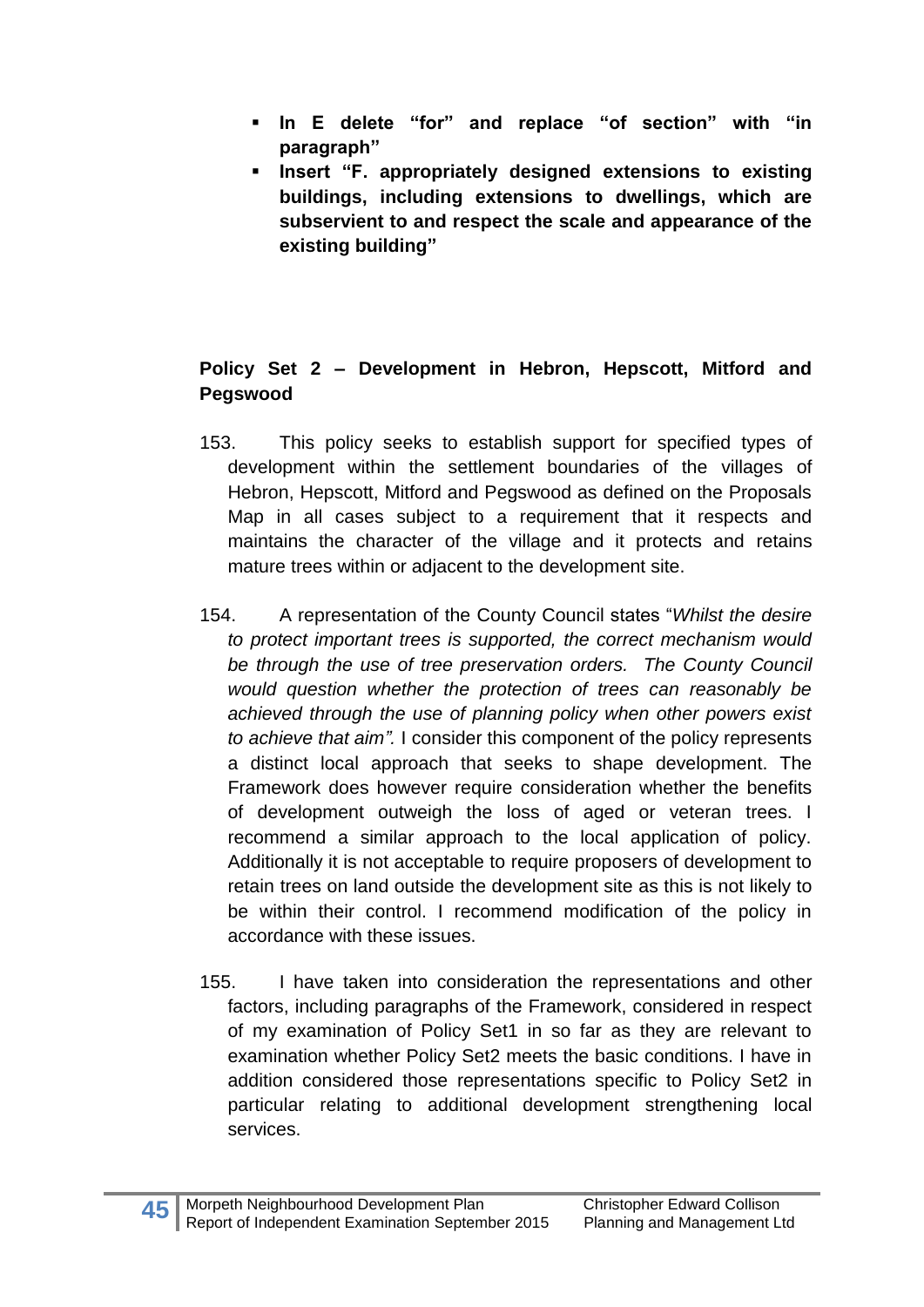- **In E delete "for" and replace "of section" with "in paragraph"**
- **Insert "F. appropriately designed extensions to existing buildings, including extensions to dwellings, which are subservient to and respect the scale and appearance of the existing building"**

**Policy Set 2 – Development in Hebron, Hepscott, Mitford and Pegswood**

153. This policy seeks to establish support for specified types of development within the settlement boundaries of the villages of Hebron, Hepscott, Mitford and Pegswood as defined on the Proposals Map in all cases subject to a requirement that it respects and maintains the character of the village and it protects and retains mature trees within or adjacent to the development site.

154. A representation of the County Council states "*Whilst the desire to protect important trees is supported, the correct mechanism would be through the use of tree preservation orders. The County Council would question whether the protection of trees can reasonably be achieved through the use of planning policy when other powers exist to achieve that aim".* I consider this component of the policy represents a distinct local approach that seeks to shape development. The Framework does however require consideration whether the benefits of development outweigh the loss of aged or veteran trees. I recommend a similar approach to the local application of policy. Additionally it is not acceptable to require proposers of development to retain trees on land outside the development site as this is not likely to be within their control. I recommend modification of the policy in accordance with these issues.

155. I have taken into consideration the representations and other factors, including paragraphs of the Framework, considered in respect of my examination of Policy Set1 in so far as they are relevant to examination whether Policy Set2 meets the basic conditions. I have in addition considered those representations specific to Policy Set2 in particular relating to additional development strengthening local services.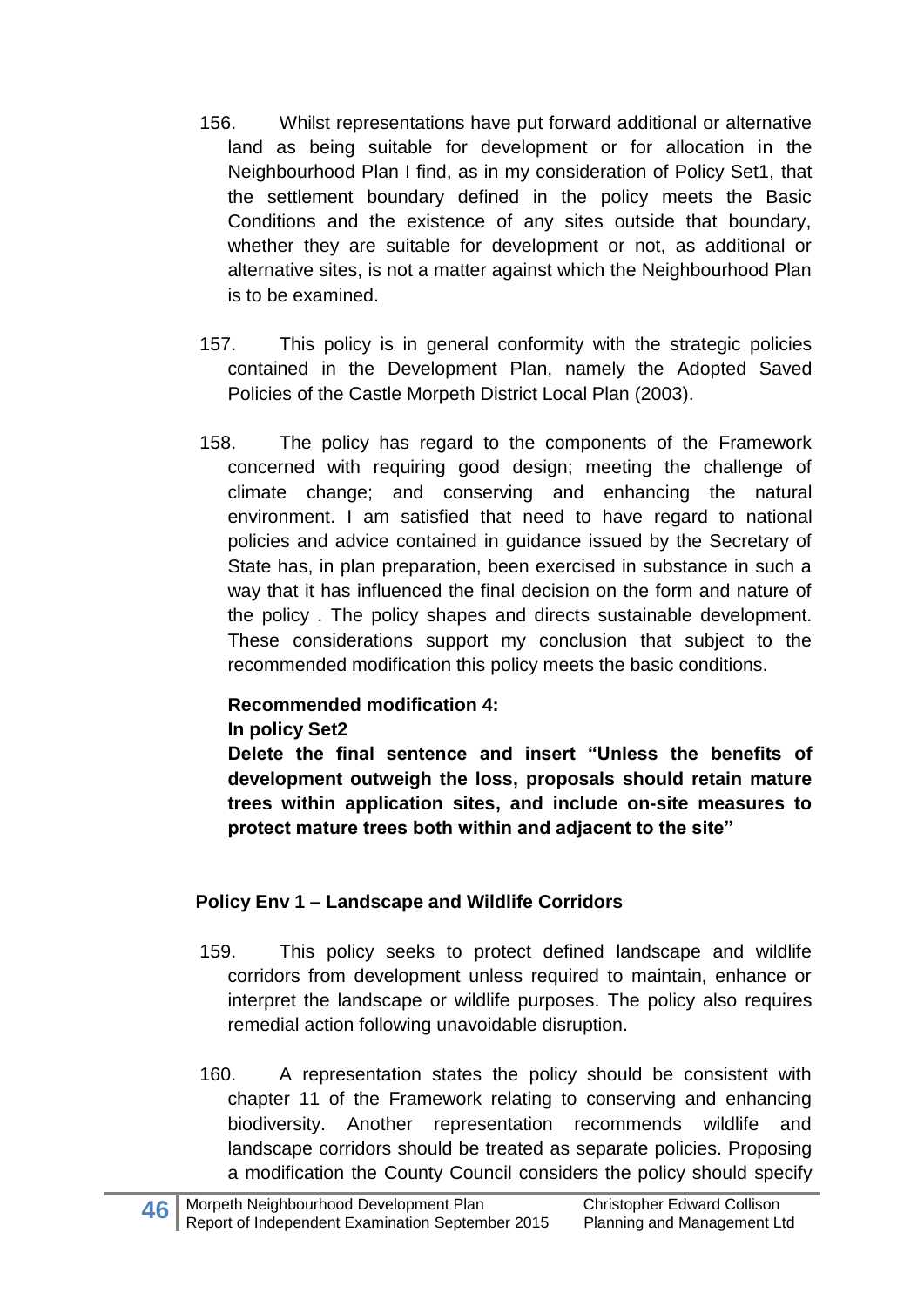156. Whilst representations have put forward additional or alternative land as being suitable for development or for allocation in the Neighbourhood Plan I find, as in my consideration of Policy Set1, that the settlement boundary defined in the policy meets the Basic Conditions and the existence of any sites outside that boundary, whether they are suitable for development or not, as additional or alternative sites, is not a matter against which the Neighbourhood Plan is to be examined.

157. This policy is in general conformity with the strategic policies contained in the Development Plan, namely the Adopted Saved Policies of the Castle Morpeth District Local Plan (2003).

158. The policy has regard to the components of the Framework concerned with requiring good design; meeting the challenge of climate change; and conserving and enhancing the natural environment. I am satisfied that need to have regard to national policies and advice contained in guidance issued by the Secretary of State has, in plan preparation, been exercised in substance in such a way that it has influenced the final decision on the form and nature of the policy . The policy shapes and directs sustainable development. These considerations support my conclusion that subject to the recommended modification this policy meets the basic conditions.

**Recommended modification 4:**
**In policy Set2**
**Delete the final sentence and insert "Unless the benefits of development outweigh the loss, proposals should retain mature trees within application sites, and include on-site measures to protect mature trees both within and adjacent to the site"**

### Policy Env 1 – Landscape and Wildlife Corridors

159. This policy seeks to protect defined landscape and wildlife corridors from development unless required to maintain, enhance or interpret the landscape or wildlife purposes. The policy also requires remedial action following unavoidable disruption.

160. A representation states the policy should be consistent with chapter 11 of the Framework relating to conserving and enhancing biodiversity. Another representation recommends wildlife and landscape corridors should be treated as separate policies. Proposing a modification the County Council considers the policy should specify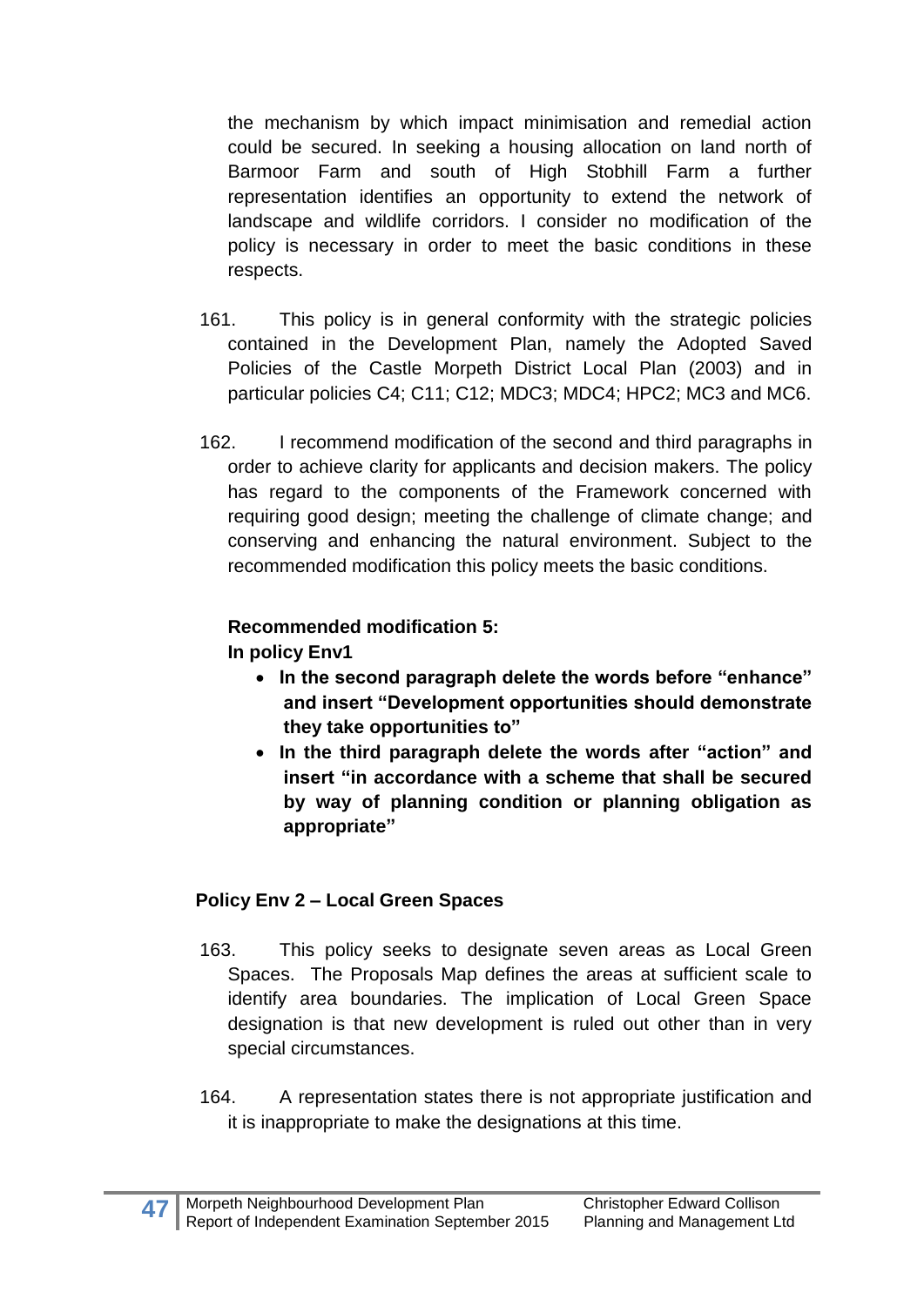the mechanism by which impact minimisation and remedial action could be secured. In seeking a housing allocation on land north of Barmoor Farm and south of High Stobhill Farm a further representation identifies an opportunity to extend the network of landscape and wildlife corridors. I consider no modification of the policy is necessary in order to meet the basic conditions in these respects.

161. This policy is in general conformity with the strategic policies contained in the Development Plan, namely the Adopted Saved Policies of the Castle Morpeth District Local Plan (2003) and in particular policies C4; C11; C12; MDC3; MDC4; HPC2; MC3 and MC6.

162. I recommend modification of the second and third paragraphs in order to achieve clarity for applicants and decision makers. The policy has regard to the components of the Framework concerned with requiring good design; meeting the challenge of climate change; and conserving and enhancing the natural environment. Subject to the recommended modification this policy meets the basic conditions.

**Recommended modification 5:**
**In policy Env1**

- **In the second paragraph delete the words before "enhance" and insert "Development opportunities should demonstrate they take opportunities to"**
- **In the third paragraph delete the words after "action" and insert "in accordance with a scheme that shall be secured by way of planning condition or planning obligation as appropriate"**

**Policy Env 2 – Local Green Spaces**

163. This policy seeks to designate seven areas as Local Green Spaces. The Proposals Map defines the areas at sufficient scale to identify area boundaries. The implication of Local Green Space designation is that new development is ruled out other than in very special circumstances.

164. A representation states there is not appropriate justification and it is inappropriate to make the designations at this time.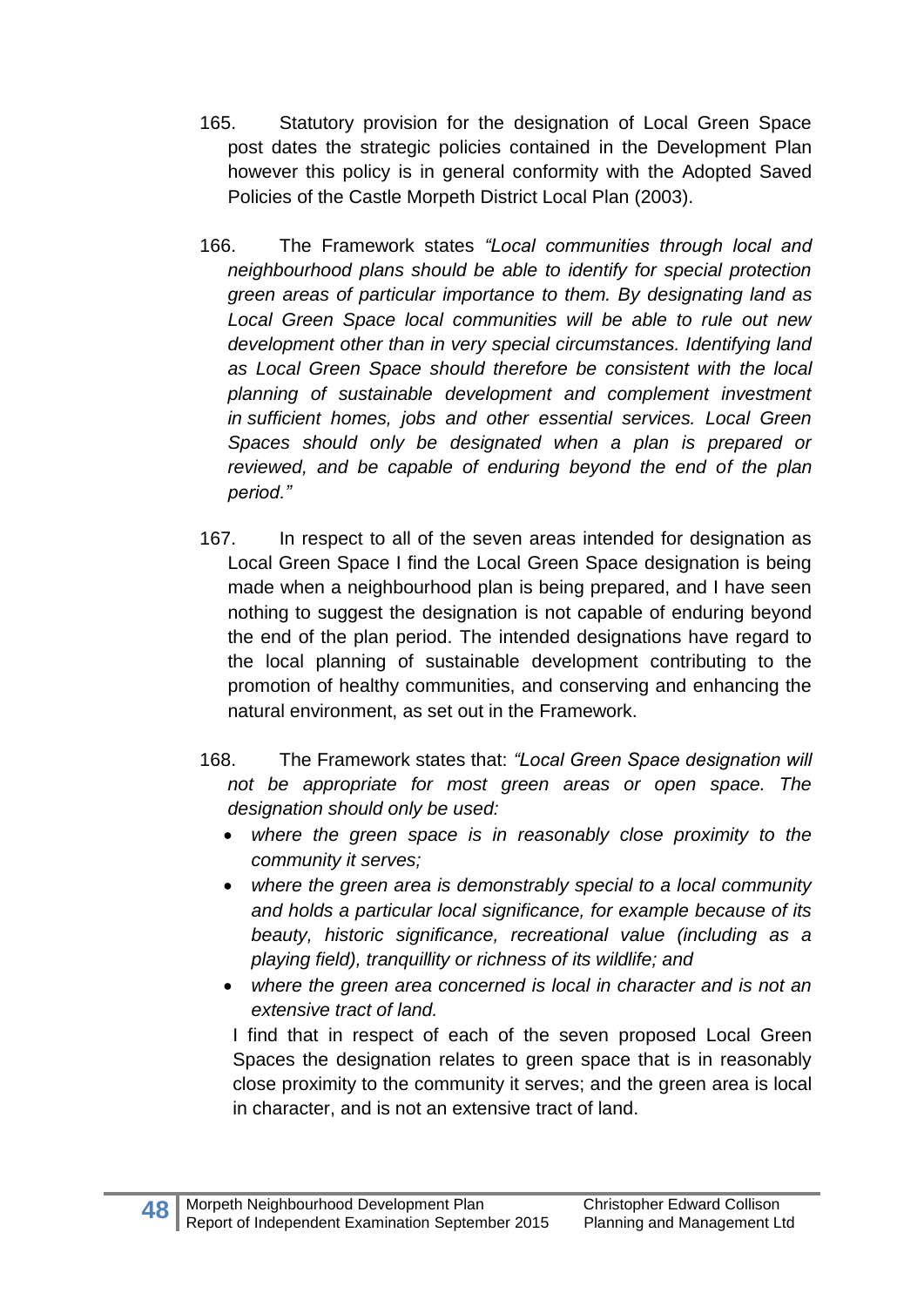165. Statutory provision for the designation of Local Green Space post dates the strategic policies contained in the Development Plan however this policy is in general conformity with the Adopted Saved Policies of the Castle Morpeth District Local Plan (2003).

166. The Framework states *"Local communities through local and neighbourhood plans should be able to identify for special protection green areas of particular importance to them. By designating land as Local Green Space local communities will be able to rule out new development other than in very special circumstances. Identifying land as Local Green Space should therefore be consistent with the local planning of sustainable development and complement investment in sufficient homes, jobs and other essential services. Local Green Spaces should only be designated when a plan is prepared or reviewed, and be capable of enduring beyond the end of the plan period."*

167. In respect to all of the seven areas intended for designation as Local Green Space I find the Local Green Space designation is being made when a neighbourhood plan is being prepared, and I have seen nothing to suggest the designation is not capable of enduring beyond the end of the plan period. The intended designations have regard to the local planning of sustainable development contributing to the promotion of healthy communities, and conserving and enhancing the natural environment, as set out in the Framework.

168. The Framework states that: *"Local Green Space designation will not be appropriate for most green areas or open space. The designation should only be used:*

- *where the green space is in reasonably close proximity to the community it serves;*
- *where the green area is demonstrably special to a local community and holds a particular local significance, for example because of its beauty, historic significance, recreational value (including as a playing field), tranquillity or richness of its wildlife; and*
- *where the green area concerned is local in character and is not an extensive tract of land.*

I find that in respect of each of the seven proposed Local Green Spaces the designation relates to green space that is in reasonably close proximity to the community it serves; and the green area is local in character, and is not an extensive tract of land.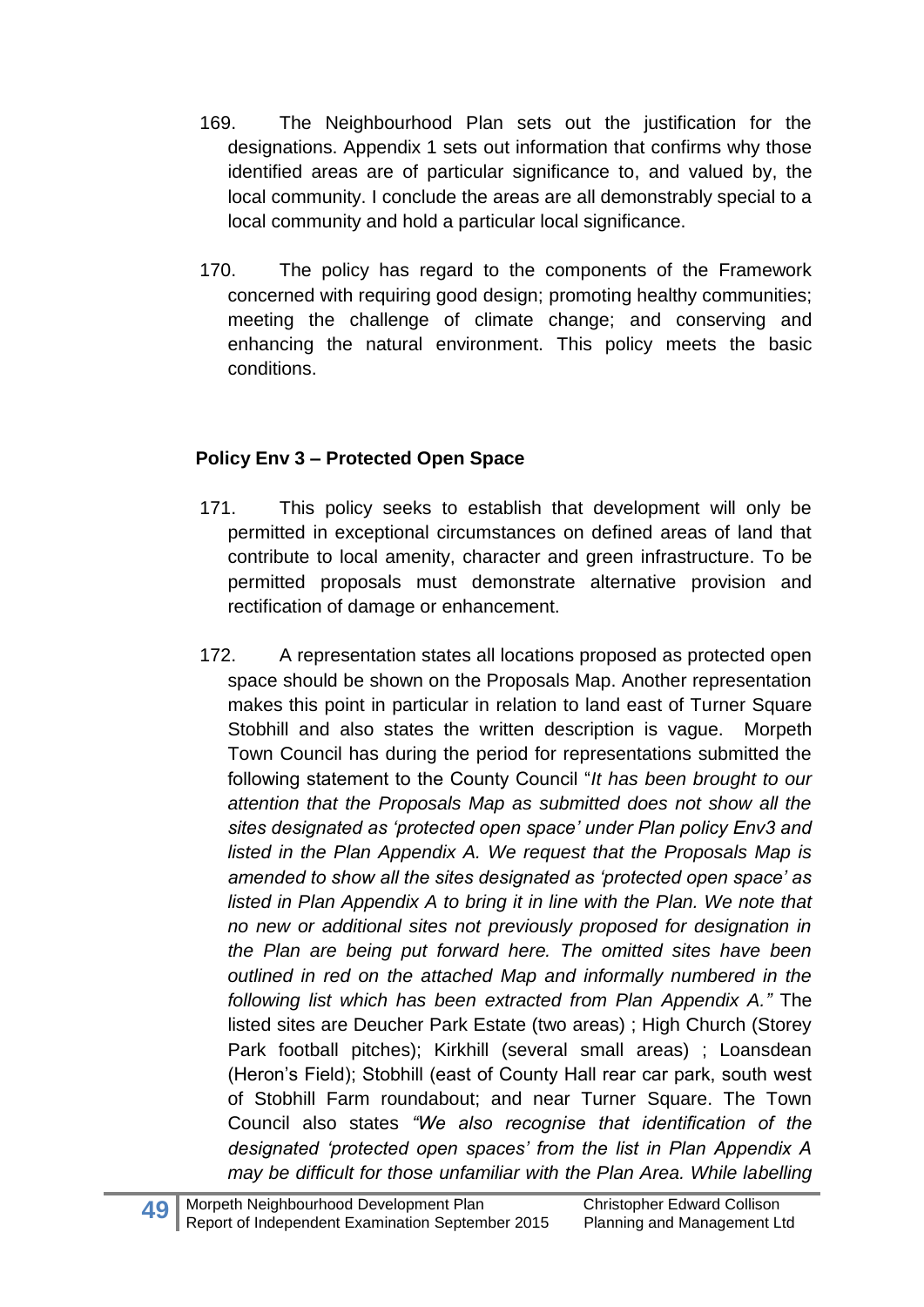169. The Neighbourhood Plan sets out the justification for the designations. Appendix 1 sets out information that confirms why those identified areas are of particular significance to, and valued by, the local community. I conclude the areas are all demonstrably special to a local community and hold a particular local significance.

170. The policy has regard to the components of the Framework concerned with requiring good design; promoting healthy communities; meeting the challenge of climate change; and conserving and enhancing the natural environment. This policy meets the basic conditions.

**Policy Env 3 – Protected Open Space**

171. This policy seeks to establish that development will only be permitted in exceptional circumstances on defined areas of land that contribute to local amenity, character and green infrastructure. To be permitted proposals must demonstrate alternative provision and rectification of damage or enhancement.

172. A representation states all locations proposed as protected open space should be shown on the Proposals Map. Another representation makes this point in particular in relation to land east of Turner Square Stobhill and also states the written description is vague. Morpeth Town Council has during the period for representations submitted the following statement to the County Council "*It has been brought to our attention that the Proposals Map as submitted does not show all the sites designated as 'protected open space' under Plan policy Env3 and listed in the Plan Appendix A. We request that the Proposals Map is amended to show all the sites designated as 'protected open space' as listed in Plan Appendix A to bring it in line with the Plan. We note that no new or additional sites not previously proposed for designation in the Plan are being put forward here. The omitted sites have been outlined in red on the attached Map and informally numbered in the following list which has been extracted from Plan Appendix A."* The listed sites are Deucher Park Estate (two areas) ; High Church (Storey Park football pitches); Kirkhill (several small areas) ; Loansdean (Heron's Field); Stobhill (east of County Hall rear car park, south west of Stobhill Farm roundabout; and near Turner Square. The Town Council also states *"We also recognise that identification of the designated 'protected open spaces' from the list in Plan Appendix A may be difficult for those unfamiliar with the Plan Area. While labelling*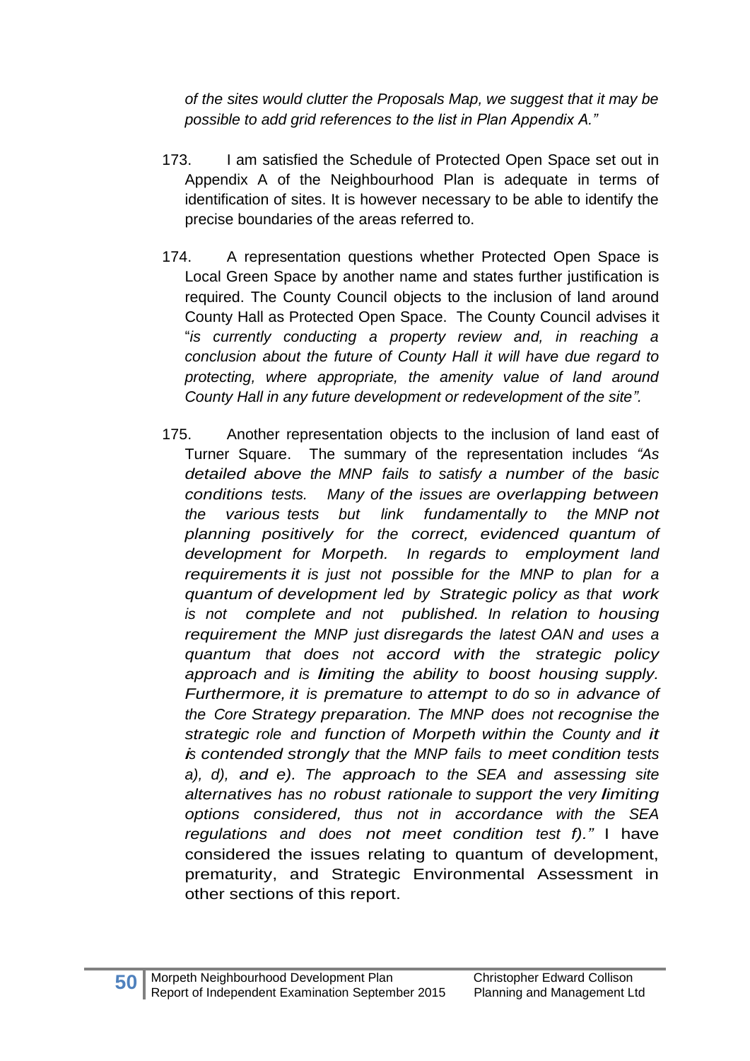*of the sites would clutter the Proposals Map, we suggest that it may be possible to add grid references to the list in Plan Appendix A."*

173. I am satisfied the Schedule of Protected Open Space set out in Appendix A of the Neighbourhood Plan is adequate in terms of identification of sites. It is however necessary to be able to identify the precise boundaries of the areas referred to.

174. A representation questions whether Protected Open Space is Local Green Space by another name and states further justification is required. The County Council objects to the inclusion of land around County Hall as Protected Open Space. The County Council advises it "*is currently conducting a property review and, in reaching a conclusion about the future of County Hall it will have due regard to protecting, where appropriate, the amenity value of land around County Hall in any future development or redevelopment of the site".*

175. Another representation objects to the inclusion of land east of Turner Square. The summary of the representation includes *"As detailed above the MNP fails to satisfy a number of the basic conditions tests. Many of the issues are overlapping between the various tests but link fundamentally to the MNP not planning positively for the correct, evidenced quantum of development for Morpeth. In regards to employment land requirements it is just not possible for the MNP to plan for a quantum of development led by Strategic policy as that work is not complete and not published. In relation to housing requirement the MNP just disregards the latest OAN and uses a quantum that does not accord with the strategic policy approach and is limiting the ability to boost housing supply. Furthermore, it is premature to attempt to do so in advance of the Core Strategy preparation. The MNP does not recognise the strategic role and function of Morpeth within the County and it is contended strongly that the MNP fails to meet condition tests a), d), and e). The approach to the SEA and assessing site alternatives has no robust rationale to support the very limiting options considered, thus not in accordance with the SEA regulations and does not meet condition test f)."* I have considered the issues relating to quantum of development, prematurity, and Strategic Environmental Assessment in other sections of this report.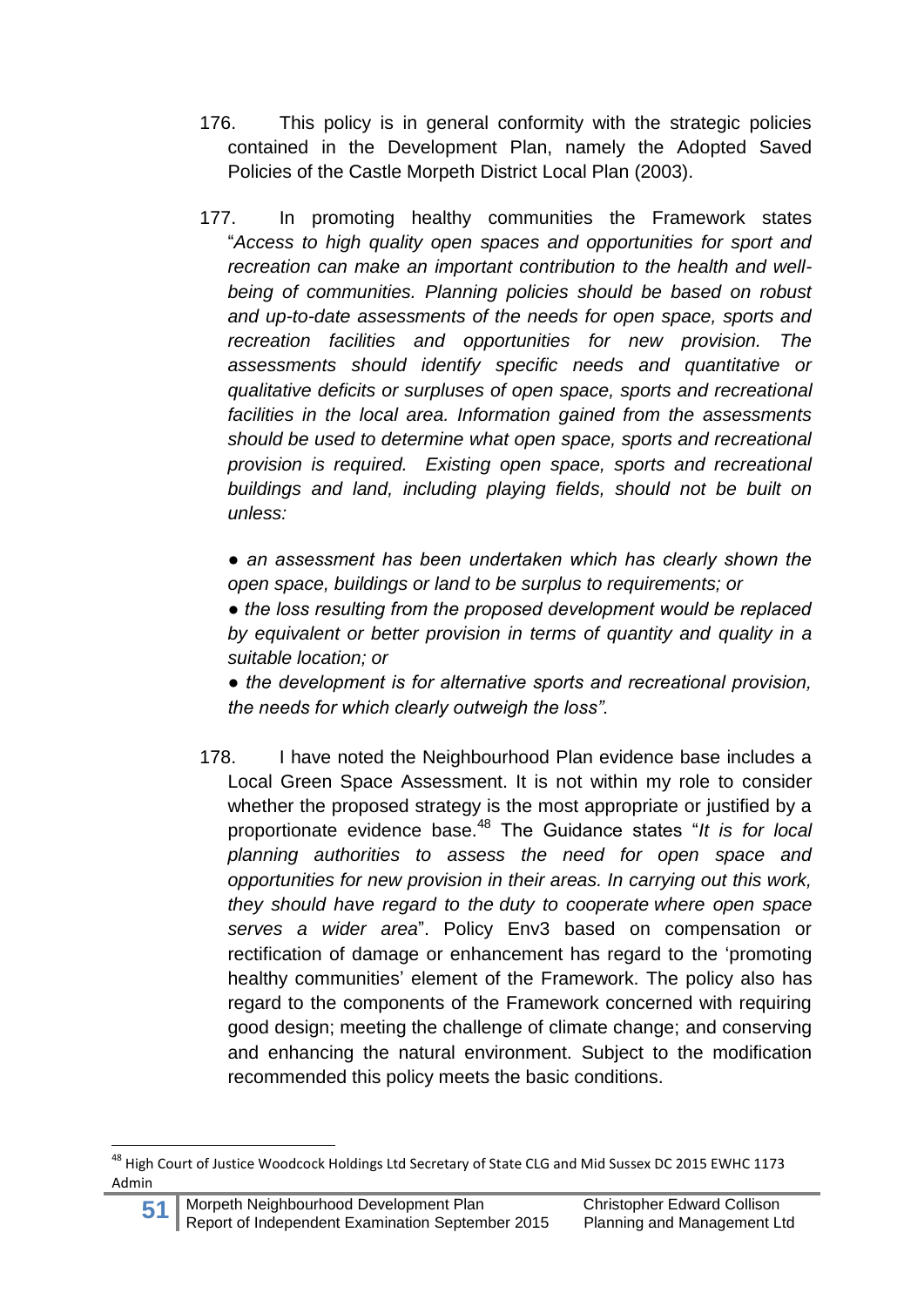176. This policy is in general conformity with the strategic policies contained in the Development Plan, namely the Adopted Saved Policies of the Castle Morpeth District Local Plan (2003).

177. In promoting healthy communities the Framework states "*Access to high quality open spaces and opportunities for sport and recreation can make an important contribution to the health and well-being of communities. Planning policies should be based on robust and up-to-date assessments of the needs for open space, sports and recreation facilities and opportunities for new provision. The assessments should identify specific needs and quantitative or qualitative deficits or surpluses of open space, sports and recreational facilities in the local area. Information gained from the assessments should be used to determine what open space, sports and recreational provision is required. Existing open space, sports and recreational buildings and land, including playing fields, should not be built on unless:*

● *an assessment has been undertaken which has clearly shown the open space, buildings or land to be surplus to requirements; or*
● *the loss resulting from the proposed development would be replaced by equivalent or better provision in terms of quantity and quality in a suitable location; or*
● *the development is for alternative sports and recreational provision, the needs for which clearly outweigh the loss".*

178. I have noted the Neighbourhood Plan evidence base includes a Local Green Space Assessment. It is not within my role to consider whether the proposed strategy is the most appropriate or justified by a proportionate evidence base.[48] The Guidance states "*It is for local planning authorities to assess the need for open space and opportunities for new provision in their areas. In carrying out this work, they should have regard to the duty to cooperate where open space serves a wider area*". Policy Env3 based on compensation or rectification of damage or enhancement has regard to the 'promoting healthy communities' element of the Framework. The policy also has regard to the components of the Framework concerned with requiring good design; meeting the challenge of climate change; and conserving and enhancing the natural environment. Subject to the modification recommended this policy meets the basic conditions.

---

[48] High Court of Justice Woodcock Holdings Ltd Secretary of State CLG and Mid Sussex DC 2015 EWHC 1173 Admin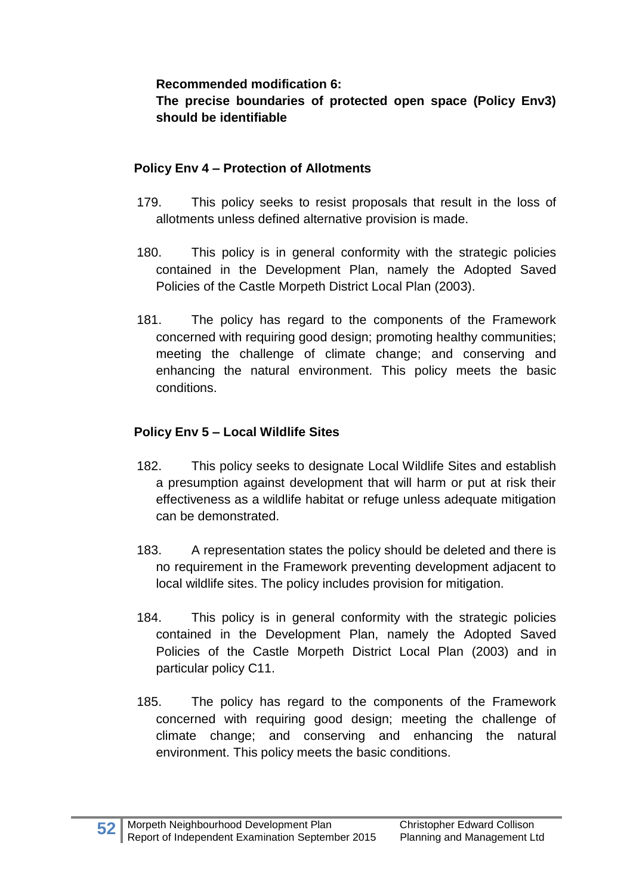**Recommended modification 6:**
**The precise boundaries of protected open space (Policy Env3) should be identifiable**

### Policy Env 4 – Protection of Allotments

179. This policy seeks to resist proposals that result in the loss of allotments unless defined alternative provision is made.

180. This policy is in general conformity with the strategic policies contained in the Development Plan, namely the Adopted Saved Policies of the Castle Morpeth District Local Plan (2003).

181. The policy has regard to the components of the Framework concerned with requiring good design; promoting healthy communities; meeting the challenge of climate change; and conserving and enhancing the natural environment. This policy meets the basic conditions.

### Policy Env 5 – Local Wildlife Sites

182. This policy seeks to designate Local Wildlife Sites and establish a presumption against development that will harm or put at risk their effectiveness as a wildlife habitat or refuge unless adequate mitigation can be demonstrated.

183. A representation states the policy should be deleted and there is no requirement in the Framework preventing development adjacent to local wildlife sites. The policy includes provision for mitigation.

184. This policy is in general conformity with the strategic policies contained in the Development Plan, namely the Adopted Saved Policies of the Castle Morpeth District Local Plan (2003) and in particular policy C11.

185. The policy has regard to the components of the Framework concerned with requiring good design; meeting the challenge of climate change; and conserving and enhancing the natural environment. This policy meets the basic conditions.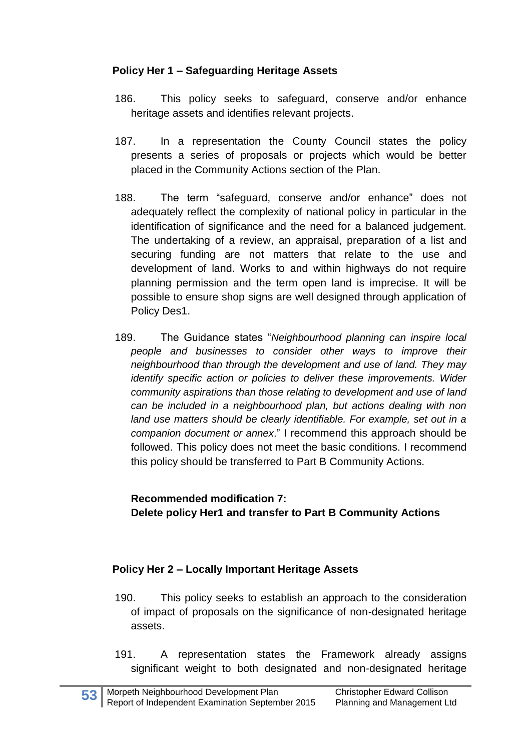**Policy Her 1 – Safeguarding Heritage Assets**

186. This policy seeks to safeguard, conserve and/or enhance heritage assets and identifies relevant projects.

187. In a representation the County Council states the policy presents a series of proposals or projects which would be better placed in the Community Actions section of the Plan.

188. The term "safeguard, conserve and/or enhance" does not adequately reflect the complexity of national policy in particular in the identification of significance and the need for a balanced judgement. The undertaking of a review, an appraisal, preparation of a list and securing funding are not matters that relate to the use and development of land. Works to and within highways do not require planning permission and the term open land is imprecise. It will be possible to ensure shop signs are well designed through application of Policy Des1.

189. The Guidance states "*Neighbourhood planning can inspire local people and businesses to consider other ways to improve their neighbourhood than through the development and use of land. They may identify specific action or policies to deliver these improvements. Wider community aspirations than those relating to development and use of land can be included in a neighbourhood plan, but actions dealing with non land use matters should be clearly identifiable. For example, set out in a companion document or annex*." I recommend this approach should be followed. This policy does not meet the basic conditions. I recommend this policy should be transferred to Part B Community Actions.

**Recommended modification 7:**
**Delete policy Her1 and transfer to Part B Community Actions**

**Policy Her 2 – Locally Important Heritage Assets**

190. This policy seeks to establish an approach to the consideration of impact of proposals on the significance of non-designated heritage assets.

191. A representation states the Framework already assigns significant weight to both designated and non-designated heritage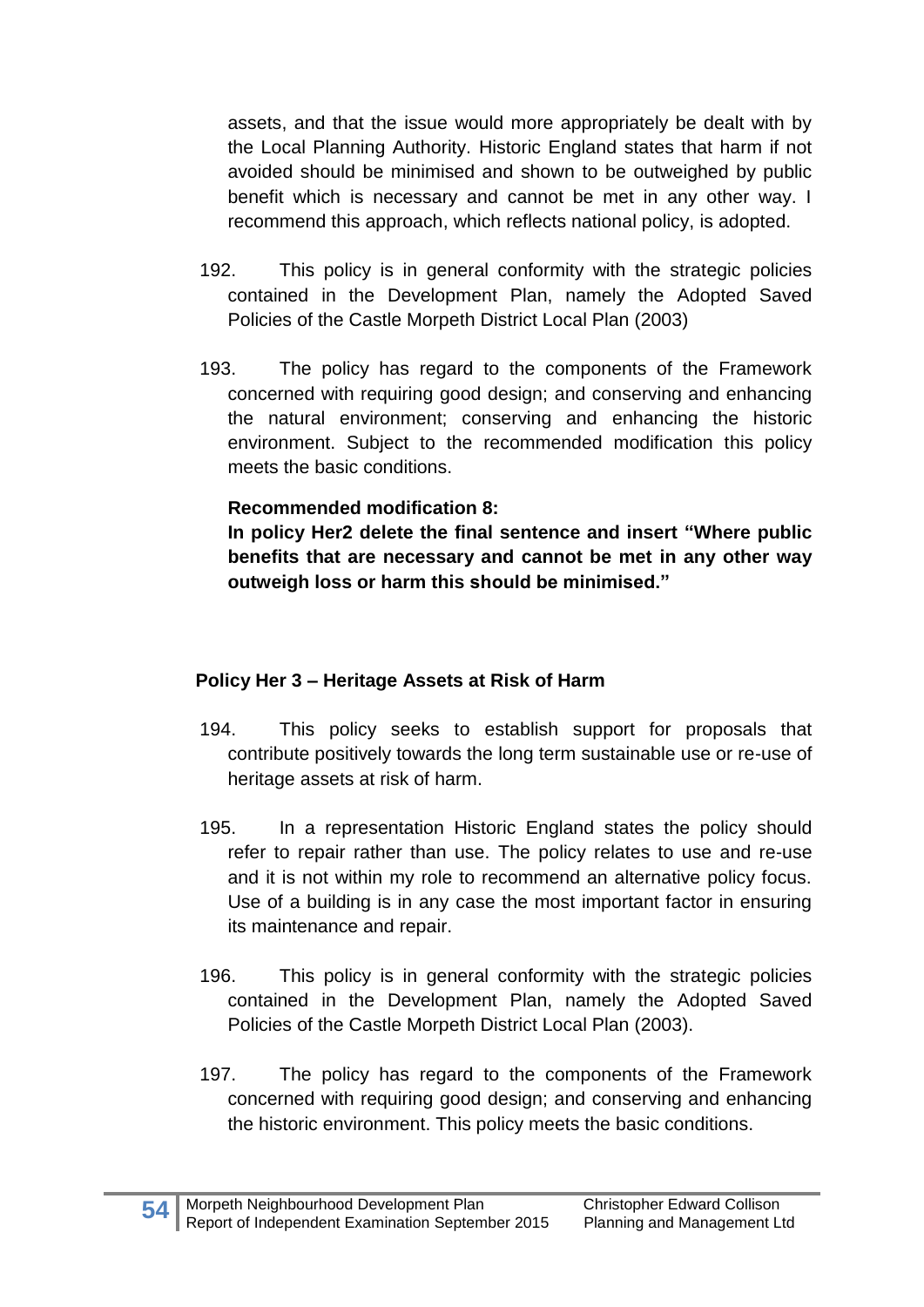assets, and that the issue would more appropriately be dealt with by the Local Planning Authority. Historic England states that harm if not avoided should be minimised and shown to be outweighed by public benefit which is necessary and cannot be met in any other way. I recommend this approach, which reflects national policy, is adopted.

192. This policy is in general conformity with the strategic policies contained in the Development Plan, namely the Adopted Saved Policies of the Castle Morpeth District Local Plan (2003)

193. The policy has regard to the components of the Framework concerned with requiring good design; and conserving and enhancing the natural environment; conserving and enhancing the historic environment. Subject to the recommended modification this policy meets the basic conditions.

**Recommended modification 8:**
**In policy Her2 delete the final sentence and insert "Where public benefits that are necessary and cannot be met in any other way outweigh loss or harm this should be minimised."**

### Policy Her 3 – Heritage Assets at Risk of Harm

194. This policy seeks to establish support for proposals that contribute positively towards the long term sustainable use or re-use of heritage assets at risk of harm.

195. In a representation Historic England states the policy should refer to repair rather than use. The policy relates to use and re-use and it is not within my role to recommend an alternative policy focus. Use of a building is in any case the most important factor in ensuring its maintenance and repair.

196. This policy is in general conformity with the strategic policies contained in the Development Plan, namely the Adopted Saved Policies of the Castle Morpeth District Local Plan (2003).

197. The policy has regard to the components of the Framework concerned with requiring good design; and conserving and enhancing the historic environment. This policy meets the basic conditions.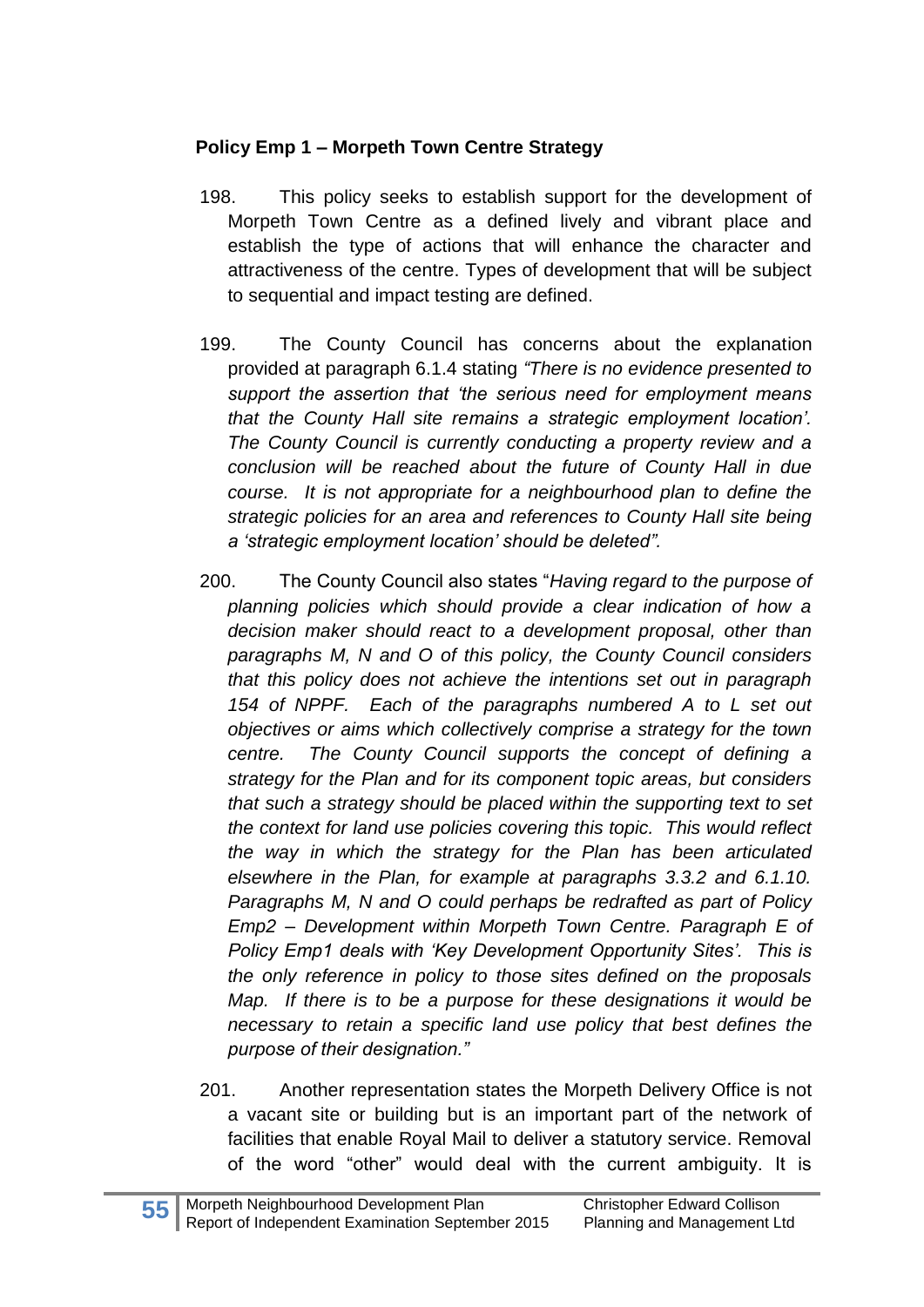**Policy Emp 1 – Morpeth Town Centre Strategy**

198. This policy seeks to establish support for the development of Morpeth Town Centre as a defined lively and vibrant place and establish the type of actions that will enhance the character and attractiveness of the centre. Types of development that will be subject to sequential and impact testing are defined.

199. The County Council has concerns about the explanation provided at paragraph 6.1.4 stating *"There is no evidence presented to support the assertion that 'the serious need for employment means that the County Hall site remains a strategic employment location'. The County Council is currently conducting a property review and a conclusion will be reached about the future of County Hall in due course. It is not appropriate for a neighbourhood plan to define the strategic policies for an area and references to County Hall site being a 'strategic employment location' should be deleted".*

200. The County Council also states "*Having regard to the purpose of planning policies which should provide a clear indication of how a decision maker should react to a development proposal, other than paragraphs M, N and O of this policy, the County Council considers that this policy does not achieve the intentions set out in paragraph 154 of NPPF. Each of the paragraphs numbered A to L set out objectives or aims which collectively comprise a strategy for the town centre. The County Council supports the concept of defining a strategy for the Plan and for its component topic areas, but considers that such a strategy should be placed within the supporting text to set the context for land use policies covering this topic. This would reflect the way in which the strategy for the Plan has been articulated elsewhere in the Plan, for example at paragraphs 3.3.2 and 6.1.10. Paragraphs M, N and O could perhaps be redrafted as part of Policy Emp2 – Development within Morpeth Town Centre. Paragraph E of Policy Emp1 deals with 'Key Development Opportunity Sites'. This is the only reference in policy to those sites defined on the proposals Map. If there is to be a purpose for these designations it would be necessary to retain a specific land use policy that best defines the purpose of their designation."*

201. Another representation states the Morpeth Delivery Office is not a vacant site or building but is an important part of the network of facilities that enable Royal Mail to deliver a statutory service. Removal of the word "other" would deal with the current ambiguity. It is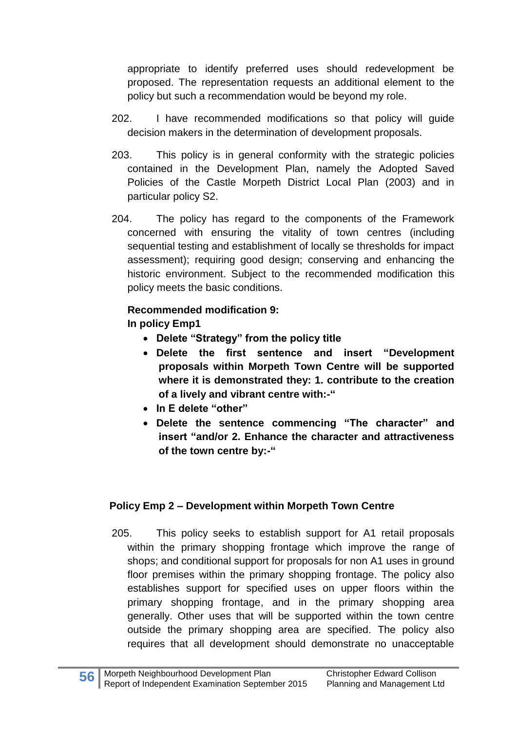appropriate to identify preferred uses should redevelopment be proposed. The representation requests an additional element to the policy but such a recommendation would be beyond my role.

202. I have recommended modifications so that policy will guide decision makers in the determination of development proposals.

203. This policy is in general conformity with the strategic policies contained in the Development Plan, namely the Adopted Saved Policies of the Castle Morpeth District Local Plan (2003) and in particular policy S2.

204. The policy has regard to the components of the Framework concerned with ensuring the vitality of town centres (including sequential testing and establishment of locally se thresholds for impact assessment); requiring good design; conserving and enhancing the historic environment. Subject to the recommended modification this policy meets the basic conditions.

**Recommended modification 9:**
**In policy Emp1**

- **Delete "Strategy" from the policy title**
- **Delete the first sentence and insert "Development proposals within Morpeth Town Centre will be supported where it is demonstrated they: 1. contribute to the creation of a lively and vibrant centre with:-"**
- **In E delete "other"**
- **Delete the sentence commencing "The character" and insert "and/or 2. Enhance the character and attractiveness of the town centre by:-"**

### Policy Emp 2 – Development within Morpeth Town Centre

205. This policy seeks to establish support for A1 retail proposals within the primary shopping frontage which improve the range of shops; and conditional support for proposals for non A1 uses in ground floor premises within the primary shopping frontage. The policy also establishes support for specified uses on upper floors within the primary shopping frontage, and in the primary shopping area generally. Other uses that will be supported within the town centre outside the primary shopping area are specified. The policy also requires that all development should demonstrate no unacceptable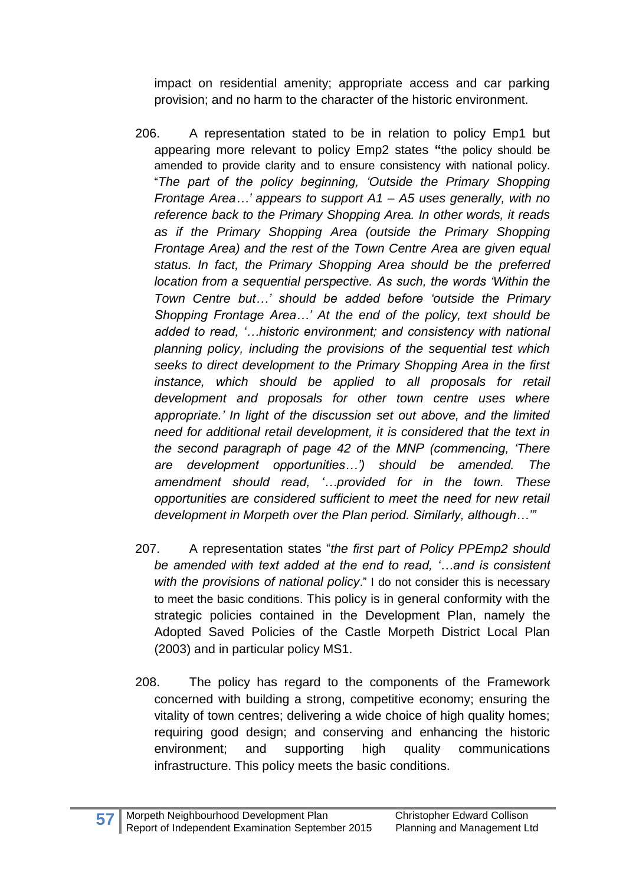impact on residential amenity; appropriate access and car parking provision; and no harm to the character of the historic environment.

206. A representation stated to be in relation to policy Emp1 but appearing more relevant to policy Emp2 states "the policy should be amended to provide clarity and to ensure consistency with national policy. "*The part of the policy beginning, 'Outside the Primary Shopping Frontage Area…' appears to support A1 – A5 uses generally, with no reference back to the Primary Shopping Area. In other words, it reads as if the Primary Shopping Area (outside the Primary Shopping Frontage Area) and the rest of the Town Centre Area are given equal status. In fact, the Primary Shopping Area should be the preferred location from a sequential perspective. As such, the words 'Within the Town Centre but…' should be added before 'outside the Primary Shopping Frontage Area…' At the end of the policy, text should be added to read, '…historic environment; and consistency with national planning policy, including the provisions of the sequential test which seeks to direct development to the Primary Shopping Area in the first instance, which should be applied to all proposals for retail development and proposals for other town centre uses where appropriate.' In light of the discussion set out above, and the limited need for additional retail development, it is considered that the text in the second paragraph of page 42 of the MNP (commencing, 'There are development opportunities…') should be amended. The amendment should read, '…provided for in the town. These opportunities are considered sufficient to meet the need for new retail development in Morpeth over the Plan period. Similarly, although…'"*

207. A representation states "*the first part of Policy PPEmp2 should be amended with text added at the end to read, '…and is consistent with the provisions of national policy*." I do not consider this is necessary to meet the basic conditions. This policy is in general conformity with the strategic policies contained in the Development Plan, namely the Adopted Saved Policies of the Castle Morpeth District Local Plan (2003) and in particular policy MS1.

208. The policy has regard to the components of the Framework concerned with building a strong, competitive economy; ensuring the vitality of town centres; delivering a wide choice of high quality homes; requiring good design; and conserving and enhancing the historic environment; and supporting high quality communications infrastructure. This policy meets the basic conditions.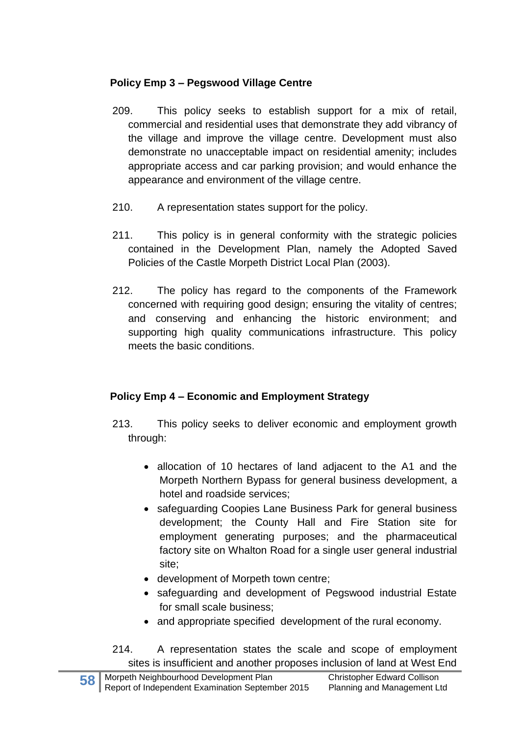**Policy Emp 3 – Pegswood Village Centre**

209. This policy seeks to establish support for a mix of retail, commercial and residential uses that demonstrate they add vibrancy of the village and improve the village centre. Development must also demonstrate no unacceptable impact on residential amenity; includes appropriate access and car parking provision; and would enhance the appearance and environment of the village centre.

210. A representation states support for the policy.

211. This policy is in general conformity with the strategic policies contained in the Development Plan, namely the Adopted Saved Policies of the Castle Morpeth District Local Plan (2003).

212. The policy has regard to the components of the Framework concerned with requiring good design; ensuring the vitality of centres; and conserving and enhancing the historic environment; and supporting high quality communications infrastructure. This policy meets the basic conditions.

**Policy Emp 4 – Economic and Employment Strategy**

213. This policy seeks to deliver economic and employment growth through:

- allocation of 10 hectares of land adjacent to the A1 and the Morpeth Northern Bypass for general business development, a hotel and roadside services;
- safeguarding Coopies Lane Business Park for general business development; the County Hall and Fire Station site for employment generating purposes; and the pharmaceutical factory site on Whalton Road for a single user general industrial site;
- development of Morpeth town centre;
- safeguarding and development of Pegswood industrial Estate for small scale business;
- and appropriate specified development of the rural economy.

214. A representation states the scale and scope of employment sites is insufficient and another proposes inclusion of land at West End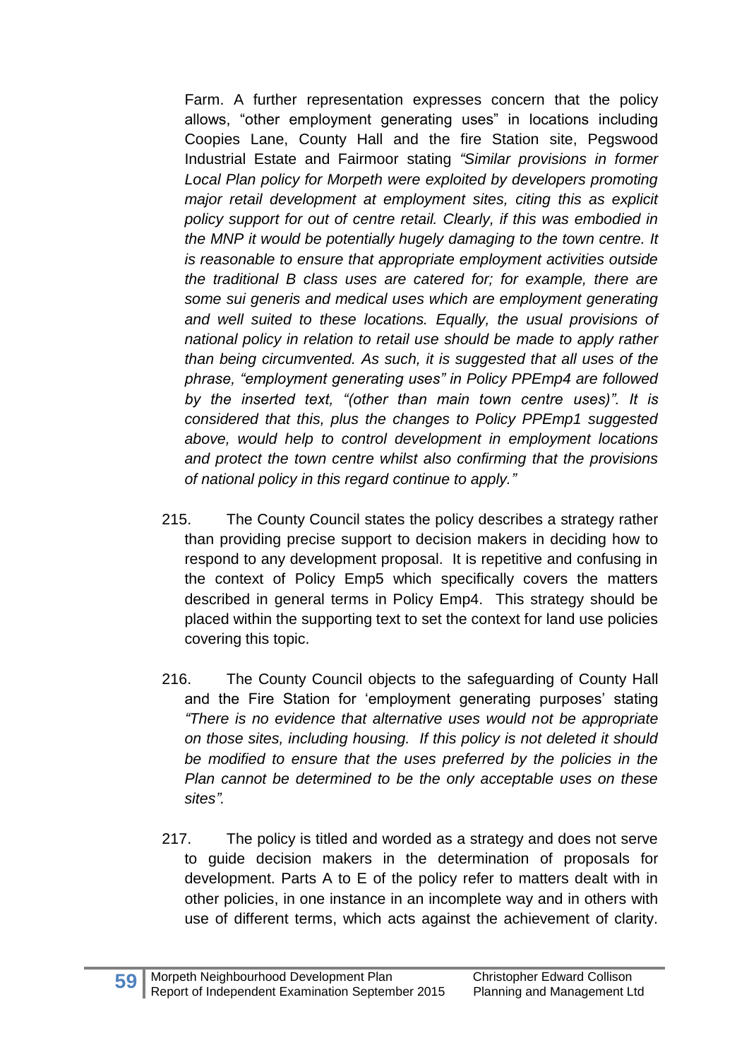Farm. A further representation expresses concern that the policy allows, "other employment generating uses" in locations including Coopies Lane, County Hall and the fire Station site, Pegswood Industrial Estate and Fairmoor stating *"Similar provisions in former Local Plan policy for Morpeth were exploited by developers promoting major retail development at employment sites, citing this as explicit policy support for out of centre retail. Clearly, if this was embodied in the MNP it would be potentially hugely damaging to the town centre. It is reasonable to ensure that appropriate employment activities outside the traditional B class uses are catered for; for example, there are some sui generis and medical uses which are employment generating and well suited to these locations. Equally, the usual provisions of national policy in relation to retail use should be made to apply rather than being circumvented. As such, it is suggested that all uses of the phrase, "employment generating uses" in Policy PPEmp4 are followed by the inserted text, "(other than main town centre uses)". It is considered that this, plus the changes to Policy PPEmp1 suggested above, would help to control development in employment locations and protect the town centre whilst also confirming that the provisions of national policy in this regard continue to apply."*

215. The County Council states the policy describes a strategy rather than providing precise support to decision makers in deciding how to respond to any development proposal. It is repetitive and confusing in the context of Policy Emp5 which specifically covers the matters described in general terms in Policy Emp4. This strategy should be placed within the supporting text to set the context for land use policies covering this topic.

216. The County Council objects to the safeguarding of County Hall and the Fire Station for 'employment generating purposes' stating *"There is no evidence that alternative uses would not be appropriate on those sites, including housing. If this policy is not deleted it should be modified to ensure that the uses preferred by the policies in the Plan cannot be determined to be the only acceptable uses on these sites".*

217. The policy is titled and worded as a strategy and does not serve to guide decision makers in the determination of proposals for development. Parts A to E of the policy refer to matters dealt with in other policies, in one instance in an incomplete way and in others with use of different terms, which acts against the achievement of clarity.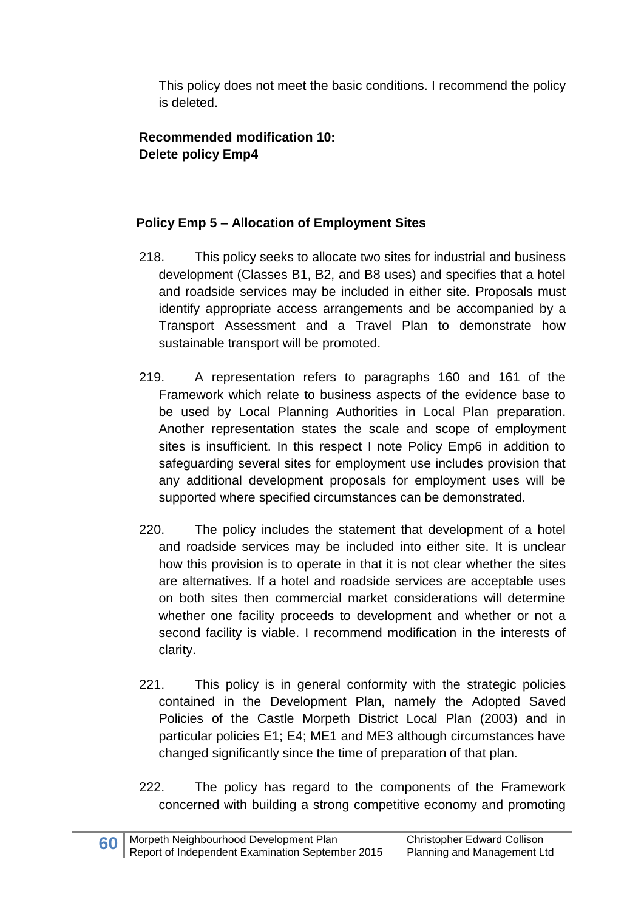This policy does not meet the basic conditions. I recommend the policy is deleted.

**Recommended modification 10:**
**Delete policy Emp4**

**Policy Emp 5 – Allocation of Employment Sites**

218. This policy seeks to allocate two sites for industrial and business development (Classes B1, B2, and B8 uses) and specifies that a hotel and roadside services may be included in either site. Proposals must identify appropriate access arrangements and be accompanied by a Transport Assessment and a Travel Plan to demonstrate how sustainable transport will be promoted.

219. A representation refers to paragraphs 160 and 161 of the Framework which relate to business aspects of the evidence base to be used by Local Planning Authorities in Local Plan preparation. Another representation states the scale and scope of employment sites is insufficient. In this respect I note Policy Emp6 in addition to safeguarding several sites for employment use includes provision that any additional development proposals for employment uses will be supported where specified circumstances can be demonstrated.

220. The policy includes the statement that development of a hotel and roadside services may be included into either site. It is unclear how this provision is to operate in that it is not clear whether the sites are alternatives. If a hotel and roadside services are acceptable uses on both sites then commercial market considerations will determine whether one facility proceeds to development and whether or not a second facility is viable. I recommend modification in the interests of clarity.

221. This policy is in general conformity with the strategic policies contained in the Development Plan, namely the Adopted Saved Policies of the Castle Morpeth District Local Plan (2003) and in particular policies E1; E4; ME1 and ME3 although circumstances have changed significantly since the time of preparation of that plan.

222. The policy has regard to the components of the Framework concerned with building a strong competitive economy and promoting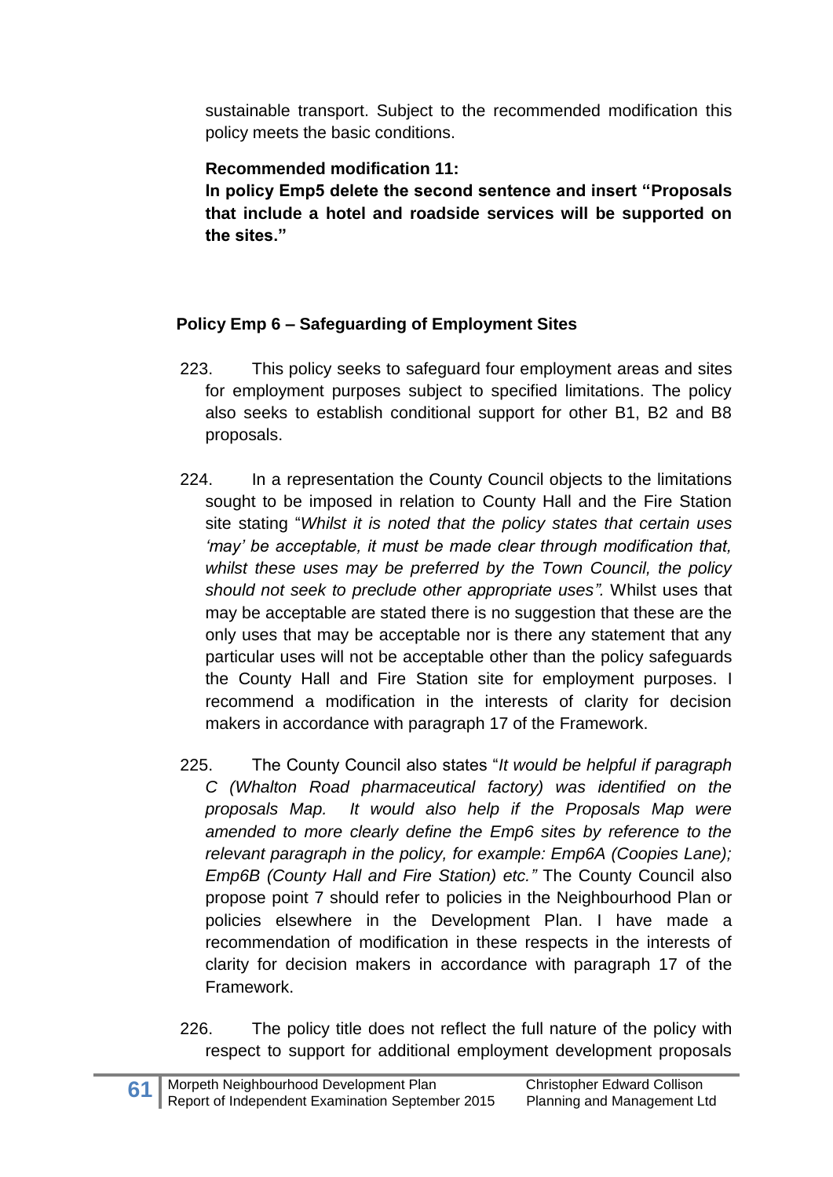sustainable transport. Subject to the recommended modification this policy meets the basic conditions.

**Recommended modification 11:**
**In policy Emp5 delete the second sentence and insert "Proposals that include a hotel and roadside services will be supported on the sites."**

### Policy Emp 6 – Safeguarding of Employment Sites

223. This policy seeks to safeguard four employment areas and sites for employment purposes subject to specified limitations. The policy also seeks to establish conditional support for other B1, B2 and B8 proposals.

224. In a representation the County Council objects to the limitations sought to be imposed in relation to County Hall and the Fire Station site stating "*Whilst it is noted that the policy states that certain uses 'may' be acceptable, it must be made clear through modification that, whilst these uses may be preferred by the Town Council, the policy should not seek to preclude other appropriate uses".* Whilst uses that may be acceptable are stated there is no suggestion that these are the only uses that may be acceptable nor is there any statement that any particular uses will not be acceptable other than the policy safeguards the County Hall and Fire Station site for employment purposes. I recommend a modification in the interests of clarity for decision makers in accordance with paragraph 17 of the Framework.

225. The County Council also states "*It would be helpful if paragraph C (Whalton Road pharmaceutical factory) was identified on the proposals Map. It would also help if the Proposals Map were amended to more clearly define the Emp6 sites by reference to the relevant paragraph in the policy, for example: Emp6A (Coopies Lane); Emp6B (County Hall and Fire Station) etc."* The County Council also propose point 7 should refer to policies in the Neighbourhood Plan or policies elsewhere in the Development Plan. I have made a recommendation of modification in these respects in the interests of clarity for decision makers in accordance with paragraph 17 of the Framework.

226. The policy title does not reflect the full nature of the policy with respect to support for additional employment development proposals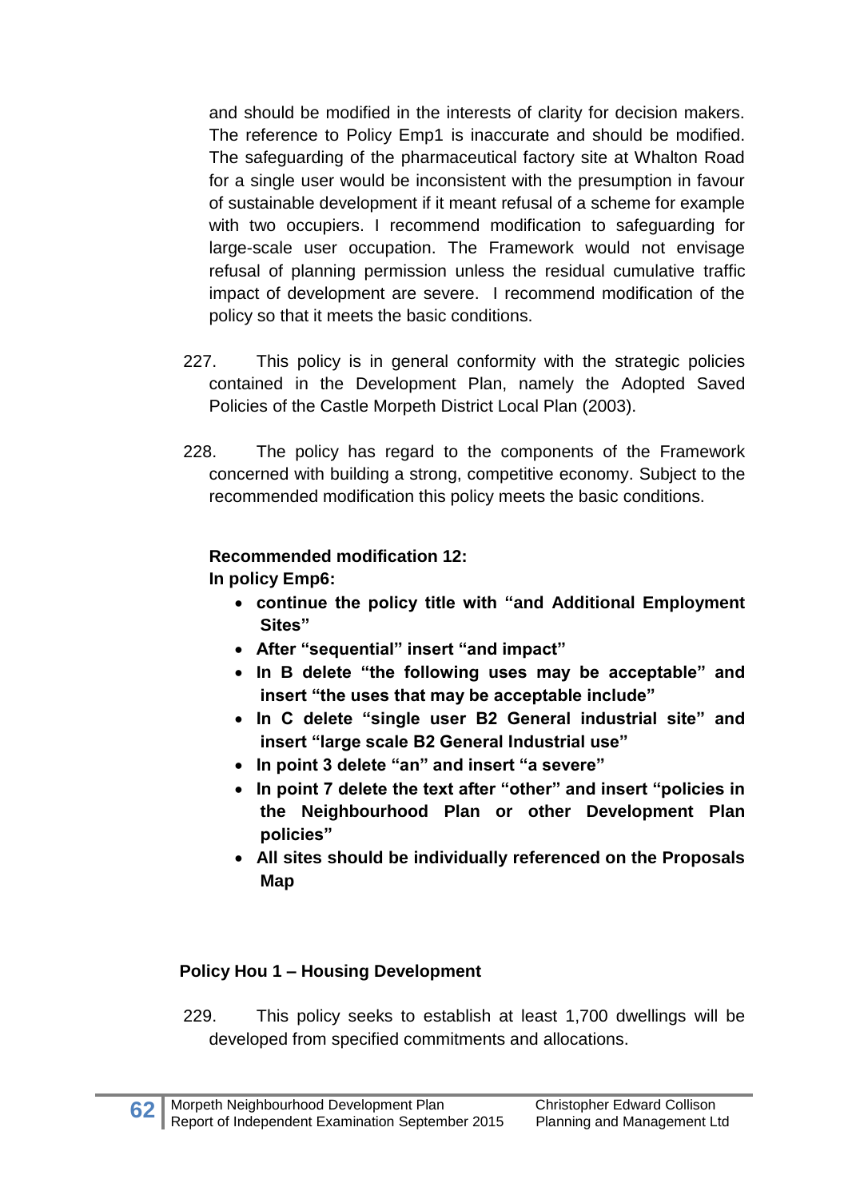and should be modified in the interests of clarity for decision makers. The reference to Policy Emp1 is inaccurate and should be modified. The safeguarding of the pharmaceutical factory site at Whalton Road for a single user would be inconsistent with the presumption in favour of sustainable development if it meant refusal of a scheme for example with two occupiers. I recommend modification to safeguarding for large-scale user occupation. The Framework would not envisage refusal of planning permission unless the residual cumulative traffic impact of development are severe. I recommend modification of the policy so that it meets the basic conditions.

227. This policy is in general conformity with the strategic policies contained in the Development Plan, namely the Adopted Saved Policies of the Castle Morpeth District Local Plan (2003).

228. The policy has regard to the components of the Framework concerned with building a strong, competitive economy. Subject to the recommended modification this policy meets the basic conditions.

**Recommended modification 12:**
**In policy Emp6:**

- **continue the policy title with "and Additional Employment Sites"**
- **After "sequential" insert "and impact"**
- **In B delete "the following uses may be acceptable" and insert "the uses that may be acceptable include"**
- **In C delete "single user B2 General industrial site" and insert "large scale B2 General Industrial use"**
- **In point 3 delete "an" and insert "a severe"**
- **In point 7 delete the text after "other" and insert "policies in the Neighbourhood Plan or other Development Plan policies"**
- **All sites should be individually referenced on the Proposals Map**

### Policy Hou 1 – Housing Development

229. This policy seeks to establish at least 1,700 dwellings will be developed from specified commitments and allocations.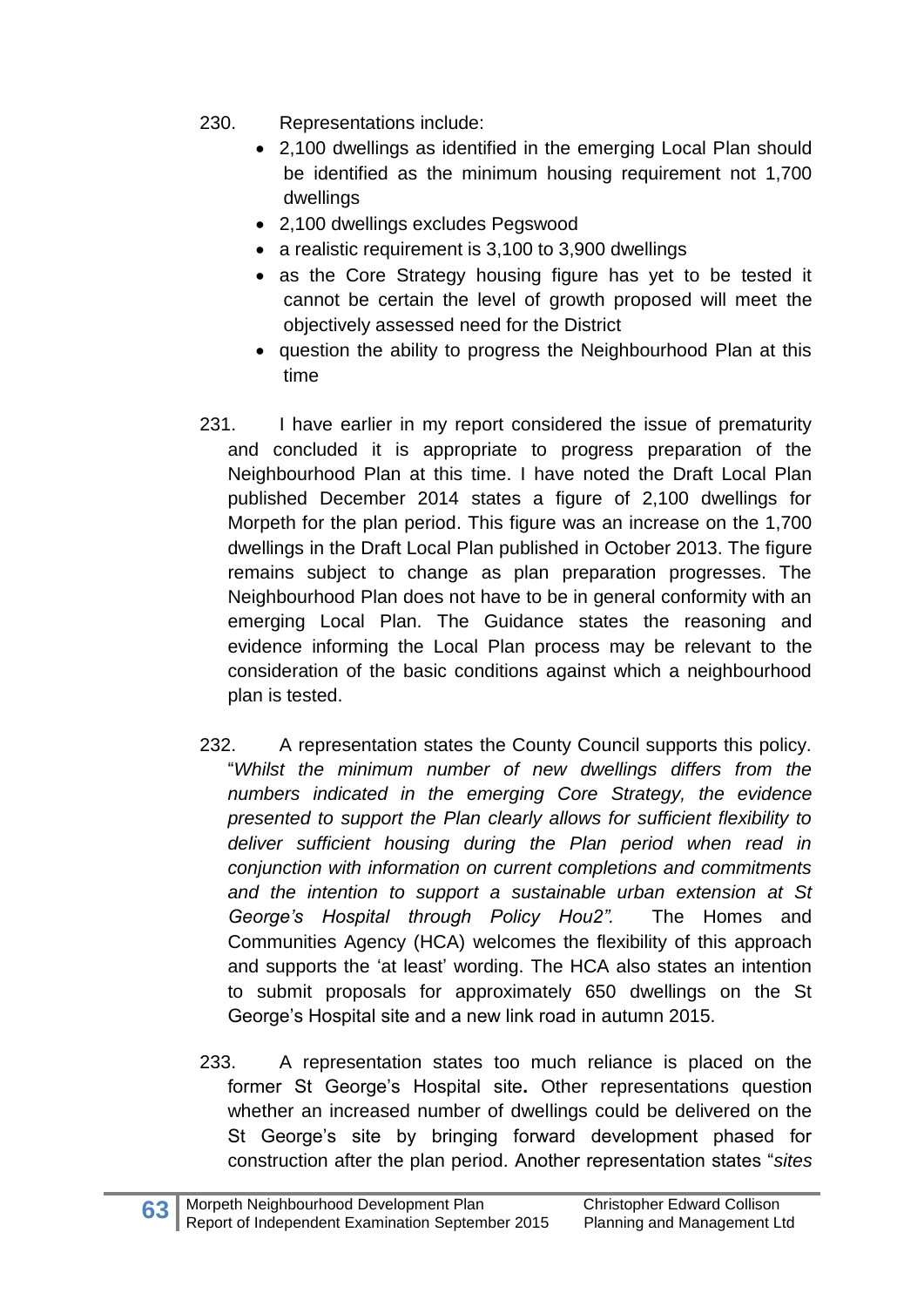230. Representations include:

- 2,100 dwellings as identified in the emerging Local Plan should be identified as the minimum housing requirement not 1,700 dwellings
- 2,100 dwellings excludes Pegswood
- a realistic requirement is 3,100 to 3,900 dwellings
- as the Core Strategy housing figure has yet to be tested it cannot be certain the level of growth proposed will meet the objectively assessed need for the District
- question the ability to progress the Neighbourhood Plan at this time

231. I have earlier in my report considered the issue of prematurity and concluded it is appropriate to progress preparation of the Neighbourhood Plan at this time. I have noted the Draft Local Plan published December 2014 states a figure of 2,100 dwellings for Morpeth for the plan period. This figure was an increase on the 1,700 dwellings in the Draft Local Plan published in October 2013. The figure remains subject to change as plan preparation progresses. The Neighbourhood Plan does not have to be in general conformity with an emerging Local Plan. The Guidance states the reasoning and evidence informing the Local Plan process may be relevant to the consideration of the basic conditions against which a neighbourhood plan is tested.

232. A representation states the County Council supports this policy. "*Whilst the minimum number of new dwellings differs from the numbers indicated in the emerging Core Strategy, the evidence presented to support the Plan clearly allows for sufficient flexibility to deliver sufficient housing during the Plan period when read in conjunction with information on current completions and commitments and the intention to support a sustainable urban extension at St George's Hospital through Policy Hou2".* The Homes and Communities Agency (HCA) welcomes the flexibility of this approach and supports the 'at least' wording. The HCA also states an intention to submit proposals for approximately 650 dwellings on the St George's Hospital site and a new link road in autumn 2015.

233. A representation states too much reliance is placed on the former St George's Hospital site**.** Other representations question whether an increased number of dwellings could be delivered on the St George's site by bringing forward development phased for construction after the plan period. Another representation states "*sites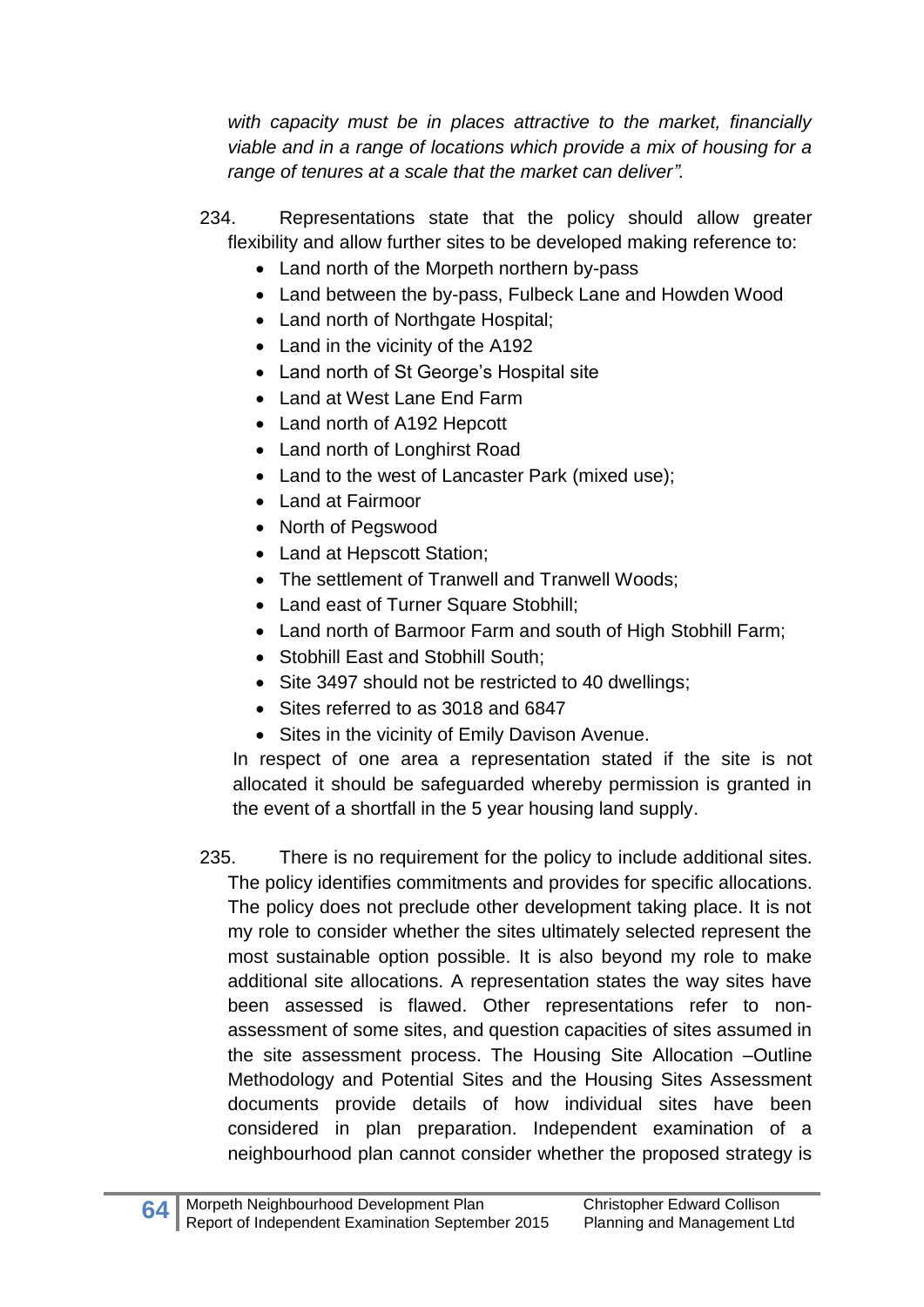*with capacity must be in places attractive to the market, financially viable and in a range of locations which provide a mix of housing for a range of tenures at a scale that the market can deliver".*

234. Representations state that the policy should allow greater flexibility and allow further sites to be developed making reference to:

- Land north of the Morpeth northern by-pass
- Land between the by-pass, Fulbeck Lane and Howden Wood
- Land north of Northgate Hospital;
- Land in the vicinity of the A192
- Land north of St George's Hospital site
- Land at West Lane End Farm
- Land north of A192 Hepcott
- Land north of Longhirst Road
- Land to the west of Lancaster Park (mixed use);
- Land at Fairmoor
- North of Pegswood
- Land at Hepscott Station;
- The settlement of Tranwell and Tranwell Woods;
- Land east of Turner Square Stobhill;
- Land north of Barmoor Farm and south of High Stobhill Farm;
- Stobhill East and Stobhill South;
- Site 3497 should not be restricted to 40 dwellings;
- Sites referred to as 3018 and 6847
- Sites in the vicinity of Emily Davison Avenue.

In respect of one area a representation stated if the site is not allocated it should be safeguarded whereby permission is granted in the event of a shortfall in the 5 year housing land supply.

235. There is no requirement for the policy to include additional sites. The policy identifies commitments and provides for specific allocations. The policy does not preclude other development taking place. It is not my role to consider whether the sites ultimately selected represent the most sustainable option possible. It is also beyond my role to make additional site allocations. A representation states the way sites have been assessed is flawed. Other representations refer to non-assessment of some sites, and question capacities of sites assumed in the site assessment process. The Housing Site Allocation –Outline Methodology and Potential Sites and the Housing Sites Assessment documents provide details of how individual sites have been considered in plan preparation. Independent examination of a neighbourhood plan cannot consider whether the proposed strategy is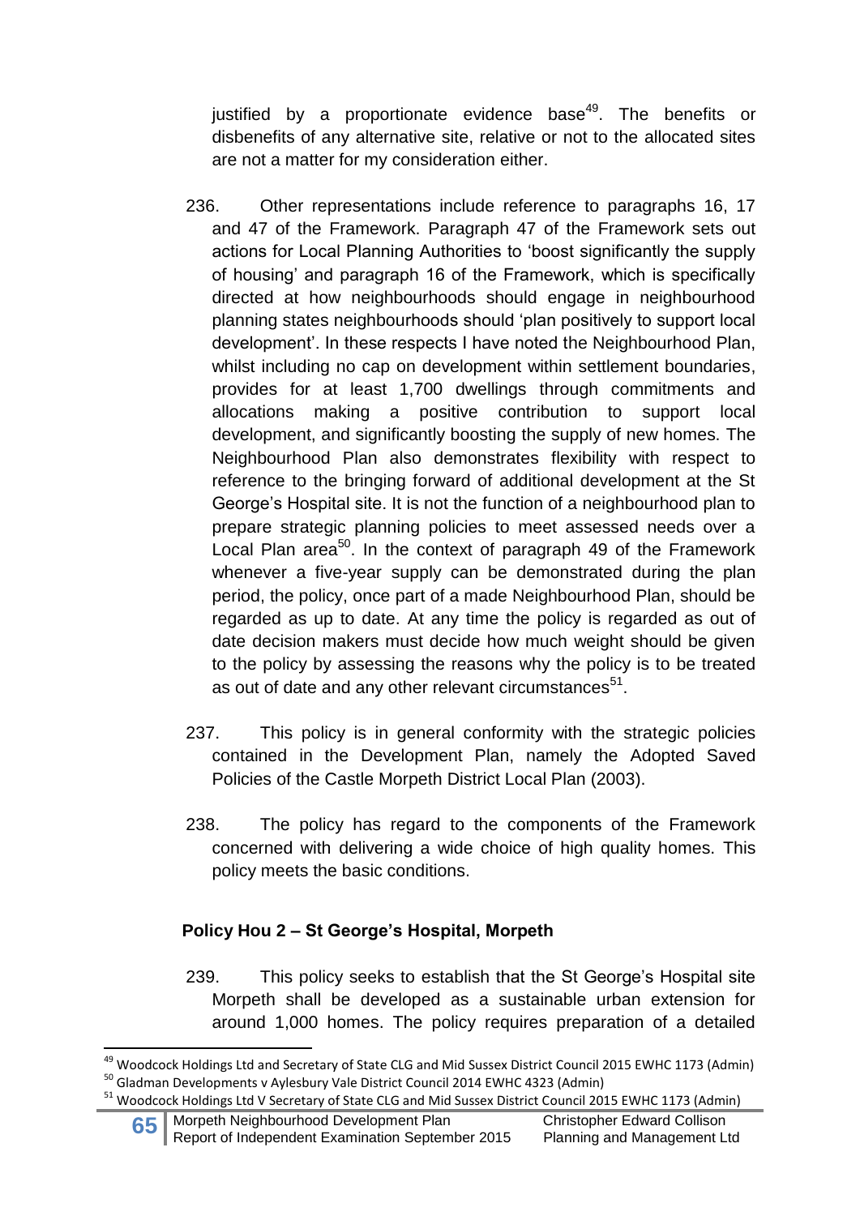justified by a proportionate evidence base[49]. The benefits or disbenefits of any alternative site, relative or not to the allocated sites are not a matter for my consideration either.

236. Other representations include reference to paragraphs 16, 17 and 47 of the Framework. Paragraph 47 of the Framework sets out actions for Local Planning Authorities to 'boost significantly the supply of housing' and paragraph 16 of the Framework, which is specifically directed at how neighbourhoods should engage in neighbourhood planning states neighbourhoods should 'plan positively to support local development'. In these respects I have noted the Neighbourhood Plan, whilst including no cap on development within settlement boundaries, provides for at least 1,700 dwellings through commitments and allocations making a positive contribution to support local development, and significantly boosting the supply of new homes. The Neighbourhood Plan also demonstrates flexibility with respect to reference to the bringing forward of additional development at the St George's Hospital site. It is not the function of a neighbourhood plan to prepare strategic planning policies to meet assessed needs over a Local Plan area[50]. In the context of paragraph 49 of the Framework whenever a five-year supply can be demonstrated during the plan period, the policy, once part of a made Neighbourhood Plan, should be regarded as up to date. At any time the policy is regarded as out of date decision makers must decide how much weight should be given to the policy by assessing the reasons why the policy is to be treated as out of date and any other relevant circumstances[51].

237. This policy is in general conformity with the strategic policies contained in the Development Plan, namely the Adopted Saved Policies of the Castle Morpeth District Local Plan (2003).

238. The policy has regard to the components of the Framework concerned with delivering a wide choice of high quality homes. This policy meets the basic conditions.

### Policy Hou 2 – St George's Hospital, Morpeth

239. This policy seeks to establish that the St George's Hospital site Morpeth shall be developed as a sustainable urban extension for around 1,000 homes. The policy requires preparation of a detailed

---

[49] Woodcock Holdings Ltd and Secretary of State CLG and Mid Sussex District Council 2015 EWHC 1173 (Admin)

[50] Gladman Developments v Aylesbury Vale District Council 2014 EWHC 4323 (Admin)

[51] Woodcock Holdings Ltd V Secretary of State CLG and Mid Sussex District Council 2015 EWHC 1173 (Admin)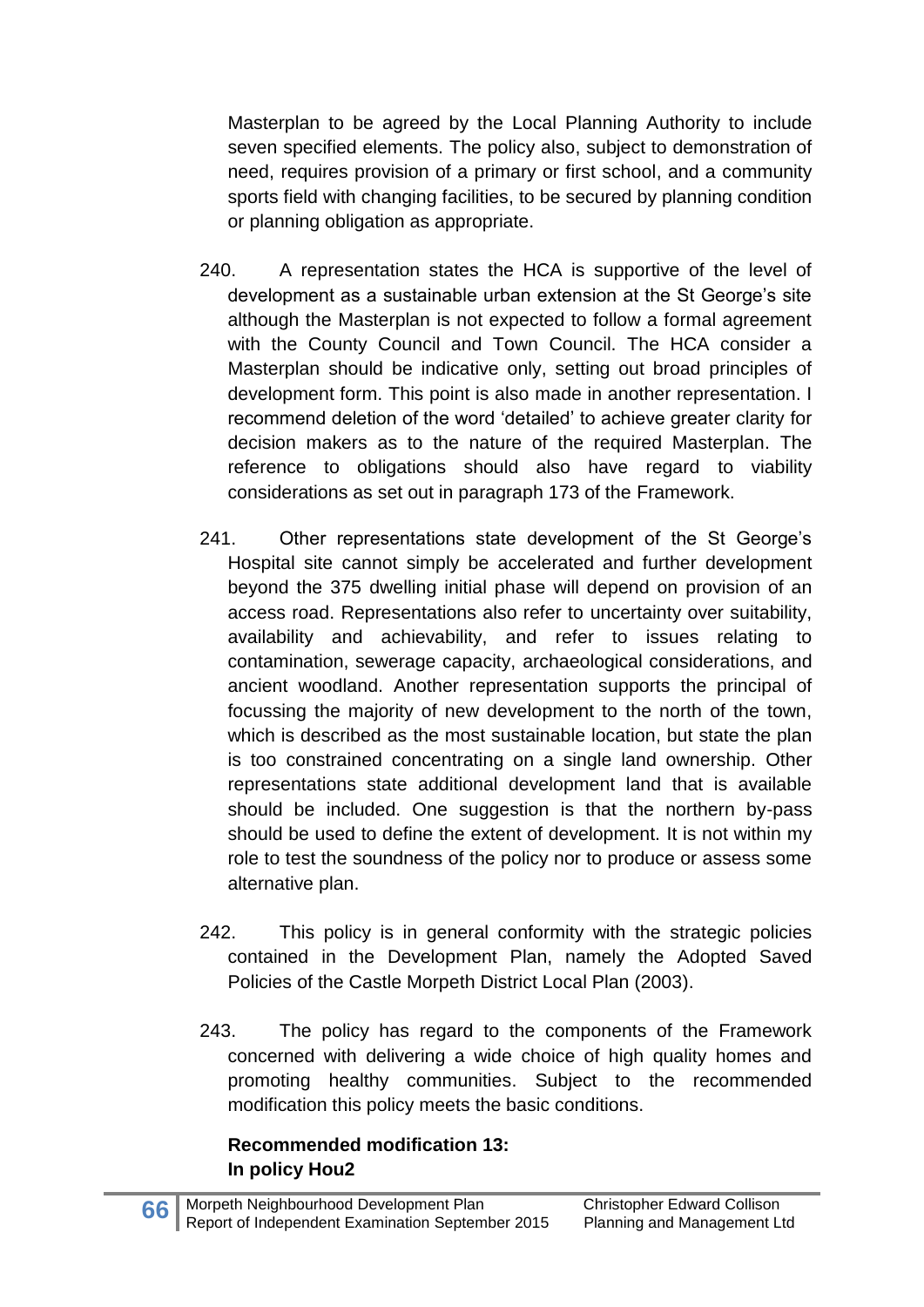Masterplan to be agreed by the Local Planning Authority to include seven specified elements. The policy also, subject to demonstration of need, requires provision of a primary or first school, and a community sports field with changing facilities, to be secured by planning condition or planning obligation as appropriate.

240. A representation states the HCA is supportive of the level of development as a sustainable urban extension at the St George's site although the Masterplan is not expected to follow a formal agreement with the County Council and Town Council. The HCA consider a Masterplan should be indicative only, setting out broad principles of development form. This point is also made in another representation. I recommend deletion of the word 'detailed' to achieve greater clarity for decision makers as to the nature of the required Masterplan. The reference to obligations should also have regard to viability considerations as set out in paragraph 173 of the Framework.

241. Other representations state development of the St George's Hospital site cannot simply be accelerated and further development beyond the 375 dwelling initial phase will depend on provision of an access road. Representations also refer to uncertainty over suitability, availability and achievability, and refer to issues relating to contamination, sewerage capacity, archaeological considerations, and ancient woodland. Another representation supports the principal of focussing the majority of new development to the north of the town, which is described as the most sustainable location, but state the plan is too constrained concentrating on a single land ownership. Other representations state additional development land that is available should be included. One suggestion is that the northern by-pass should be used to define the extent of development. It is not within my role to test the soundness of the policy nor to produce or assess some alternative plan.

242. This policy is in general conformity with the strategic policies contained in the Development Plan, namely the Adopted Saved Policies of the Castle Morpeth District Local Plan (2003).

243. The policy has regard to the components of the Framework concerned with delivering a wide choice of high quality homes and promoting healthy communities. Subject to the recommended modification this policy meets the basic conditions.

**Recommended modification 13:**
**In policy Hou2**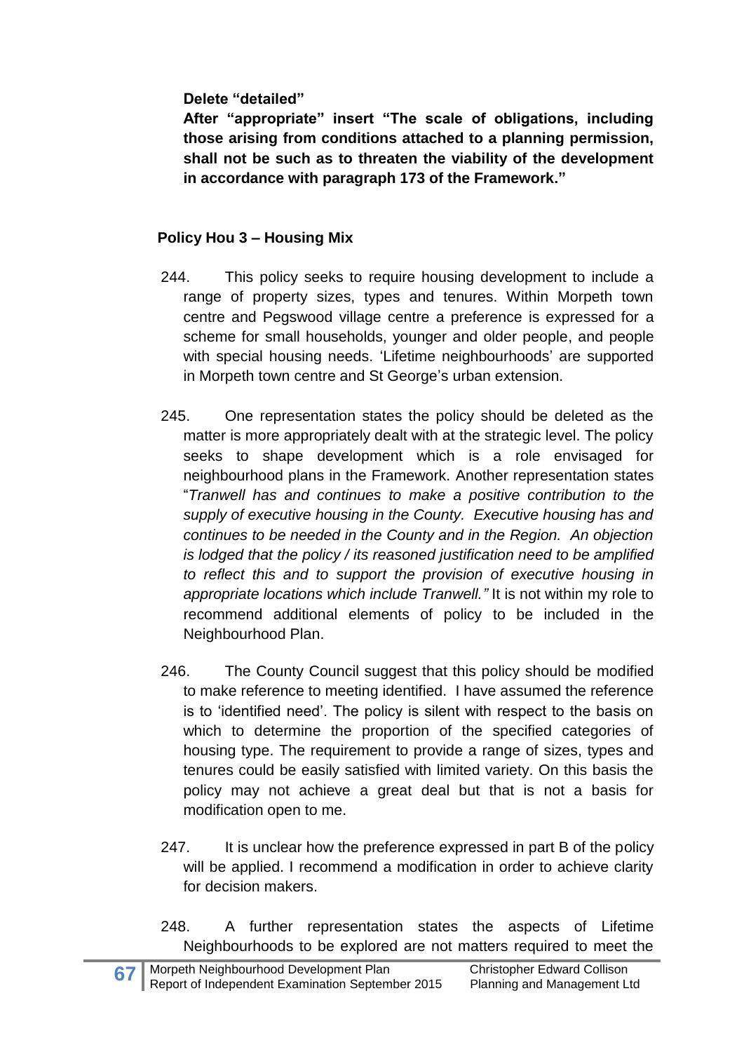**Delete "detailed"**

**After "appropriate" insert "The scale of obligations, including those arising from conditions attached to a planning permission, shall not be such as to threaten the viability of the development in accordance with paragraph 173 of the Framework."**

### Policy Hou 3 – Housing Mix

244. This policy seeks to require housing development to include a range of property sizes, types and tenures. Within Morpeth town centre and Pegswood village centre a preference is expressed for a scheme for small households, younger and older people, and people with special housing needs. 'Lifetime neighbourhoods' are supported in Morpeth town centre and St George's urban extension.

245. One representation states the policy should be deleted as the matter is more appropriately dealt with at the strategic level. The policy seeks to shape development which is a role envisaged for neighbourhood plans in the Framework. Another representation states "*Tranwell has and continues to make a positive contribution to the supply of executive housing in the County. Executive housing has and continues to be needed in the County and in the Region. An objection is lodged that the policy / its reasoned justification need to be amplified to reflect this and to support the provision of executive housing in appropriate locations which include Tranwell."* It is not within my role to recommend additional elements of policy to be included in the Neighbourhood Plan.

246. The County Council suggest that this policy should be modified to make reference to meeting identified. I have assumed the reference is to 'identified need'. The policy is silent with respect to the basis on which to determine the proportion of the specified categories of housing type. The requirement to provide a range of sizes, types and tenures could be easily satisfied with limited variety. On this basis the policy may not achieve a great deal but that is not a basis for modification open to me.

247. It is unclear how the preference expressed in part B of the policy will be applied. I recommend a modification in order to achieve clarity for decision makers.

248. A further representation states the aspects of Lifetime Neighbourhoods to be explored are not matters required to meet the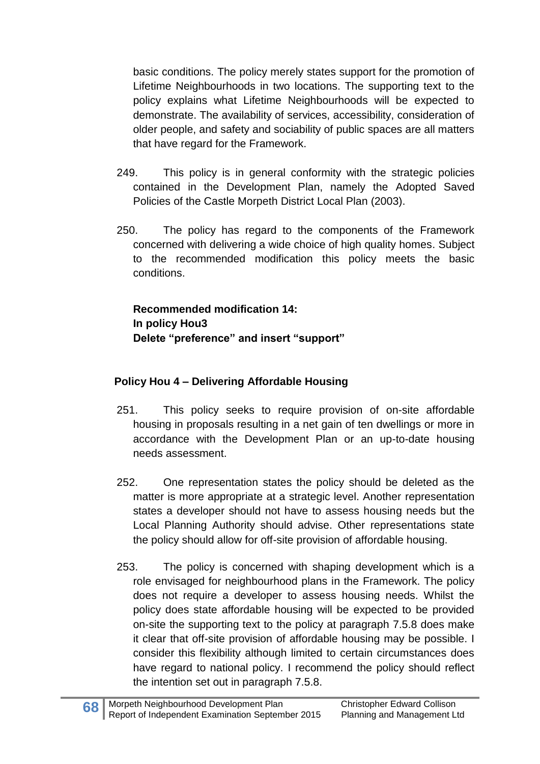basic conditions. The policy merely states support for the promotion of Lifetime Neighbourhoods in two locations. The supporting text to the policy explains what Lifetime Neighbourhoods will be expected to demonstrate. The availability of services, accessibility, consideration of older people, and safety and sociability of public spaces are all matters that have regard for the Framework.

249. This policy is in general conformity with the strategic policies contained in the Development Plan, namely the Adopted Saved Policies of the Castle Morpeth District Local Plan (2003).

250. The policy has regard to the components of the Framework concerned with delivering a wide choice of high quality homes. Subject to the recommended modification this policy meets the basic conditions.

**Recommended modification 14:**
**In policy Hou3**
**Delete "preference" and insert "support"**

### Policy Hou 4 – Delivering Affordable Housing

251. This policy seeks to require provision of on-site affordable housing in proposals resulting in a net gain of ten dwellings or more in accordance with the Development Plan or an up-to-date housing needs assessment.

252. One representation states the policy should be deleted as the matter is more appropriate at a strategic level. Another representation states a developer should not have to assess housing needs but the Local Planning Authority should advise. Other representations state the policy should allow for off-site provision of affordable housing.

253. The policy is concerned with shaping development which is a role envisaged for neighbourhood plans in the Framework. The policy does not require a developer to assess housing needs. Whilst the policy does state affordable housing will be expected to be provided on-site the supporting text to the policy at paragraph 7.5.8 does make it clear that off-site provision of affordable housing may be possible. I consider this flexibility although limited to certain circumstances does have regard to national policy. I recommend the policy should reflect the intention set out in paragraph 7.5.8.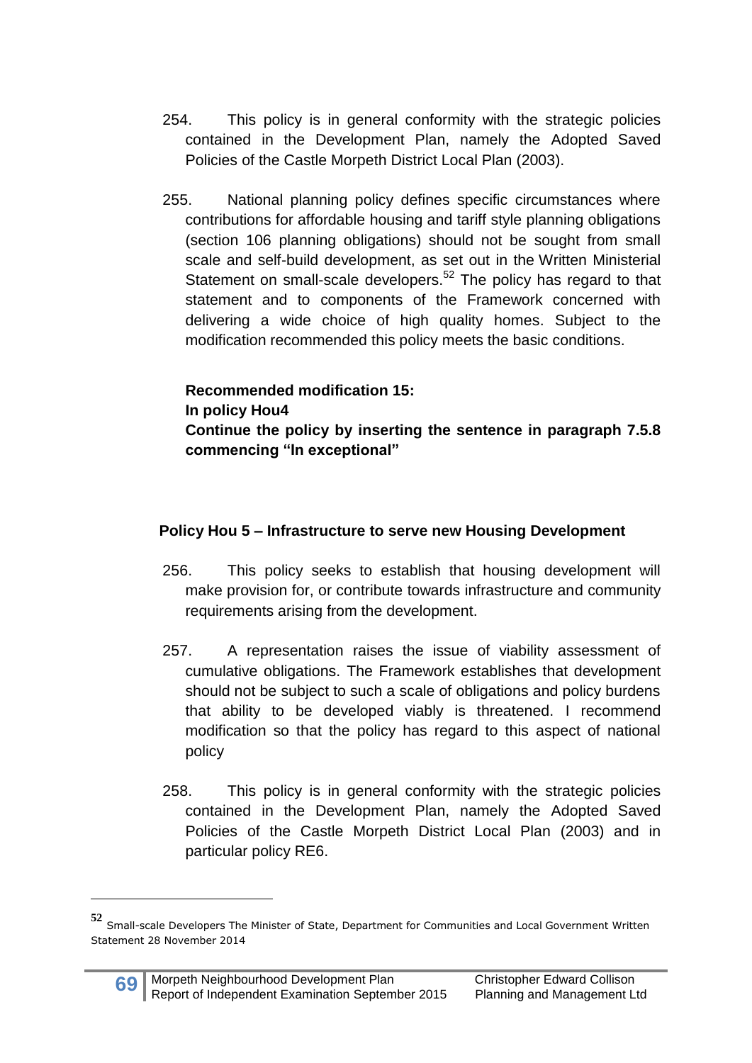254. This policy is in general conformity with the strategic policies contained in the Development Plan, namely the Adopted Saved Policies of the Castle Morpeth District Local Plan (2003).

255. National planning policy defines specific circumstances where contributions for affordable housing and tariff style planning obligations (section 106 planning obligations) should not be sought from small scale and self-build development, as set out in the Written Ministerial Statement on small-scale developers.[52] The policy has regard to that statement and to components of the Framework concerned with delivering a wide choice of high quality homes. Subject to the modification recommended this policy meets the basic conditions.

**Recommended modification 15:**
**In policy Hou4**
**Continue the policy by inserting the sentence in paragraph 7.5.8 commencing "In exceptional"**

### Policy Hou 5 – Infrastructure to serve new Housing Development

256. This policy seeks to establish that housing development will make provision for, or contribute towards infrastructure and community requirements arising from the development.

257. A representation raises the issue of viability assessment of cumulative obligations. The Framework establishes that development should not be subject to such a scale of obligations and policy burdens that ability to be developed viably is threatened. I recommend modification so that the policy has regard to this aspect of national policy

258. This policy is in general conformity with the strategic policies contained in the Development Plan, namely the Adopted Saved Policies of the Castle Morpeth District Local Plan (2003) and in particular policy RE6.

---

[52] Small-scale Developers The Minister of State, Department for Communities and Local Government Written Statement 28 November 2014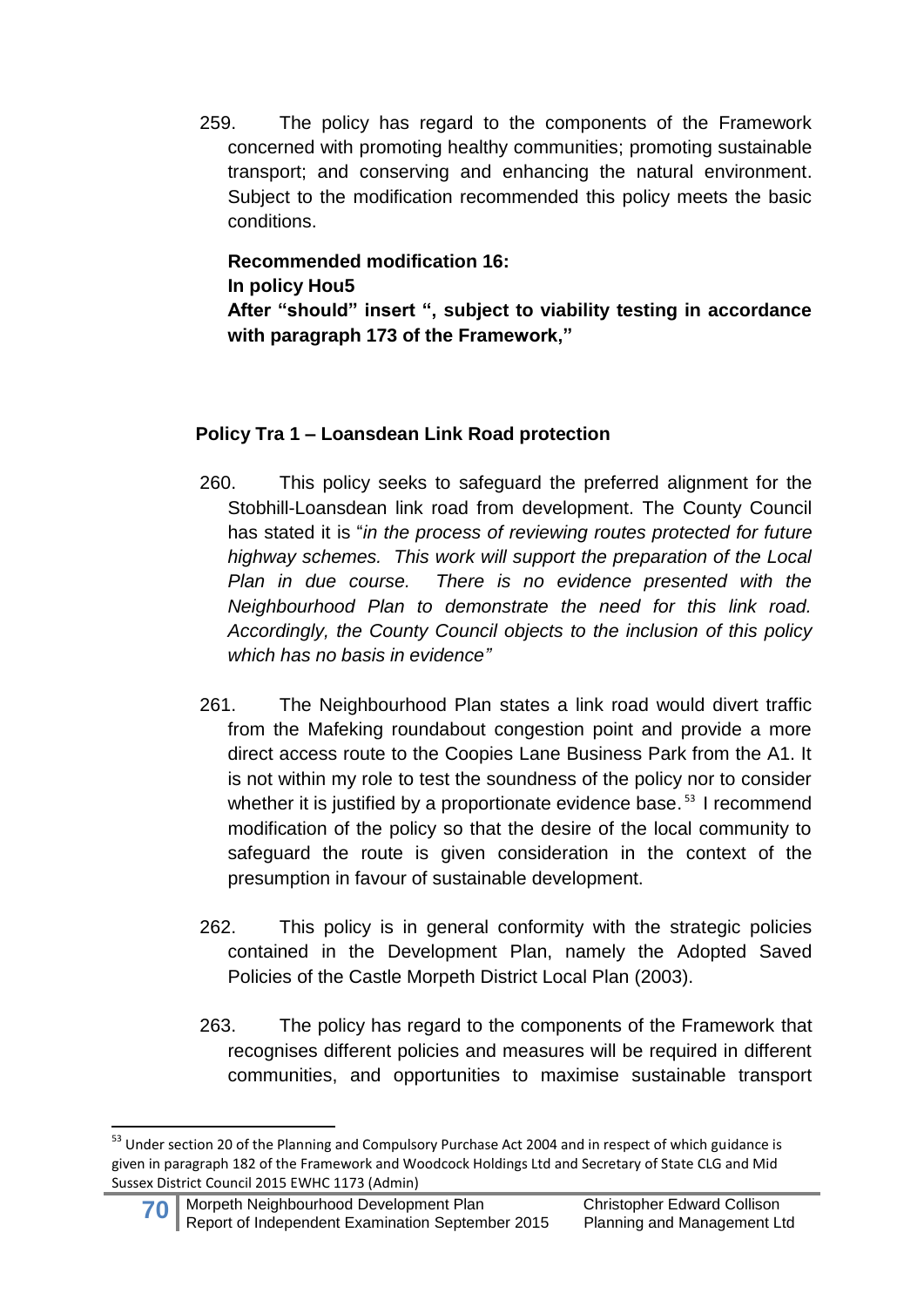259. The policy has regard to the components of the Framework concerned with promoting healthy communities; promoting sustainable transport; and conserving and enhancing the natural environment. Subject to the modification recommended this policy meets the basic conditions.

**Recommended modification 16:**
**In policy Hou5**
**After "should" insert ", subject to viability testing in accordance with paragraph 173 of the Framework,"**

### Policy Tra 1 – Loansdean Link Road protection

260. This policy seeks to safeguard the preferred alignment for the Stobhill-Loansdean link road from development. The County Council has stated it is "*in the process of reviewing routes protected for future highway schemes. This work will support the preparation of the Local Plan in due course. There is no evidence presented with the Neighbourhood Plan to demonstrate the need for this link road. Accordingly, the County Council objects to the inclusion of this policy which has no basis in evidence"*

261. The Neighbourhood Plan states a link road would divert traffic from the Mafeking roundabout congestion point and provide a more direct access route to the Coopies Lane Business Park from the A1. It is not within my role to test the soundness of the policy nor to consider whether it is justified by a proportionate evidence base.[53] I recommend modification of the policy so that the desire of the local community to safeguard the route is given consideration in the context of the presumption in favour of sustainable development.

262. This policy is in general conformity with the strategic policies contained in the Development Plan, namely the Adopted Saved Policies of the Castle Morpeth District Local Plan (2003).

263. The policy has regard to the components of the Framework that recognises different policies and measures will be required in different communities, and opportunities to maximise sustainable transport

[53] Under section 20 of the Planning and Compulsory Purchase Act 2004 and in respect of which guidance is given in paragraph 182 of the Framework and Woodcock Holdings Ltd and Secretary of State CLG and Mid Sussex District Council 2015 EWHC 1173 (Admin)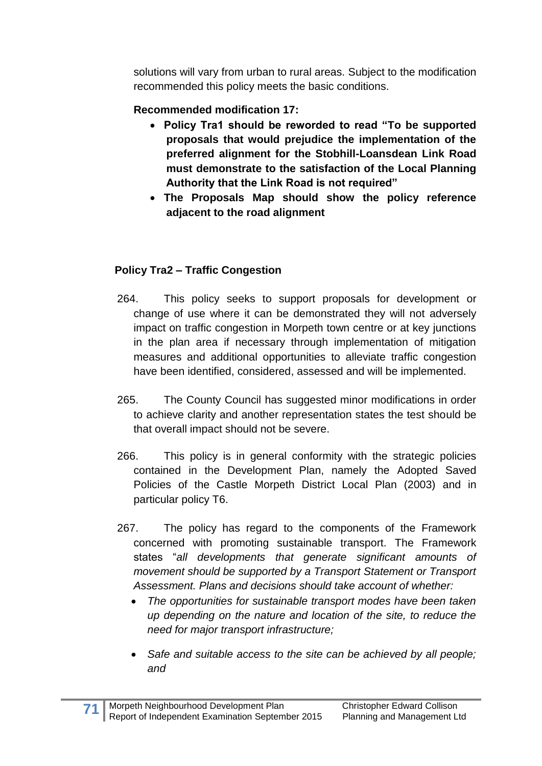solutions will vary from urban to rural areas. Subject to the modification recommended this policy meets the basic conditions.

**Recommended modification 17:**

- **Policy Tra1 should be reworded to read "To be supported proposals that would prejudice the implementation of the preferred alignment for the Stobhill-Loansdean Link Road must demonstrate to the satisfaction of the Local Planning Authority that the Link Road is not required"**
- **The Proposals Map should show the policy reference adjacent to the road alignment**

### Policy Tra2 – Traffic Congestion

264. This policy seeks to support proposals for development or change of use where it can be demonstrated they will not adversely impact on traffic congestion in Morpeth town centre or at key junctions in the plan area if necessary through implementation of mitigation measures and additional opportunities to alleviate traffic congestion have been identified, considered, assessed and will be implemented.

265. The County Council has suggested minor modifications in order to achieve clarity and another representation states the test should be that overall impact should not be severe.

266. This policy is in general conformity with the strategic policies contained in the Development Plan, namely the Adopted Saved Policies of the Castle Morpeth District Local Plan (2003) and in particular policy T6.

267. The policy has regard to the components of the Framework concerned with promoting sustainable transport. The Framework states "*all developments that generate significant amounts of movement should be supported by a Transport Statement or Transport Assessment. Plans and decisions should take account of whether:*

- *The opportunities for sustainable transport modes have been taken up depending on the nature and location of the site, to reduce the need for major transport infrastructure;*
- *Safe and suitable access to the site can be achieved by all people; and*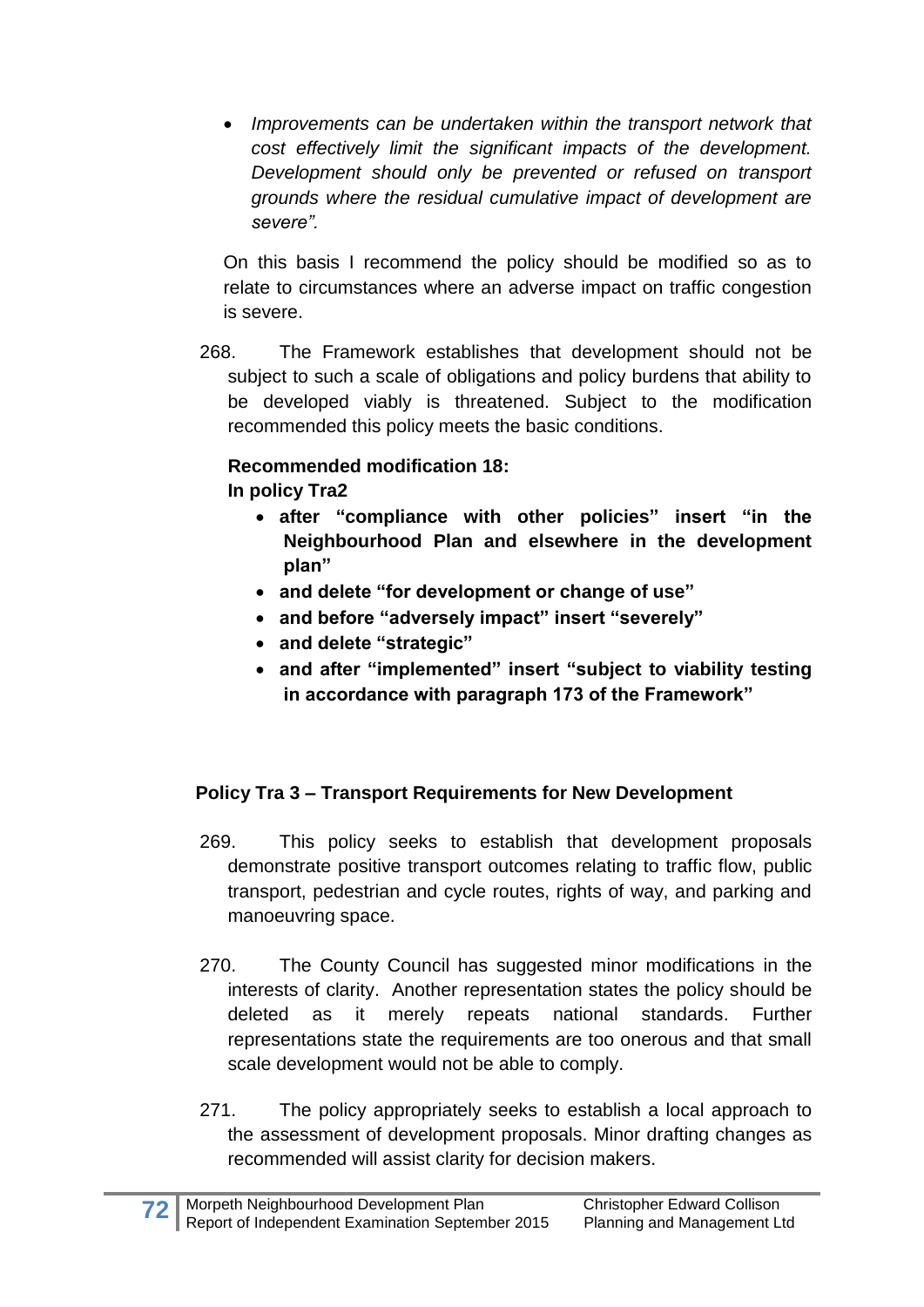- *Improvements can be undertaken within the transport network that cost effectively limit the significant impacts of the development. Development should only be prevented or refused on transport grounds where the residual cumulative impact of development are severe".*

On this basis I recommend the policy should be modified so as to relate to circumstances where an adverse impact on traffic congestion is severe.

268. The Framework establishes that development should not be subject to such a scale of obligations and policy burdens that ability to be developed viably is threatened. Subject to the modification recommended this policy meets the basic conditions.

**Recommended modification 18:**
**In policy Tra2**

- **after "compliance with other policies" insert "in the Neighbourhood Plan and elsewhere in the development plan"**
- **and delete "for development or change of use"**
- **and before "adversely impact" insert "severely"**
- **and delete "strategic"**
- **and after "implemented" insert "subject to viability testing in accordance with paragraph 173 of the Framework"**

### Policy Tra 3 – Transport Requirements for New Development

269. This policy seeks to establish that development proposals demonstrate positive transport outcomes relating to traffic flow, public transport, pedestrian and cycle routes, rights of way, and parking and manoeuvring space.

270. The County Council has suggested minor modifications in the interests of clarity. Another representation states the policy should be deleted as it merely repeats national standards. Further representations state the requirements are too onerous and that small scale development would not be able to comply.

271. The policy appropriately seeks to establish a local approach to the assessment of development proposals. Minor drafting changes as recommended will assist clarity for decision makers.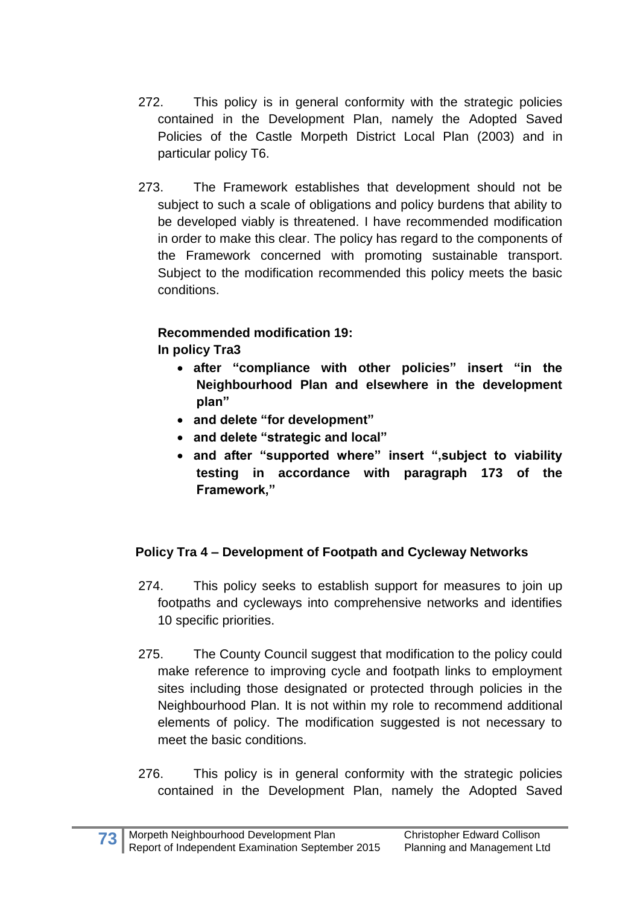272. This policy is in general conformity with the strategic policies contained in the Development Plan, namely the Adopted Saved Policies of the Castle Morpeth District Local Plan (2003) and in particular policy T6.

273. The Framework establishes that development should not be subject to such a scale of obligations and policy burdens that ability to be developed viably is threatened. I have recommended modification in order to make this clear. The policy has regard to the components of the Framework concerned with promoting sustainable transport. Subject to the modification recommended this policy meets the basic conditions.

**Recommended modification 19:**
**In policy Tra3**

- **after "compliance with other policies" insert "in the Neighbourhood Plan and elsewhere in the development plan"**
- **and delete "for development"**
- **and delete "strategic and local"**
- **and after "supported where" insert ",subject to viability testing in accordance with paragraph 173 of the Framework,"**

### Policy Tra 4 – Development of Footpath and Cycleway Networks

274. This policy seeks to establish support for measures to join up footpaths and cycleways into comprehensive networks and identifies 10 specific priorities.

275. The County Council suggest that modification to the policy could make reference to improving cycle and footpath links to employment sites including those designated or protected through policies in the Neighbourhood Plan. It is not within my role to recommend additional elements of policy. The modification suggested is not necessary to meet the basic conditions.

276. This policy is in general conformity with the strategic policies contained in the Development Plan, namely the Adopted Saved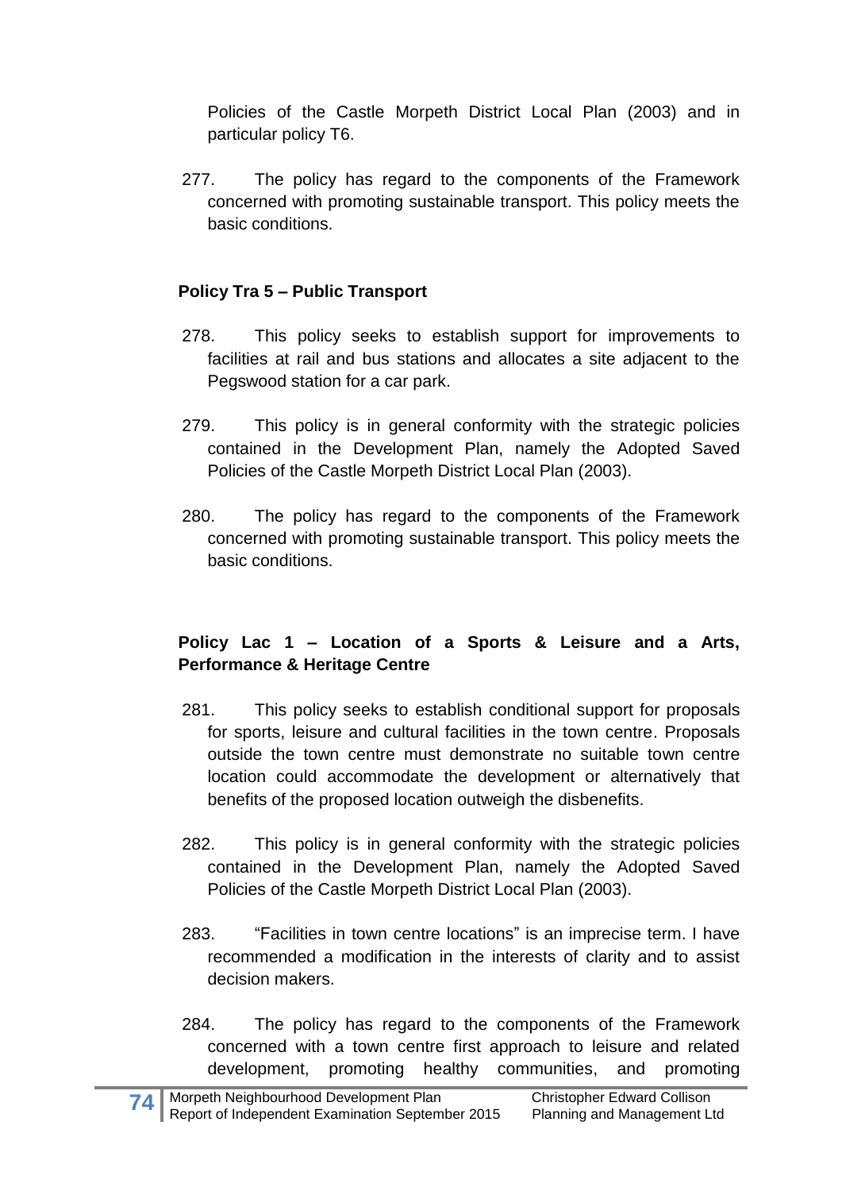Policies of the Castle Morpeth District Local Plan (2003) and in particular policy T6.

277. The policy has regard to the components of the Framework concerned with promoting sustainable transport. This policy meets the basic conditions.

**Policy Tra 5 – Public Transport**

278. This policy seeks to establish support for improvements to facilities at rail and bus stations and allocates a site adjacent to the Pegswood station for a car park.

279. This policy is in general conformity with the strategic policies contained in the Development Plan, namely the Adopted Saved Policies of the Castle Morpeth District Local Plan (2003).

280. The policy has regard to the components of the Framework concerned with promoting sustainable transport. This policy meets the basic conditions.

**Policy Lac 1 – Location of a Sports & Leisure and a Arts, Performance & Heritage Centre**

281. This policy seeks to establish conditional support for proposals for sports, leisure and cultural facilities in the town centre. Proposals outside the town centre must demonstrate no suitable town centre location could accommodate the development or alternatively that benefits of the proposed location outweigh the disbenefits.

282. This policy is in general conformity with the strategic policies contained in the Development Plan, namely the Adopted Saved Policies of the Castle Morpeth District Local Plan (2003).

283. "Facilities in town centre locations" is an imprecise term. I have recommended a modification in the interests of clarity and to assist decision makers.

284. The policy has regard to the components of the Framework concerned with a town centre first approach to leisure and related development, promoting healthy communities, and promoting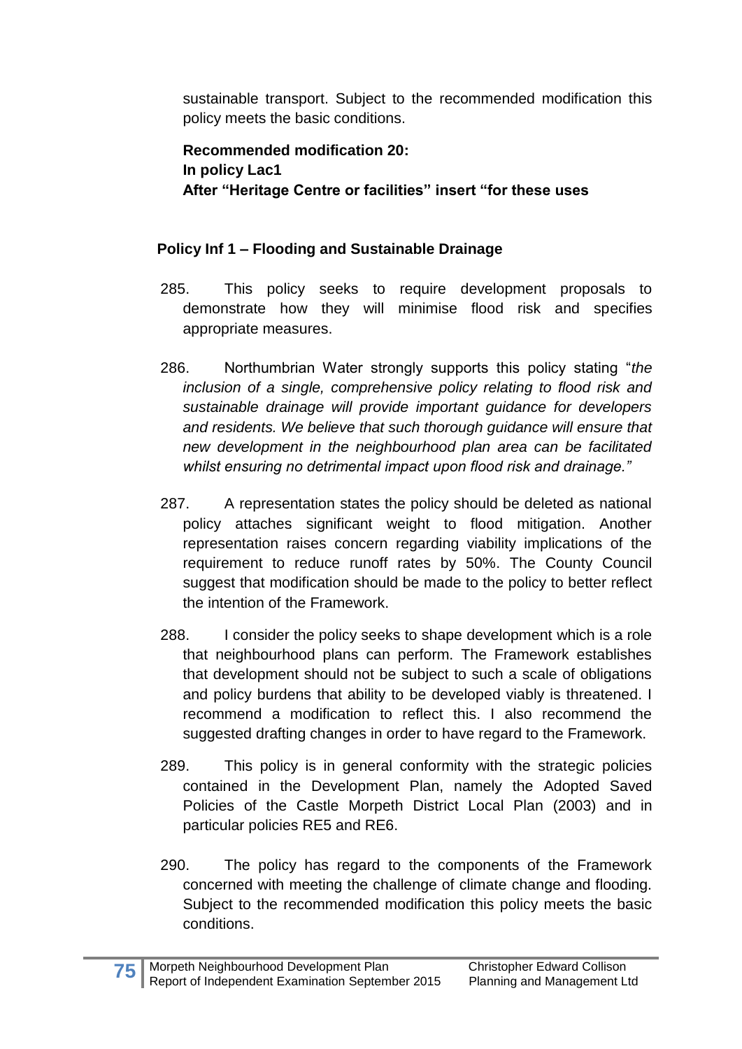sustainable transport. Subject to the recommended modification this policy meets the basic conditions.

**Recommended modification 20:**
**In policy Lac1**
**After "Heritage Centre or facilities" insert "for these uses**

### Policy Inf 1 – Flooding and Sustainable Drainage

285. This policy seeks to require development proposals to demonstrate how they will minimise flood risk and specifies appropriate measures.

286. Northumbrian Water strongly supports this policy stating "*the inclusion of a single, comprehensive policy relating to flood risk and sustainable drainage will provide important guidance for developers and residents. We believe that such thorough guidance will ensure that new development in the neighbourhood plan area can be facilitated whilst ensuring no detrimental impact upon flood risk and drainage."*

287. A representation states the policy should be deleted as national policy attaches significant weight to flood mitigation. Another representation raises concern regarding viability implications of the requirement to reduce runoff rates by 50%. The County Council suggest that modification should be made to the policy to better reflect the intention of the Framework.

288. I consider the policy seeks to shape development which is a role that neighbourhood plans can perform. The Framework establishes that development should not be subject to such a scale of obligations and policy burdens that ability to be developed viably is threatened. I recommend a modification to reflect this. I also recommend the suggested drafting changes in order to have regard to the Framework.

289. This policy is in general conformity with the strategic policies contained in the Development Plan, namely the Adopted Saved Policies of the Castle Morpeth District Local Plan (2003) and in particular policies RE5 and RE6.

290. The policy has regard to the components of the Framework concerned with meeting the challenge of climate change and flooding. Subject to the recommended modification this policy meets the basic conditions.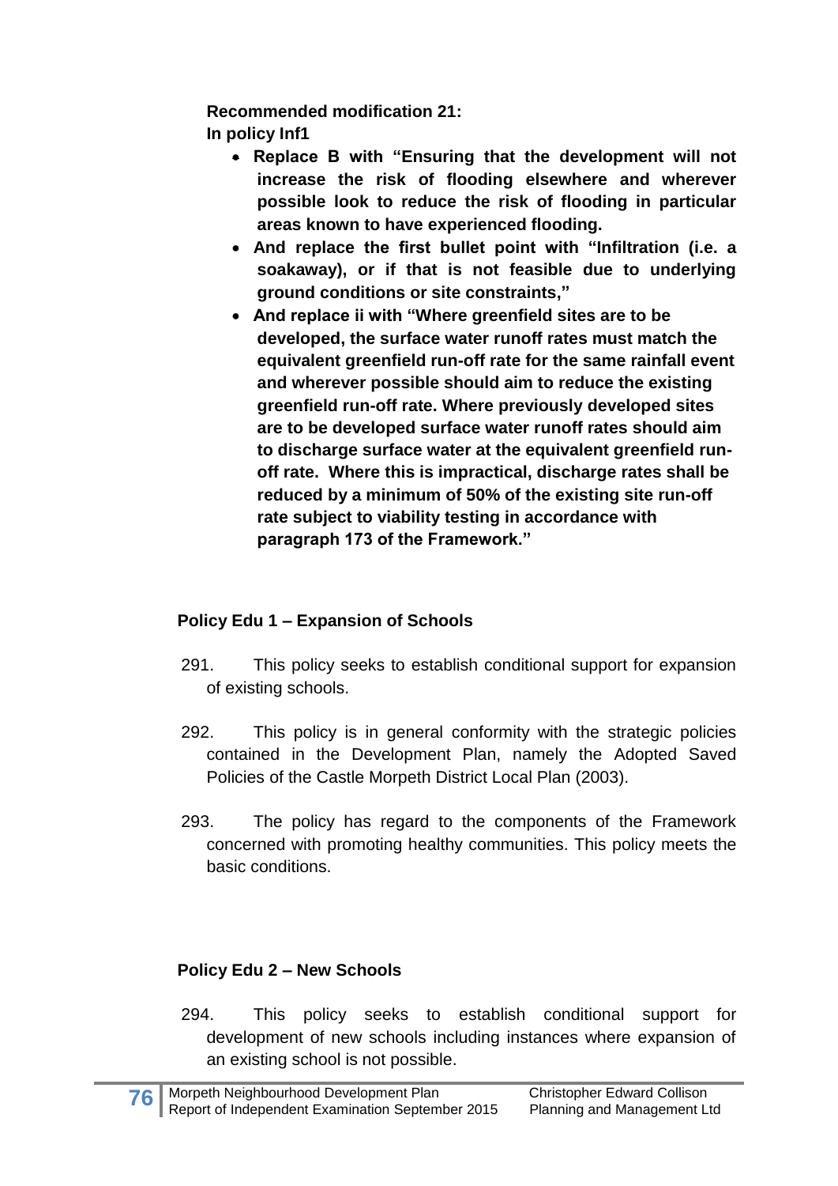**Recommended modification 21:**
**In policy Inf1**

- **Replace B with "Ensuring that the development will not increase the risk of flooding elsewhere and wherever possible look to reduce the risk of flooding in particular areas known to have experienced flooding.**
- **And replace the first bullet point with "Infiltration (i.e. a soakaway), or if that is not feasible due to underlying ground conditions or site constraints,"**
- **And replace ii with "Where greenfield sites are to be developed, the surface water runoff rates must match the equivalent greenfield run-off rate for the same rainfall event and wherever possible should aim to reduce the existing greenfield run-off rate. Where previously developed sites are to be developed surface water runoff rates should aim to discharge surface water at the equivalent greenfield run-off rate. Where this is impractical, discharge rates shall be reduced by a minimum of 50% of the existing site run-off rate subject to viability testing in accordance with paragraph 173 of the Framework."**

### Policy Edu 1 – Expansion of Schools

291. This policy seeks to establish conditional support for expansion of existing schools.

292. This policy is in general conformity with the strategic policies contained in the Development Plan, namely the Adopted Saved Policies of the Castle Morpeth District Local Plan (2003).

293. The policy has regard to the components of the Framework concerned with promoting healthy communities. This policy meets the basic conditions.

### Policy Edu 2 – New Schools

294. This policy seeks to establish conditional support for development of new schools including instances where expansion of an existing school is not possible.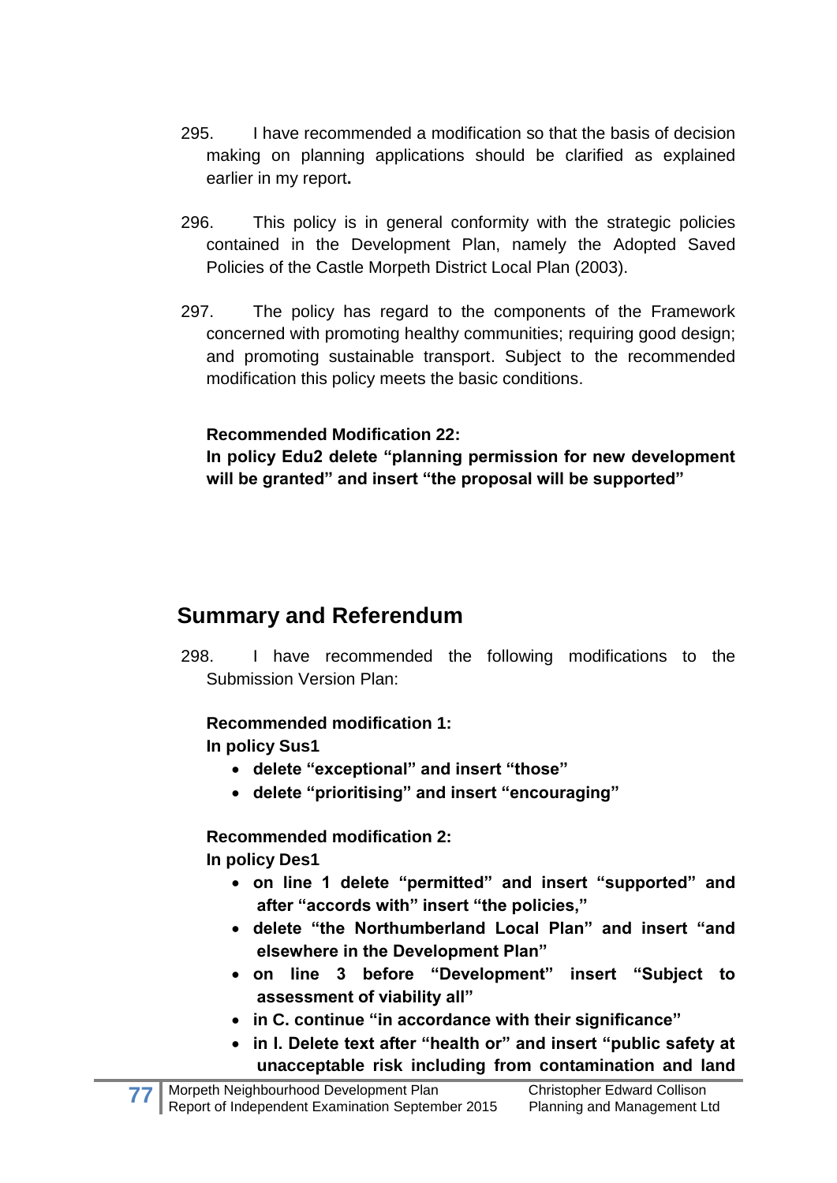295. I have recommended a modification so that the basis of decision making on planning applications should be clarified as explained earlier in my report**.**

296. This policy is in general conformity with the strategic policies contained in the Development Plan, namely the Adopted Saved Policies of the Castle Morpeth District Local Plan (2003).

297. The policy has regard to the components of the Framework concerned with promoting healthy communities; requiring good design; and promoting sustainable transport. Subject to the recommended modification this policy meets the basic conditions.

**Recommended Modification 22:**
**In policy Edu2 delete "planning permission for new development will be granted" and insert "the proposal will be supported"**

## Summary and Referendum

298. I have recommended the following modifications to the Submission Version Plan:

**Recommended modification 1:**
**In policy Sus1**

- **delete "exceptional" and insert "those"**
- **delete "prioritising" and insert "encouraging"**

**Recommended modification 2:**
**In policy Des1**

- **on line 1 delete "permitted" and insert "supported" and after "accords with" insert "the policies,"**
- **delete "the Northumberland Local Plan" and insert "and elsewhere in the Development Plan"**
- **on line 3 before "Development" insert "Subject to assessment of viability all"**
- **in C. continue "in accordance with their significance"**
- **in I. Delete text after "health or" and insert "public safety at unacceptable risk including from contamination and land**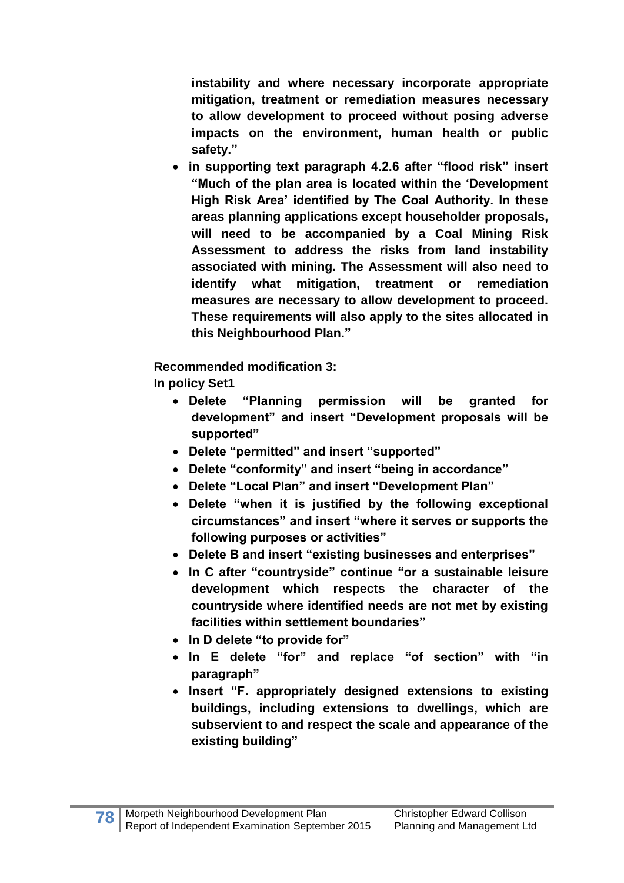**instability and where necessary incorporate appropriate mitigation, treatment or remediation measures necessary to allow development to proceed without posing adverse impacts on the environment, human health or public safety."**

- **in supporting text paragraph 4.2.6 after "flood risk" insert "Much of the plan area is located within the 'Development High Risk Area' identified by The Coal Authority. In these areas planning applications except householder proposals, will need to be accompanied by a Coal Mining Risk Assessment to address the risks from land instability associated with mining. The Assessment will also need to identify what mitigation, treatment or remediation measures are necessary to allow development to proceed. These requirements will also apply to the sites allocated in this Neighbourhood Plan."**

**Recommended modification 3:**
**In policy Set1**

- **Delete "Planning permission will be granted for development" and insert "Development proposals will be supported"**
- **Delete "permitted" and insert "supported"**
- **Delete "conformity" and insert "being in accordance"**
- **Delete "Local Plan" and insert "Development Plan"**
- **Delete "when it is justified by the following exceptional circumstances" and insert "where it serves or supports the following purposes or activities"**
- **Delete B and insert "existing businesses and enterprises"**
- **In C after "countryside" continue "or a sustainable leisure development which respects the character of the countryside where identified needs are not met by existing facilities within settlement boundaries"**
- **In D delete "to provide for"**
- **In E delete "for" and replace "of section" with "in paragraph"**
- **Insert "F. appropriately designed extensions to existing buildings, including extensions to dwellings, which are subservient to and respect the scale and appearance of the existing building"**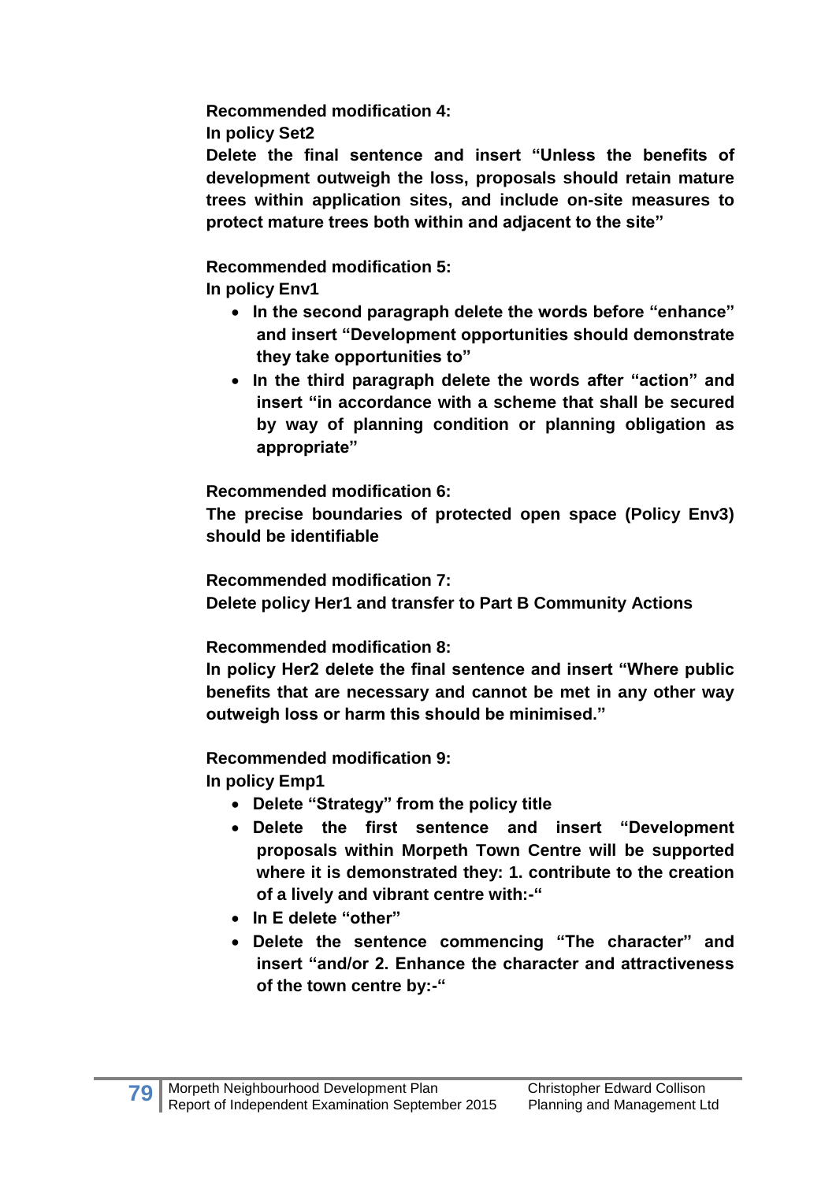**Recommended modification 4:**
**In policy Set2**
**Delete the final sentence and insert "Unless the benefits of development outweigh the loss, proposals should retain mature trees within application sites, and include on-site measures to protect mature trees both within and adjacent to the site"**

**Recommended modification 5:**
**In policy Env1**

- **In the second paragraph delete the words before "enhance" and insert "Development opportunities should demonstrate they take opportunities to"**
- **In the third paragraph delete the words after "action" and insert "in accordance with a scheme that shall be secured by way of planning condition or planning obligation as appropriate"**

**Recommended modification 6:**
**The precise boundaries of protected open space (Policy Env3) should be identifiable**

**Recommended modification 7:**
**Delete policy Her1 and transfer to Part B Community Actions**

**Recommended modification 8:**
**In policy Her2 delete the final sentence and insert "Where public benefits that are necessary and cannot be met in any other way outweigh loss or harm this should be minimised."**

**Recommended modification 9:**
**In policy Emp1**

- **Delete "Strategy" from the policy title**
- **Delete the first sentence and insert "Development proposals within Morpeth Town Centre will be supported where it is demonstrated they: 1. contribute to the creation of a lively and vibrant centre with:-"**
- **In E delete "other"**
- **Delete the sentence commencing "The character" and insert "and/or 2. Enhance the character and attractiveness of the town centre by:-"**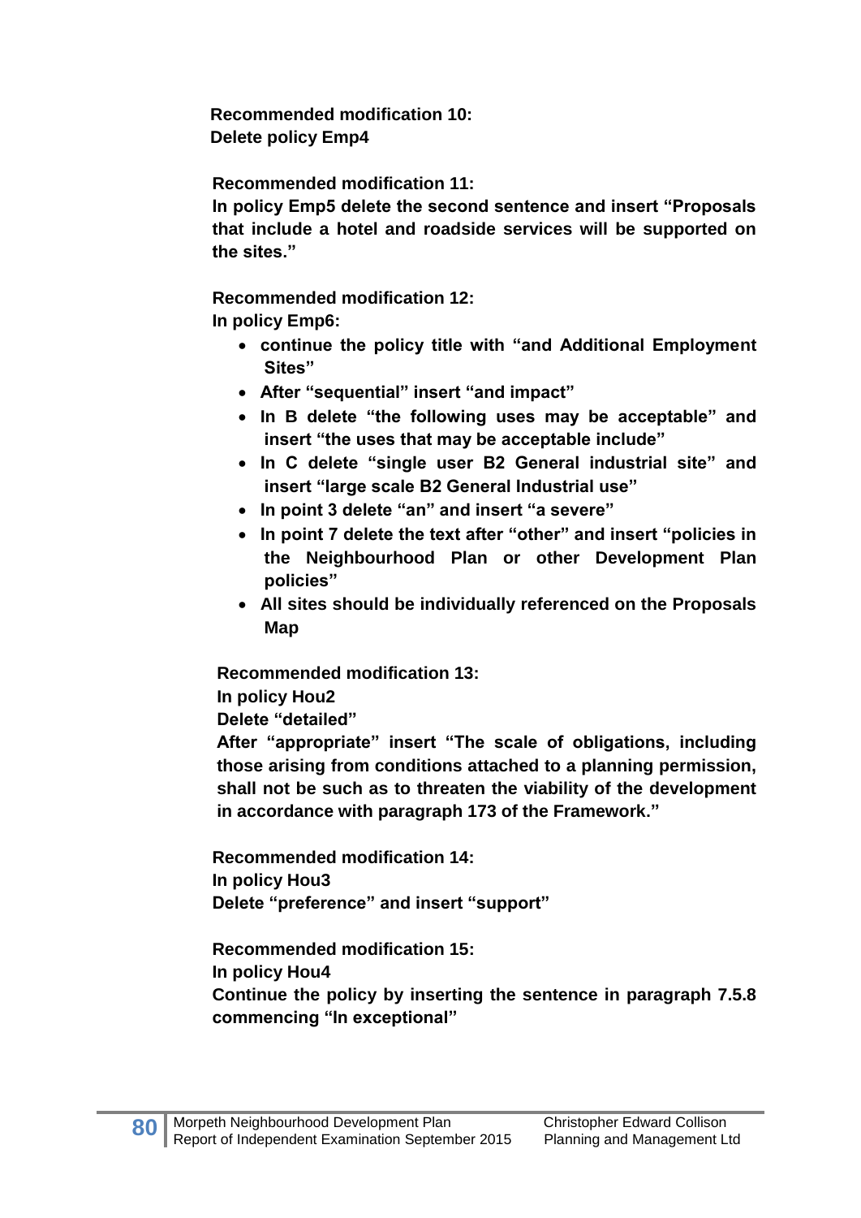**Recommended modification 10:**
**Delete policy Emp4**

**Recommended modification 11:**
**In policy Emp5 delete the second sentence and insert "Proposals that include a hotel and roadside services will be supported on the sites."**

**Recommended modification 12:**
**In policy Emp6:**

- **continue the policy title with "and Additional Employment Sites"**
- **After "sequential" insert "and impact"**
- **In B delete "the following uses may be acceptable" and insert "the uses that may be acceptable include"**
- **In C delete "single user B2 General industrial site" and insert "large scale B2 General Industrial use"**
- **In point 3 delete "an" and insert "a severe"**
- **In point 7 delete the text after "other" and insert "policies in the Neighbourhood Plan or other Development Plan policies"**
- **All sites should be individually referenced on the Proposals Map**

**Recommended modification 13:**
**In policy Hou2**
**Delete "detailed"**
**After "appropriate" insert "The scale of obligations, including those arising from conditions attached to a planning permission, shall not be such as to threaten the viability of the development in accordance with paragraph 173 of the Framework."**

**Recommended modification 14:**
**In policy Hou3**
**Delete "preference" and insert "support"**

**Recommended modification 15:**
**In policy Hou4**
**Continue the policy by inserting the sentence in paragraph 7.5.8 commencing "In exceptional"**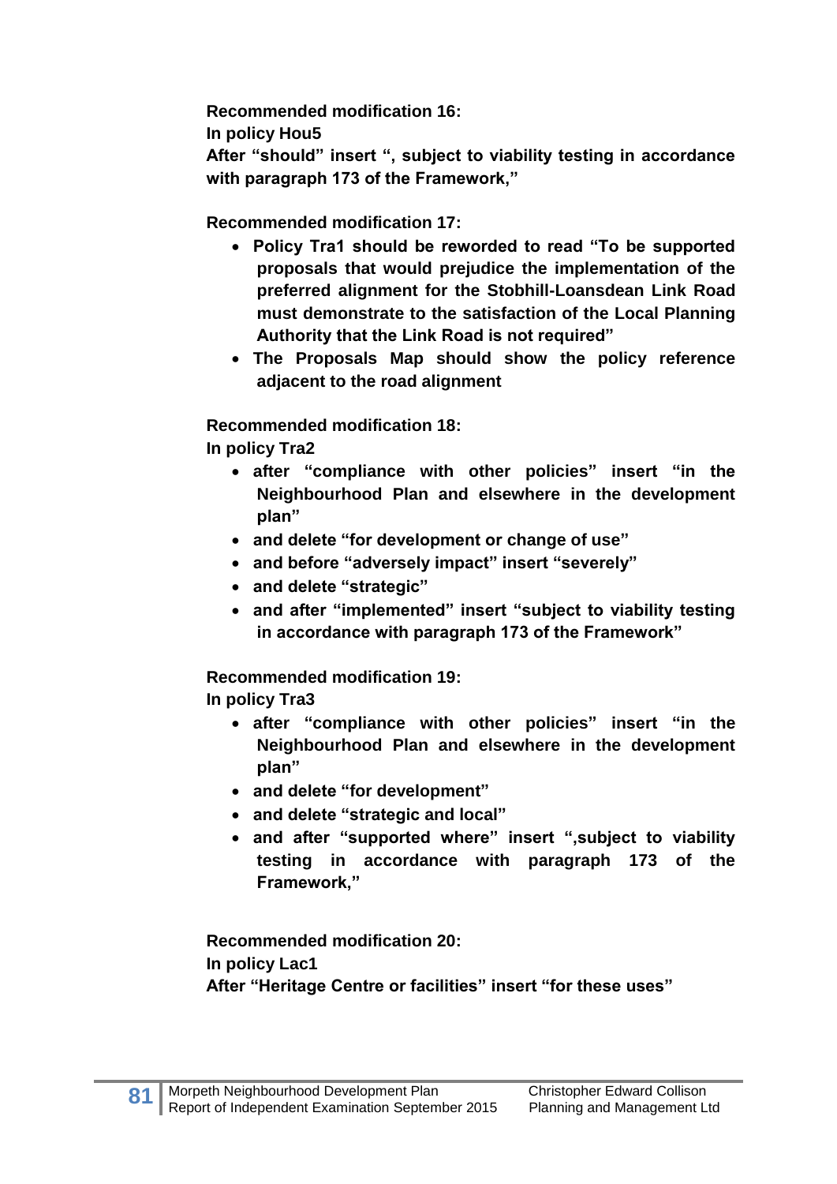**Recommended modification 16:**
**In policy Hou5**
**After "should" insert ", subject to viability testing in accordance with paragraph 173 of the Framework,"**

**Recommended modification 17:**

- **Policy Tra1 should be reworded to read "To be supported proposals that would prejudice the implementation of the preferred alignment for the Stobhill-Loansdean Link Road must demonstrate to the satisfaction of the Local Planning Authority that the Link Road is not required"**
- **The Proposals Map should show the policy reference adjacent to the road alignment**

**Recommended modification 18:**
**In policy Tra2**

- **after "compliance with other policies" insert "in the Neighbourhood Plan and elsewhere in the development plan"**
- **and delete "for development or change of use"**
- **and before "adversely impact" insert "severely"**
- **and delete "strategic"**
- **and after "implemented" insert "subject to viability testing in accordance with paragraph 173 of the Framework"**

**Recommended modification 19:**
**In policy Tra3**

- **after "compliance with other policies" insert "in the Neighbourhood Plan and elsewhere in the development plan"**
- **and delete "for development"**
- **and delete "strategic and local"**
- **and after "supported where" insert ",subject to viability testing in accordance with paragraph 173 of the Framework,"**

**Recommended modification 20:**
**In policy Lac1**
**After "Heritage Centre or facilities" insert "for these uses"**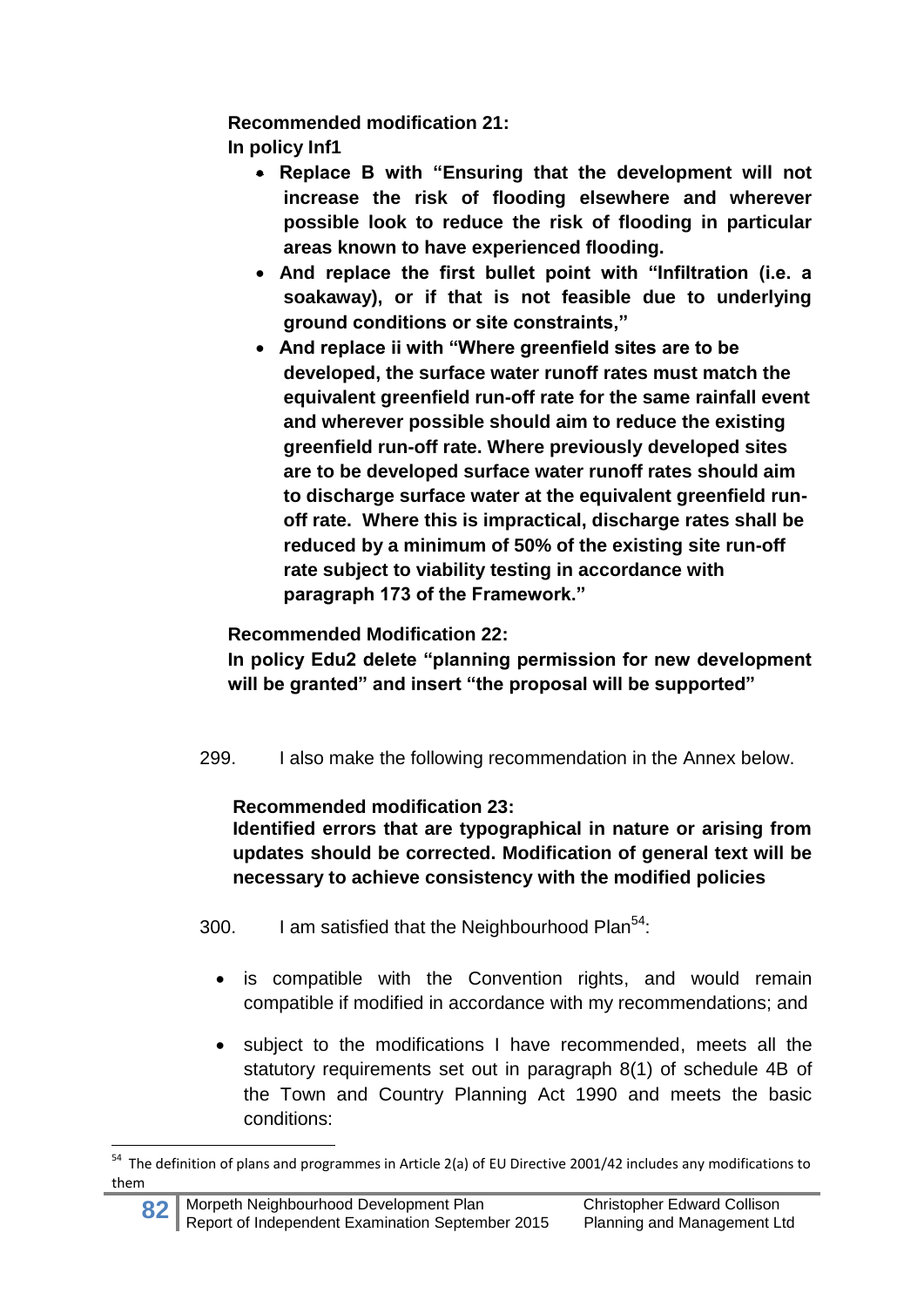**Recommended modification 21:**
**In policy Inf1**

- **Replace B with "Ensuring that the development will not increase the risk of flooding elsewhere and wherever possible look to reduce the risk of flooding in particular areas known to have experienced flooding.**
- **And replace the first bullet point with "Infiltration (i.e. a soakaway), or if that is not feasible due to underlying ground conditions or site constraints,"**
- **And replace ii with "Where greenfield sites are to be developed, the surface water runoff rates must match the equivalent greenfield run-off rate for the same rainfall event and wherever possible should aim to reduce the existing greenfield run-off rate. Where previously developed sites are to be developed surface water runoff rates should aim to discharge surface water at the equivalent greenfield run-off rate. Where this is impractical, discharge rates shall be reduced by a minimum of 50% of the existing site run-off rate subject to viability testing in accordance with paragraph 173 of the Framework."**

**Recommended Modification 22:**
**In policy Edu2 delete "planning permission for new development will be granted" and insert "the proposal will be supported"**

299. I also make the following recommendation in the Annex below.

**Recommended modification 23:**
**Identified errors that are typographical in nature or arising from updates should be corrected. Modification of general text will be necessary to achieve consistency with the modified policies**

300. I am satisfied that the Neighbourhood Plan[54]:

- is compatible with the Convention rights, and would remain compatible if modified in accordance with my recommendations; and
- subject to the modifications I have recommended, meets all the statutory requirements set out in paragraph 8(1) of schedule 4B of the Town and Country Planning Act 1990 and meets the basic conditions:

[54] The definition of plans and programmes in Article 2(a) of EU Directive 2001/42 includes any modifications to them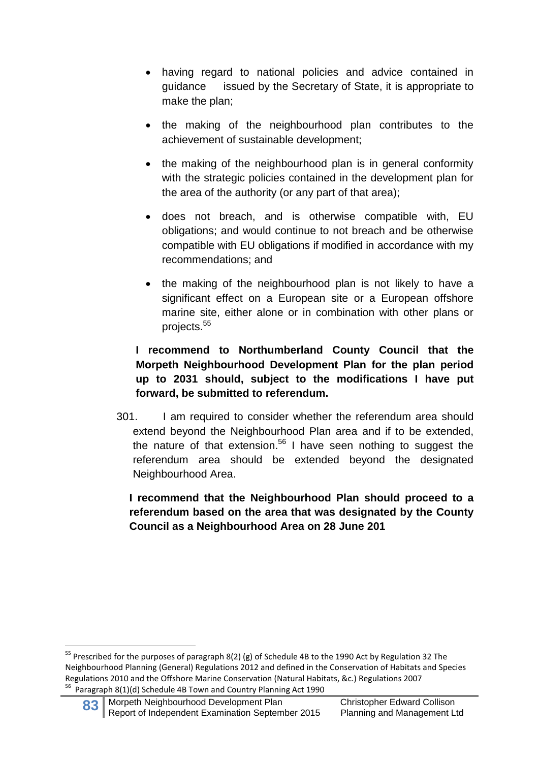- having regard to national policies and advice contained in guidance issued by the Secretary of State, it is appropriate to make the plan;
- the making of the neighbourhood plan contributes to the achievement of sustainable development;
- the making of the neighbourhood plan is in general conformity with the strategic policies contained in the development plan for the area of the authority (or any part of that area);
- does not breach, and is otherwise compatible with, EU obligations; and would continue to not breach and be otherwise compatible with EU obligations if modified in accordance with my recommendations; and
- the making of the neighbourhood plan is not likely to have a significant effect on a European site or a European offshore marine site, either alone or in combination with other plans or projects.[55]

**I recommend to Northumberland County Council that the Morpeth Neighbourhood Development Plan for the plan period up to 2031 should, subject to the modifications I have put forward, be submitted to referendum.**

301. I am required to consider whether the referendum area should extend beyond the Neighbourhood Plan area and if to be extended, the nature of that extension.[56] I have seen nothing to suggest the referendum area should be extended beyond the designated Neighbourhood Area.

**I recommend that the Neighbourhood Plan should proceed to a referendum based on the area that was designated by the County Council as a Neighbourhood Area on 28 June 201**

---

[55] Prescribed for the purposes of paragraph 8(2) (g) of Schedule 4B to the 1990 Act by Regulation 32 The Neighbourhood Planning (General) Regulations 2012 and defined in the Conservation of Habitats and Species Regulations 2010 and the Offshore Marine Conservation (Natural Habitats, &c.) Regulations 2007

[56] Paragraph 8(1)(d) Schedule 4B Town and Country Planning Act 1990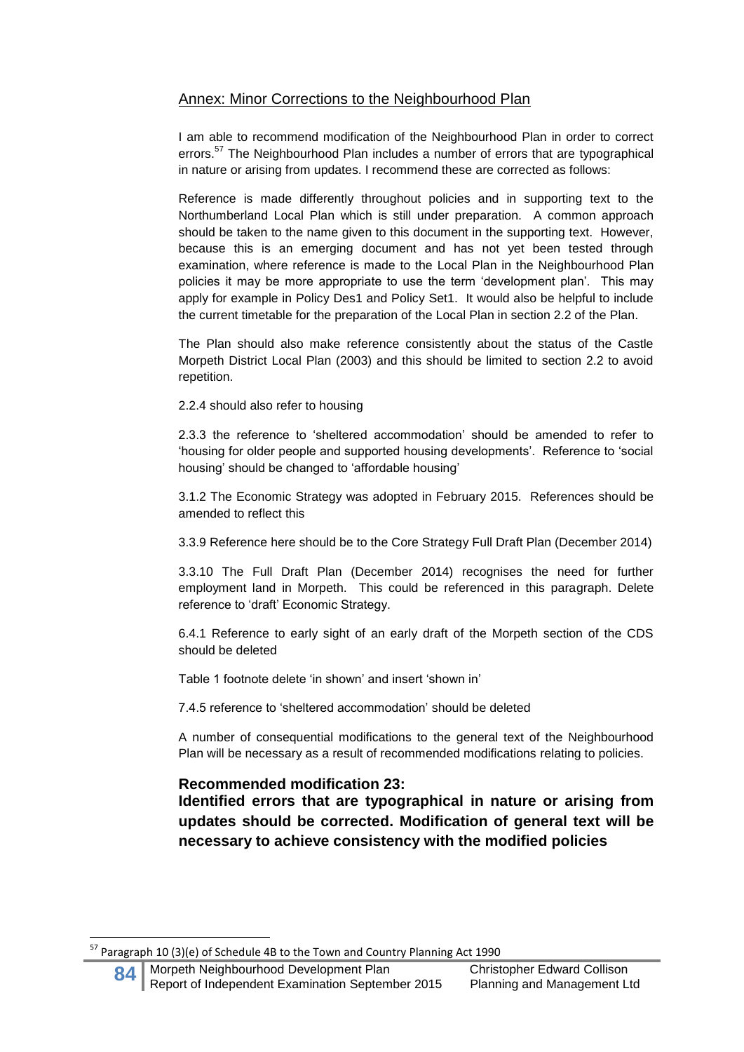## Annex: Minor Corrections to the Neighbourhood Plan

I am able to recommend modification of the Neighbourhood Plan in order to correct errors.[57] The Neighbourhood Plan includes a number of errors that are typographical in nature or arising from updates. I recommend these are corrected as follows:

Reference is made differently throughout policies and in supporting text to the Northumberland Local Plan which is still under preparation. A common approach should be taken to the name given to this document in the supporting text. However, because this is an emerging document and has not yet been tested through examination, where reference is made to the Local Plan in the Neighbourhood Plan policies it may be more appropriate to use the term 'development plan'. This may apply for example in Policy Des1 and Policy Set1. It would also be helpful to include the current timetable for the preparation of the Local Plan in section 2.2 of the Plan.

The Plan should also make reference consistently about the status of the Castle Morpeth District Local Plan (2003) and this should be limited to section 2.2 to avoid repetition.

2.2.4 should also refer to housing

2.3.3 the reference to 'sheltered accommodation' should be amended to refer to 'housing for older people and supported housing developments'. Reference to 'social housing' should be changed to 'affordable housing'

3.1.2 The Economic Strategy was adopted in February 2015. References should be amended to reflect this

3.3.9 Reference here should be to the Core Strategy Full Draft Plan (December 2014)

3.3.10 The Full Draft Plan (December 2014) recognises the need for further employment land in Morpeth. This could be referenced in this paragraph. Delete reference to 'draft' Economic Strategy.

6.4.1 Reference to early sight of an early draft of the Morpeth section of the CDS should be deleted

Table 1 footnote delete 'in shown' and insert 'shown in'

7.4.5 reference to 'sheltered accommodation' should be deleted

A number of consequential modifications to the general text of the Neighbourhood Plan will be necessary as a result of recommended modifications relating to policies.

**Recommended modification 23:**

**Identified errors that are typographical in nature or arising from updates should be corrected. Modification of general text will be necessary to achieve consistency with the modified policies**

---

[57] Paragraph 10 (3)(e) of Schedule 4B to the Town and Country Planning Act 1990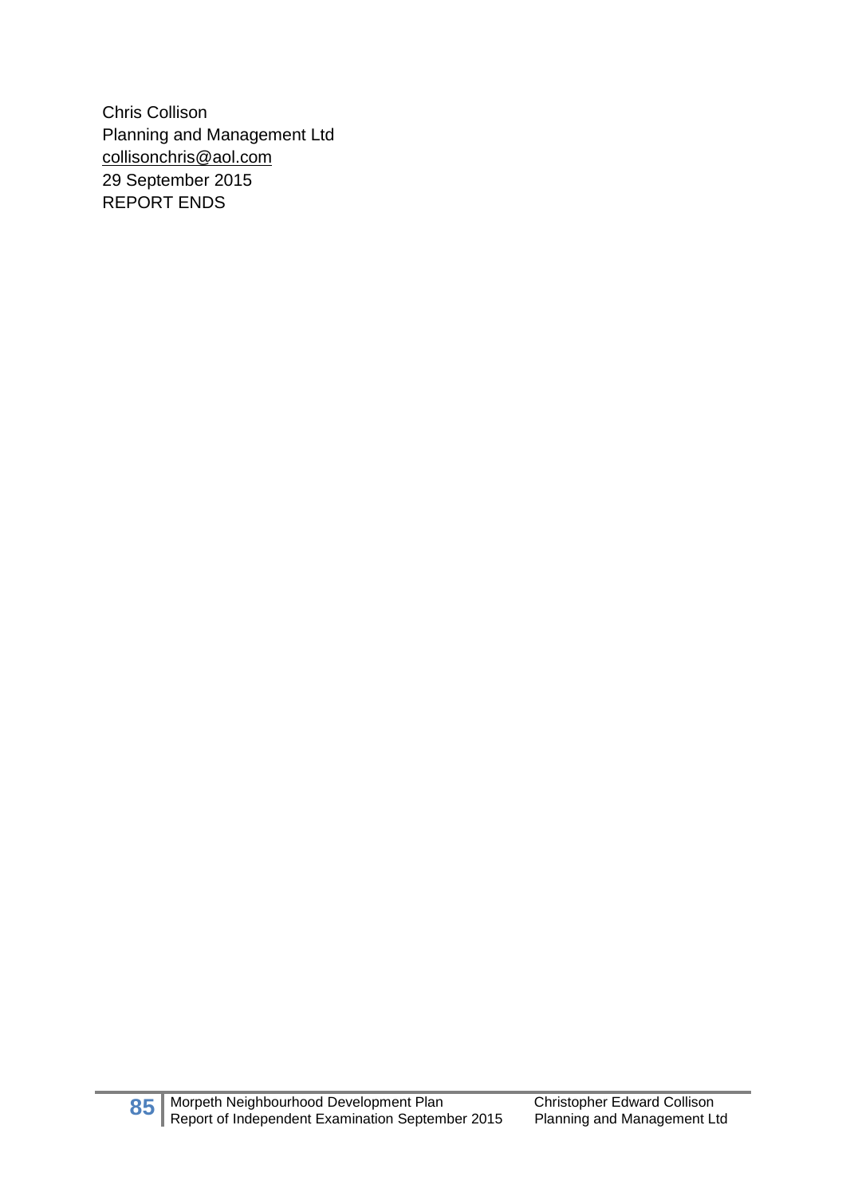Chris Collison
Planning and Management Ltd
collisonchris@aol.com
29 September 2015
REPORT ENDS